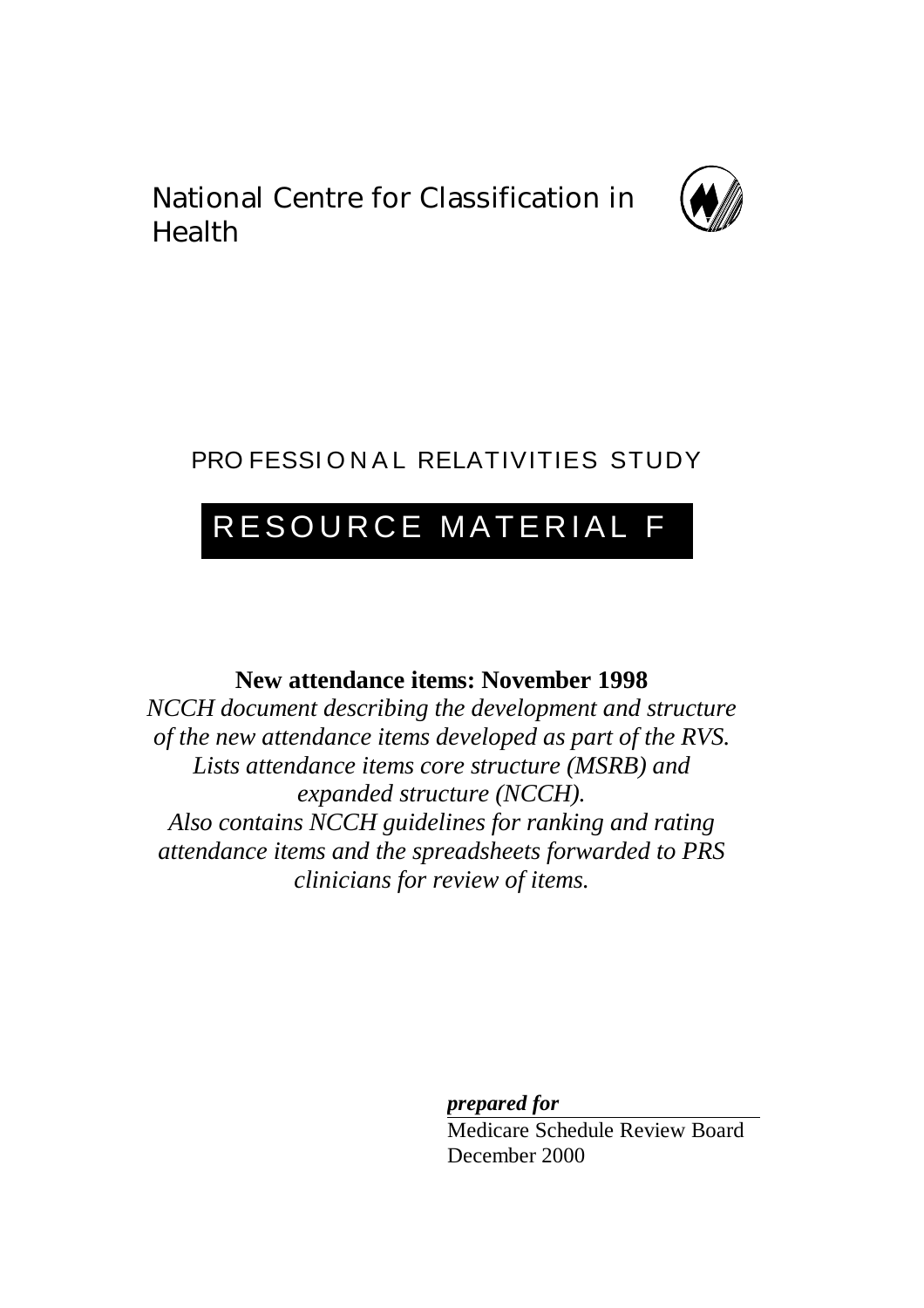National Centre for Classification in Health

PROFESSIONAL RELATIVITIES STUDY

# RESOURCE MATERIAL F

**New attendance items: November 1998**

*NCCH document describing the development and structure of the new attendance items developed as part of the RVS. Lists attendance items core structure (MSRB) and expanded structure (NCCH). Also contains NCCH guidelines for ranking and rating attendance items and the spreadsheets forwarded to PRS clinicians for review of items.*

***prepared for***

Medicare Schedule Review Board
December 2000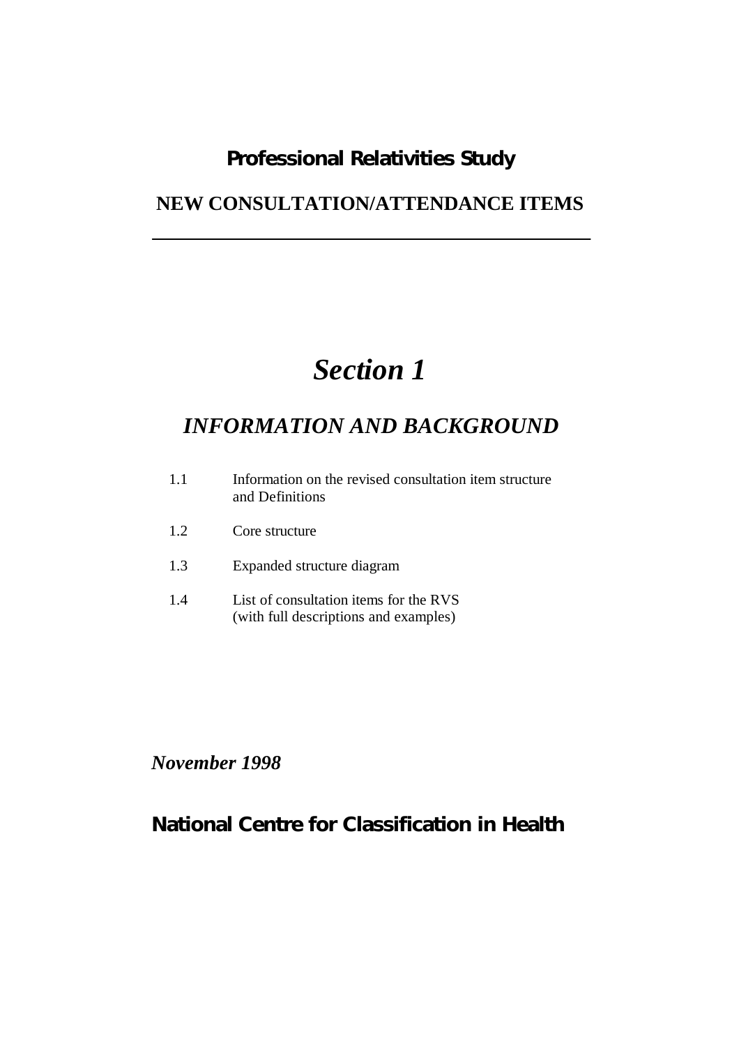**Professional Relativities Study**

**NEW CONSULTATION/ATTENDANCE ITEMS**

---

# *Section 1*

## *INFORMATION AND BACKGROUND*

1.1 Information on the revised consultation item structure and Definitions

1.2 Core structure

1.3 Expanded structure diagram

1.4 List of consultation items for the RVS (with full descriptions and examples)

***November 1998***

**National Centre for Classification in Health**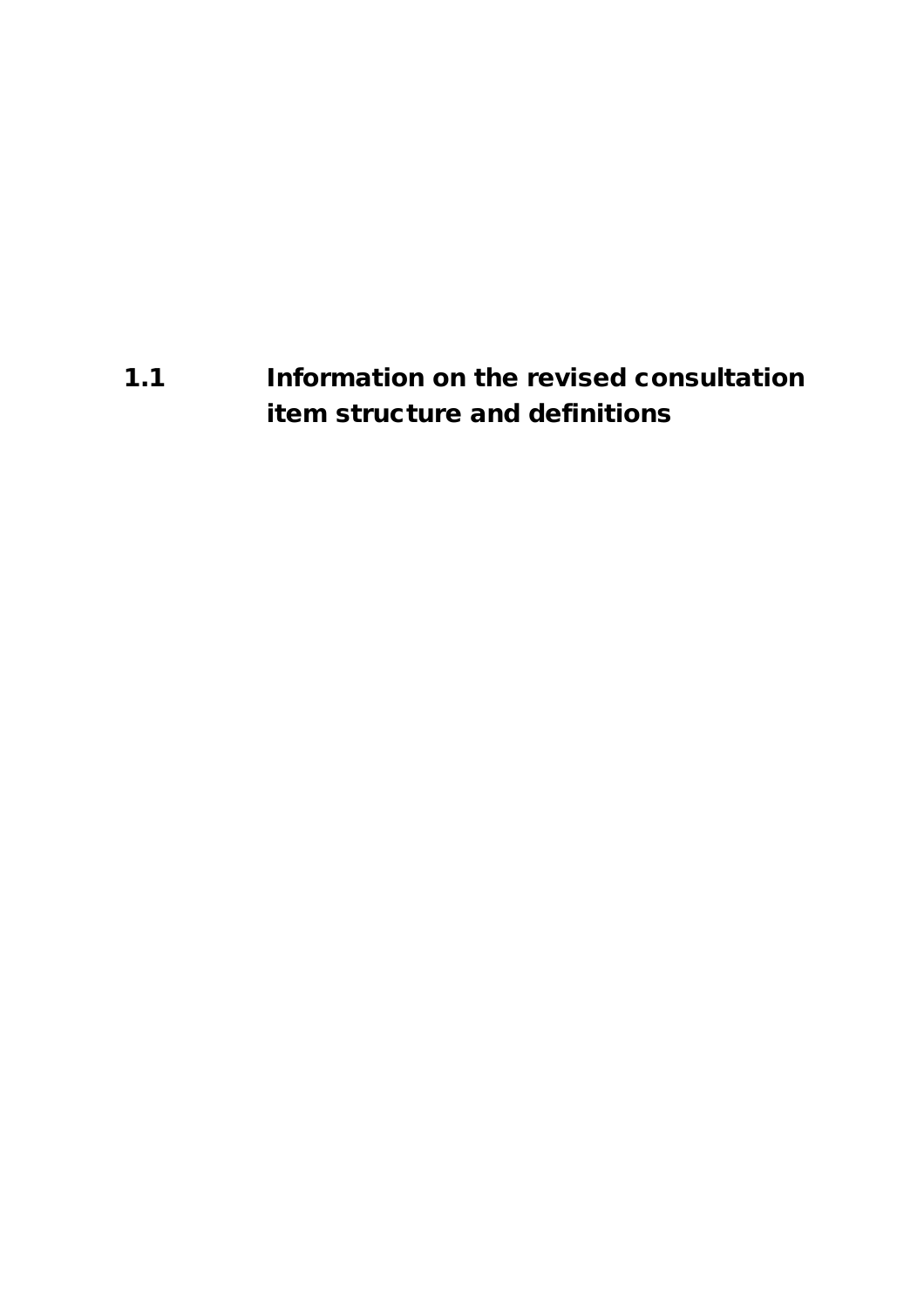## 1.1 Information on the revised consultation item structure and definitions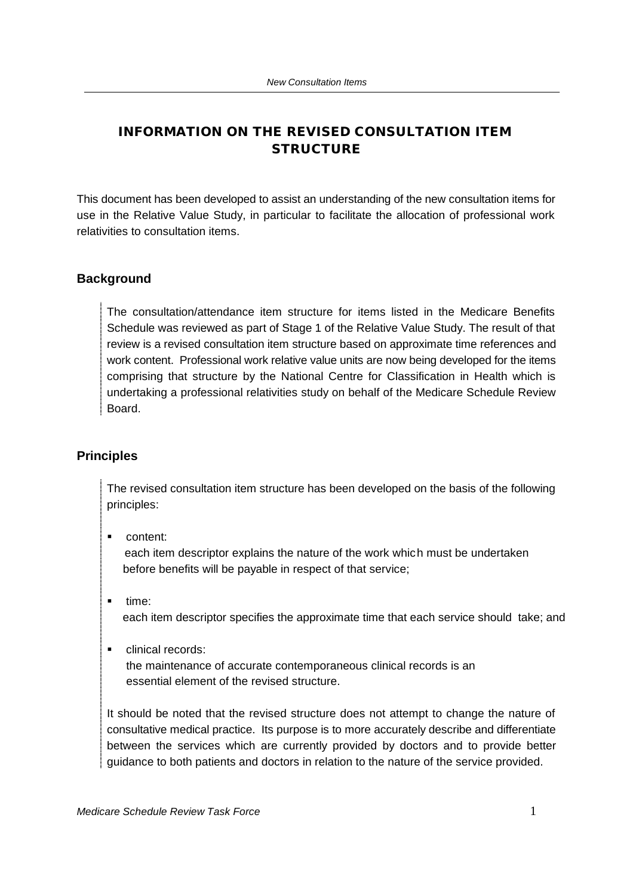# INFORMATION ON THE REVISED CONSULTATION ITEM STRUCTURE

This document has been developed to assist an understanding of the new consultation items for use in the Relative Value Study, in particular to facilitate the allocation of professional work relativities to consultation items.

## Background

The consultation/attendance item structure for items listed in the Medicare Benefits Schedule was reviewed as part of Stage 1 of the Relative Value Study. The result of that review is a revised consultation item structure based on approximate time references and work content. Professional work relative value units are now being developed for the items comprising that structure by the National Centre for Classification in Health which is undertaking a professional relativities study on behalf of the Medicare Schedule Review Board.

## Principles

The revised consultation item structure has been developed on the basis of the following principles:

- content:
  each item descriptor explains the nature of the work which must be undertaken before benefits will be payable in respect of that service;

- time:
  each item descriptor specifies the approximate time that each service should take; and

- clinical records:
  the maintenance of accurate contemporaneous clinical records is an essential element of the revised structure.

It should be noted that the revised structure does not attempt to change the nature of consultative medical practice. Its purpose is to more accurately describe and differentiate between the services which are currently provided by doctors and to provide better guidance to both patients and doctors in relation to the nature of the service provided.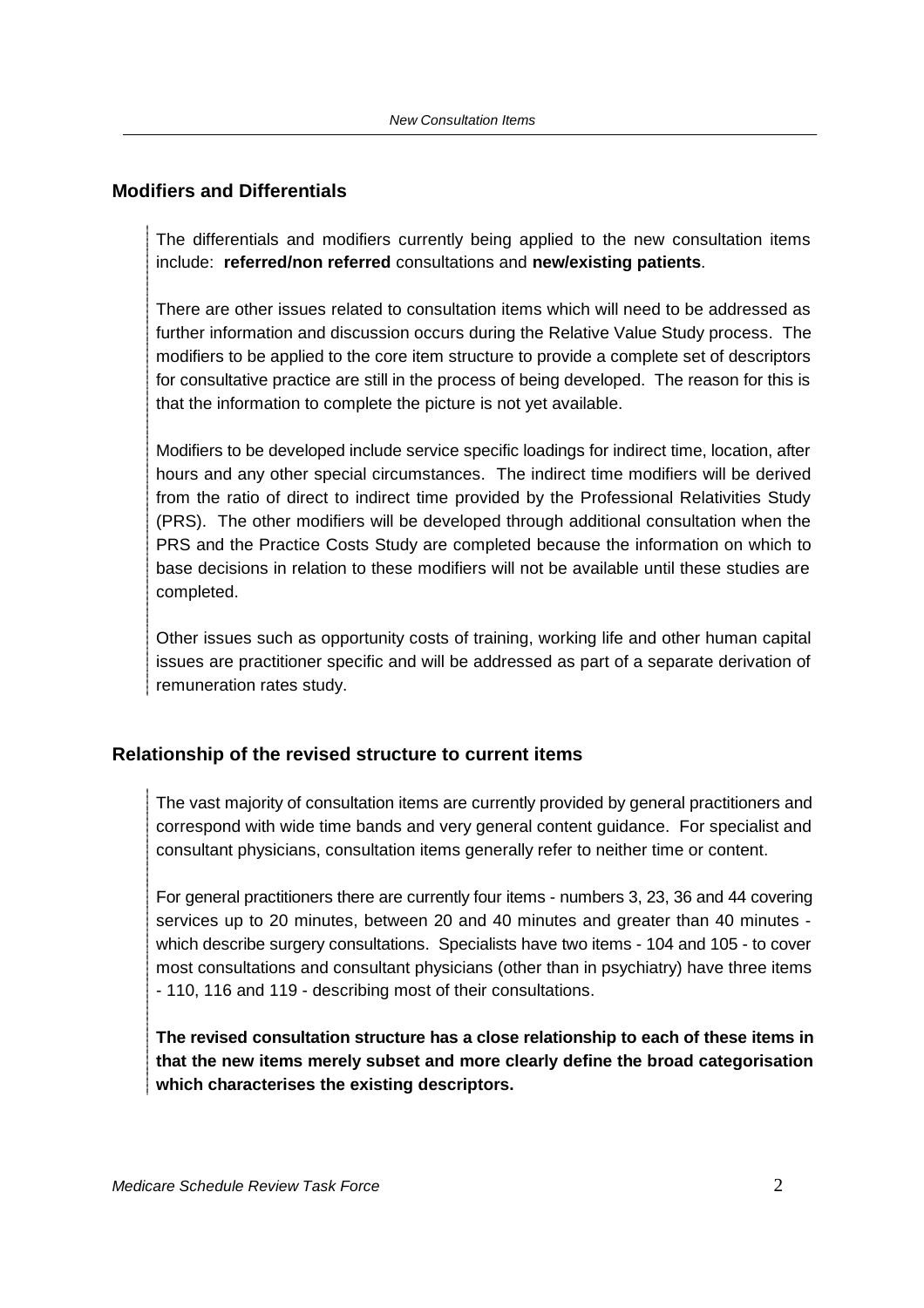## Modifiers and Differentials

The differentials and modifiers currently being applied to the new consultation items include: **referred/non referred** consultations and **new/existing patients**.

There are other issues related to consultation items which will need to be addressed as further information and discussion occurs during the Relative Value Study process. The modifiers to be applied to the core item structure to provide a complete set of descriptors for consultative practice are still in the process of being developed. The reason for this is that the information to complete the picture is not yet available.

Modifiers to be developed include service specific loadings for indirect time, location, after hours and any other special circumstances. The indirect time modifiers will be derived from the ratio of direct to indirect time provided by the Professional Relativities Study (PRS). The other modifiers will be developed through additional consultation when the PRS and the Practice Costs Study are completed because the information on which to base decisions in relation to these modifiers will not be available until these studies are completed.

Other issues such as opportunity costs of training, working life and other human capital issues are practitioner specific and will be addressed as part of a separate derivation of remuneration rates study.

## Relationship of the revised structure to current items

The vast majority of consultation items are currently provided by general practitioners and correspond with wide time bands and very general content guidance. For specialist and consultant physicians, consultation items generally refer to neither time or content.

For general practitioners there are currently four items - numbers 3, 23, 36 and 44 covering services up to 20 minutes, between 20 and 40 minutes and greater than 40 minutes - which describe surgery consultations. Specialists have two items - 104 and 105 - to cover most consultations and consultant physicians (other than in psychiatry) have three items - 110, 116 and 119 - describing most of their consultations.

**The revised consultation structure has a close relationship to each of these items in that the new items merely subset and more clearly define the broad categorisation which characterises the existing descriptors.**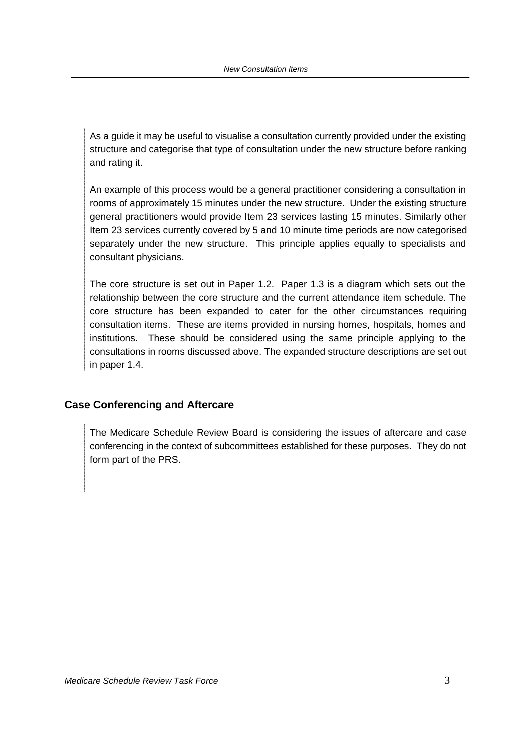As a guide it may be useful to visualise a consultation currently provided under the existing structure and categorise that type of consultation under the new structure before ranking and rating it.

An example of this process would be a general practitioner considering a consultation in rooms of approximately 15 minutes under the new structure. Under the existing structure general practitioners would provide Item 23 services lasting 15 minutes. Similarly other Item 23 services currently covered by 5 and 10 minute time periods are now categorised separately under the new structure. This principle applies equally to specialists and consultant physicians.

The core structure is set out in Paper 1.2. Paper 1.3 is a diagram which sets out the relationship between the core structure and the current attendance item schedule. The core structure has been expanded to cater for the other circumstances requiring consultation items. These are items provided in nursing homes, hospitals, homes and institutions. These should be considered using the same principle applying to the consultations in rooms discussed above. The expanded structure descriptions are set out in paper 1.4.

## Case Conferencing and Aftercare

The Medicare Schedule Review Board is considering the issues of aftercare and case conferencing in the context of subcommittees established for these purposes. They do not form part of the PRS.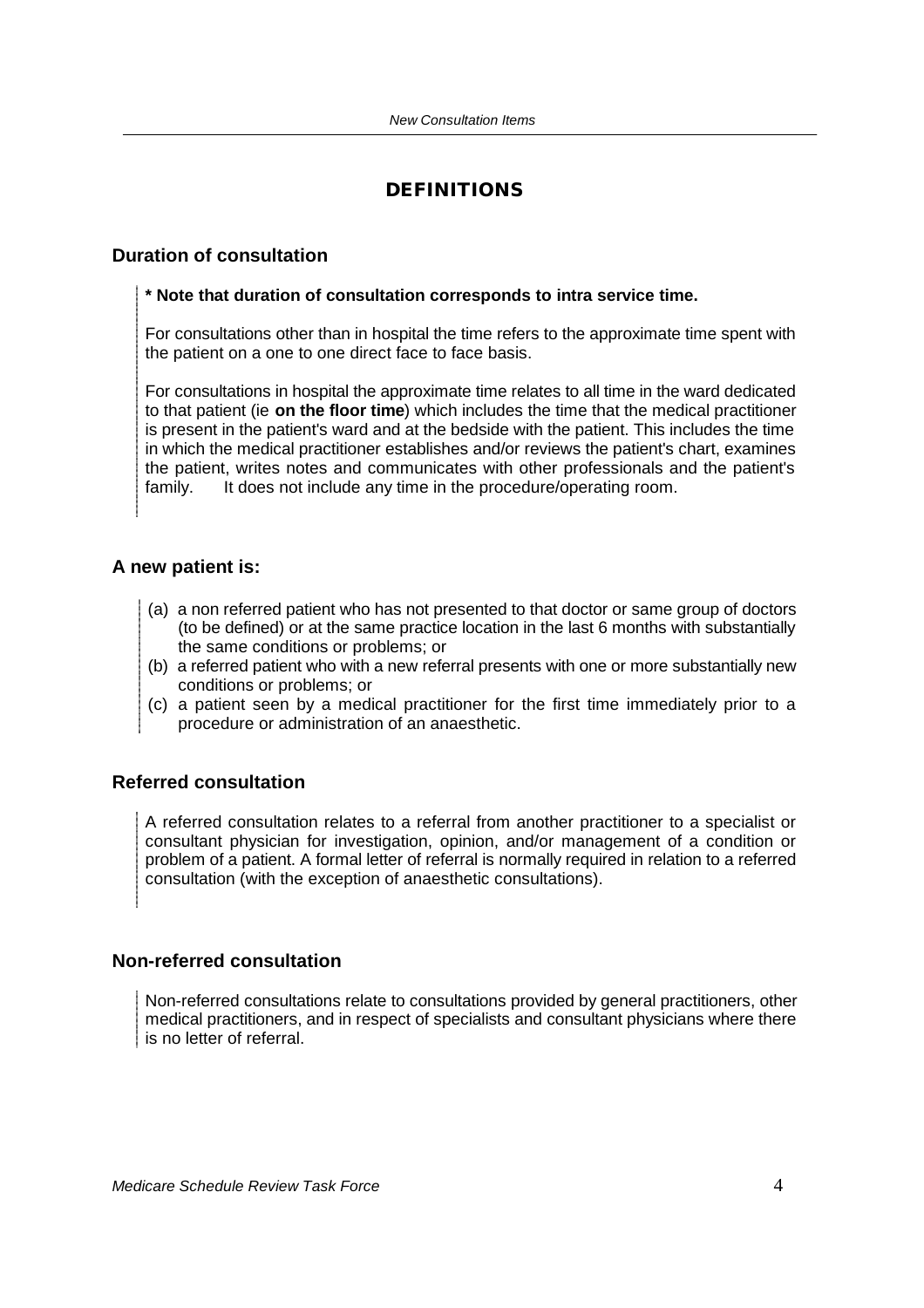# DEFINITIONS

## Duration of consultation

**\* Note that duration of consultation corresponds to intra service time.**

For consultations other than in hospital the time refers to the approximate time spent with the patient on a one to one direct face to face basis.

For consultations in hospital the approximate time relates to all time in the ward dedicated to that patient (ie **on the floor time**) which includes the time that the medical practitioner is present in the patient's ward and at the bedside with the patient. This includes the time in which the medical practitioner establishes and/or reviews the patient's chart, examines the patient, writes notes and communicates with other professionals and the patient's family. It does not include any time in the procedure/operating room.

## A new patient is:

(a) a non referred patient who has not presented to that doctor or same group of doctors (to be defined) or at the same practice location in the last 6 months with substantially the same conditions or problems; or
(b) a referred patient who with a new referral presents with one or more substantially new conditions or problems; or
(c) a patient seen by a medical practitioner for the first time immediately prior to a procedure or administration of an anaesthetic.

## Referred consultation

A referred consultation relates to a referral from another practitioner to a specialist or consultant physician for investigation, opinion, and/or management of a condition or problem of a patient. A formal letter of referral is normally required in relation to a referred consultation (with the exception of anaesthetic consultations).

## Non-referred consultation

Non-referred consultations relate to consultations provided by general practitioners, other medical practitioners, and in respect of specialists and consultant physicians where there is no letter of referral.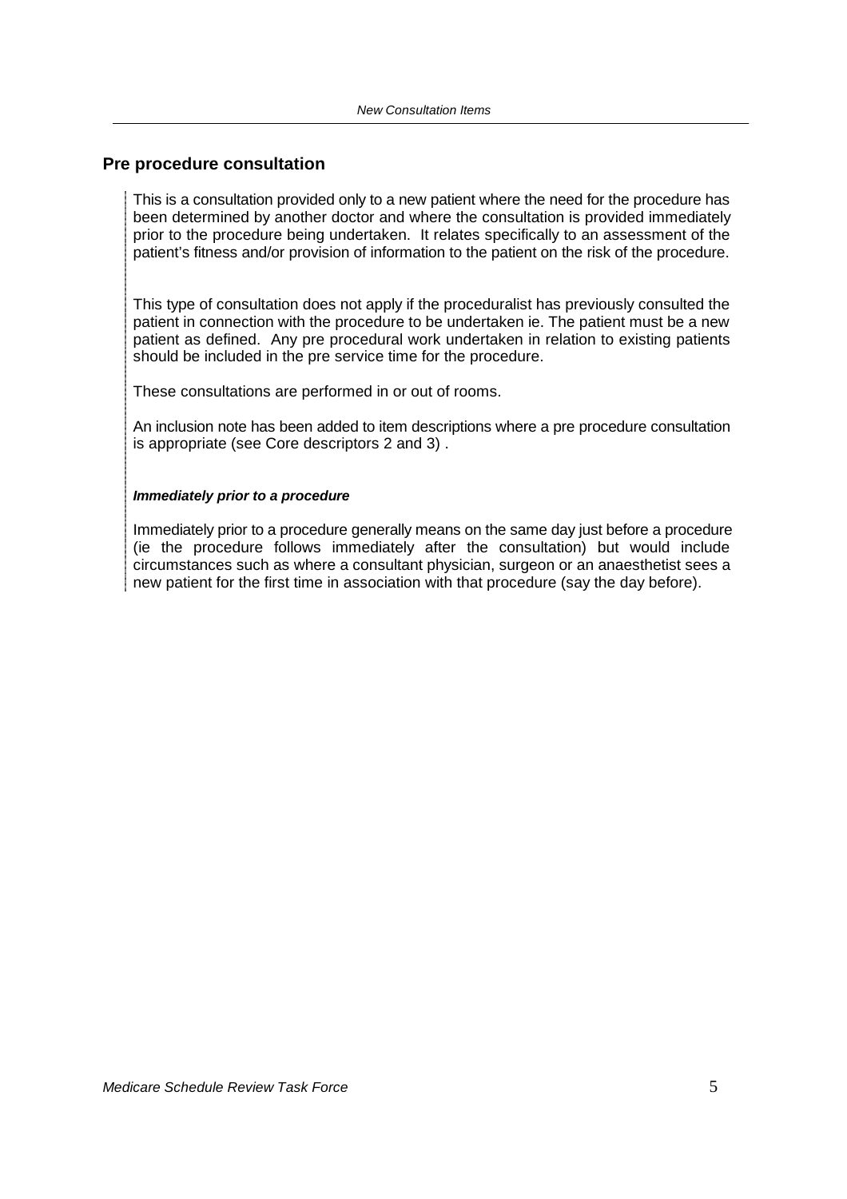## Pre procedure consultation

This is a consultation provided only to a new patient where the need for the procedure has been determined by another doctor and where the consultation is provided immediately prior to the procedure being undertaken. It relates specifically to an assessment of the patient's fitness and/or provision of information to the patient on the risk of the procedure.

This type of consultation does not apply if the proceduralist has previously consulted the patient in connection with the procedure to be undertaken ie. The patient must be a new patient as defined. Any pre procedural work undertaken in relation to existing patients should be included in the pre service time for the procedure.

These consultations are performed in or out of rooms.

An inclusion note has been added to item descriptions where a pre procedure consultation is appropriate (see Core descriptors 2 and 3) .

***Immediately prior to a procedure***

Immediately prior to a procedure generally means on the same day just before a procedure (ie the procedure follows immediately after the consultation) but would include circumstances such as where a consultant physician, surgeon or an anaesthetist sees a new patient for the first time in association with that procedure (say the day before).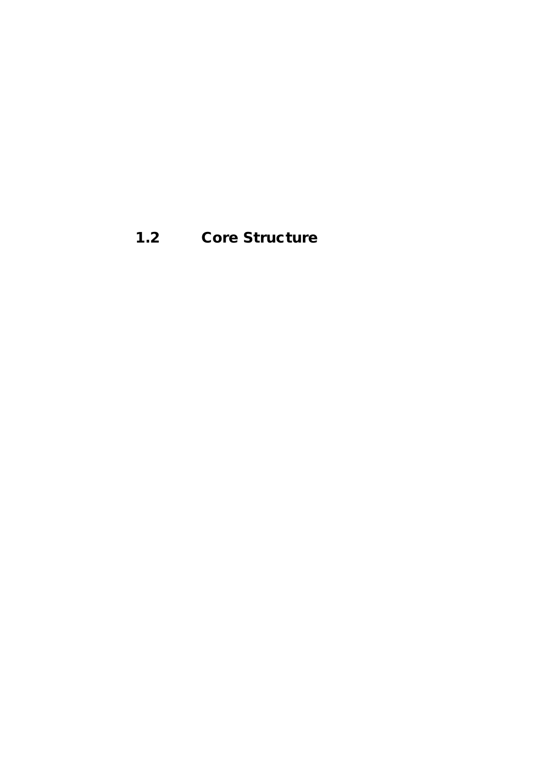## 1.2 Core Structure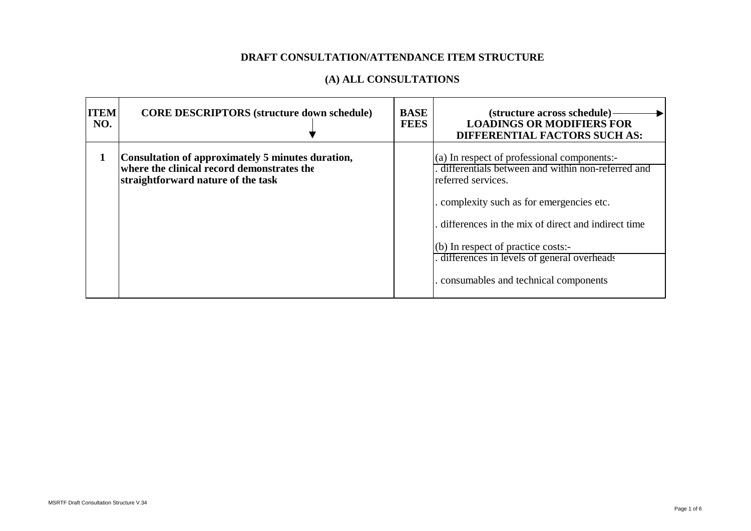## DRAFT CONSULTATION/ATTENDANCE ITEM STRUCTURE

### (A) ALL CONSULTATIONS

| ITEM NO. | CORE DESCRIPTORS (structure down schedule) | BASE FEES | (structure across schedule) LOADINGS OR MODIFIERS FOR DIFFERENTIAL FACTORS SUCH AS: |
|---|---|---|---|
| 1 | **Consultation of approximately 5 minutes duration, where the clinical record demonstrates the straightforward nature of the task** | | (a) In respect of professional components:- <br> . differentials between and within non-referred and referred services. <br> . complexity such as for emergencies etc. <br> . differences in the mix of direct and indirect time <br> (b) In respect of practice costs:- <br> . differences in levels of general overheads <br> . consumables and technical components |

MSRTF Draft Consultation Structure V.34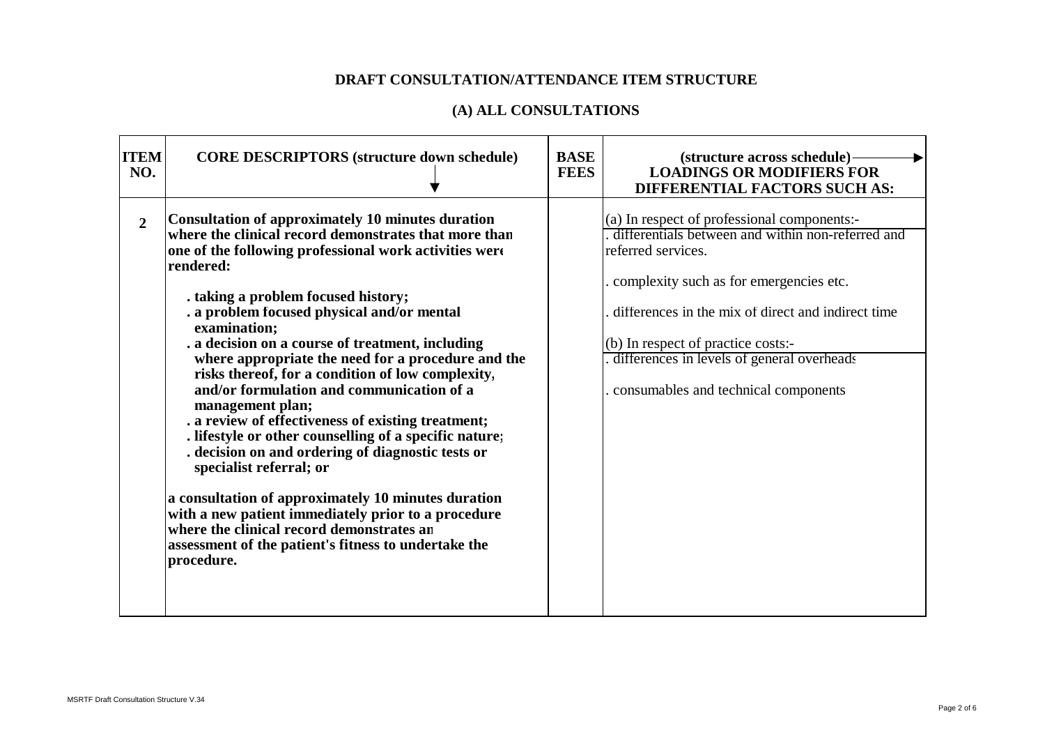# DRAFT CONSULTATION/ATTENDANCE ITEM STRUCTURE

## (A) ALL CONSULTATIONS

| ITEM NO. | CORE DESCRIPTORS (structure down schedule) | BASE FEES | (structure across schedule) **LOADINGS OR MODIFIERS FOR DIFFERENTIAL FACTORS SUCH AS:** |
|---|---|---|---|
| **2** | **Consultation of approximately 10 minutes duration where the clinical record demonstrates that more than one of the following professional work activities were rendered:**<br><br>**. taking a problem focused history;**<br>**. a problem focused physical and/or mental examination;**<br>**. a decision on a course of treatment, including where appropriate the need for a procedure and the risks thereof, for a condition of low complexity, and/or formulation and communication of a management plan;**<br>**. a review of effectiveness of existing treatment;**<br>**. lifestyle or other counselling of a specific nature;**<br>**. decision on and ordering of diagnostic tests or specialist referral; or**<br><br>**a consultation of approximately 10 minutes duration with a new patient immediately prior to a procedure where the clinical record demonstrates an assessment of the patient's fitness to undertake the procedure.** | | (a) In respect of professional components:-<br>. differentials between and within non-referred and referred services.<br><br>. complexity such as for emergencies etc.<br><br>. differences in the mix of direct and indirect time<br><br>(b) In respect of practice costs:-<br>. differences in levels of general overheads<br><br>. consumables and technical components |

MSRTF Draft Consultation Structure V.34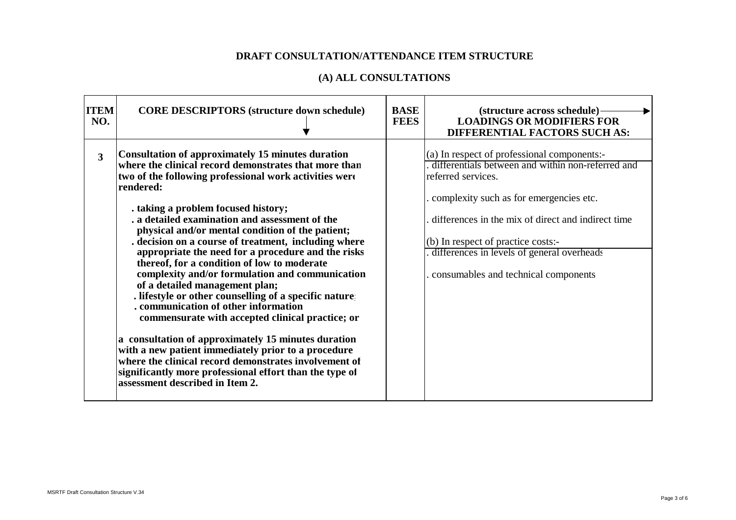# DRAFT CONSULTATION/ATTENDANCE ITEM STRUCTURE

## (A) ALL CONSULTATIONS

| ITEM NO. | CORE DESCRIPTORS (structure down schedule) | BASE FEES | (structure across schedule) LOADINGS OR MODIFIERS FOR DIFFERENTIAL FACTORS SUCH AS: |
|---|---|---|---|
| 3 | **Consultation of approximately 15 minutes duration where the clinical record demonstrates that more than two of the following professional work activities were rendered:**<br><br>**. taking a problem focused history;**<br>**. a detailed examination and assessment of the physical and/or mental condition of the patient;**<br>**. decision on a course of treatment, including where appropriate the need for a procedure and the risks thereof, for a condition of low to moderate complexity and/or formulation and communication of a detailed management plan;**<br>**. lifestyle or other counselling of a specific nature;**<br>**. communication of other information commensurate with accepted clinical practice; or**<br><br>**a consultation of approximately 15 minutes duration with a new patient immediately prior to a procedure where the clinical record demonstrates involvement of significantly more professional effort than the type of assessment described in Item 2.** | | (a) In respect of professional components:-<br>. differentials between and within non-referred and referred services.<br><br>. complexity such as for emergencies etc.<br><br>. differences in the mix of direct and indirect time<br><br>(b) In respect of practice costs:-<br>. differences in levels of general overheads<br><br>. consumables and technical components |

MSRTF Draft Consultation Structure V.34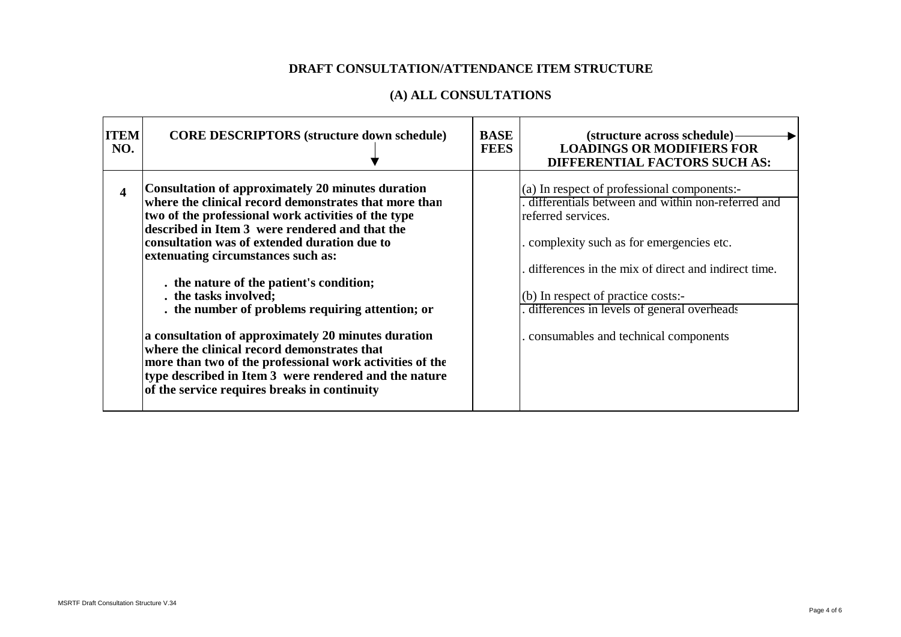# DRAFT CONSULTATION/ATTENDANCE ITEM STRUCTURE

## (A) ALL CONSULTATIONS

| ITEM NO. | CORE DESCRIPTORS (structure down schedule) ↓ | BASE FEES | (structure across schedule) → LOADINGS OR MODIFIERS FOR DIFFERENTIAL FACTORS SUCH AS: |
|---|---|---|---|
| **4** | **Consultation of approximately 20 minutes duration where the clinical record demonstrates that more than two of the professional work activities of the type described in Item 3 were rendered and that the consultation was of extended duration due to extenuating circumstances such as:**<br><br>**. the nature of the patient's condition;**<br>**. the tasks involved;**<br>**. the number of problems requiring attention; or**<br><br>**a consultation of approximately 20 minutes duration where the clinical record demonstrates that more than two of the professional work activities of the type described in Item 3 were rendered and the nature of the service requires breaks in continuity** | | (a) In respect of professional components:-<br>. differentials between and within non-referred and referred services.<br><br>. complexity such as for emergencies etc.<br><br>. differences in the mix of direct and indirect time.<br><br>(b) In respect of practice costs:-<br>. differences in levels of general overheads<br><br>. consumables and technical components |

MSRTF Draft Consultation Structure V.34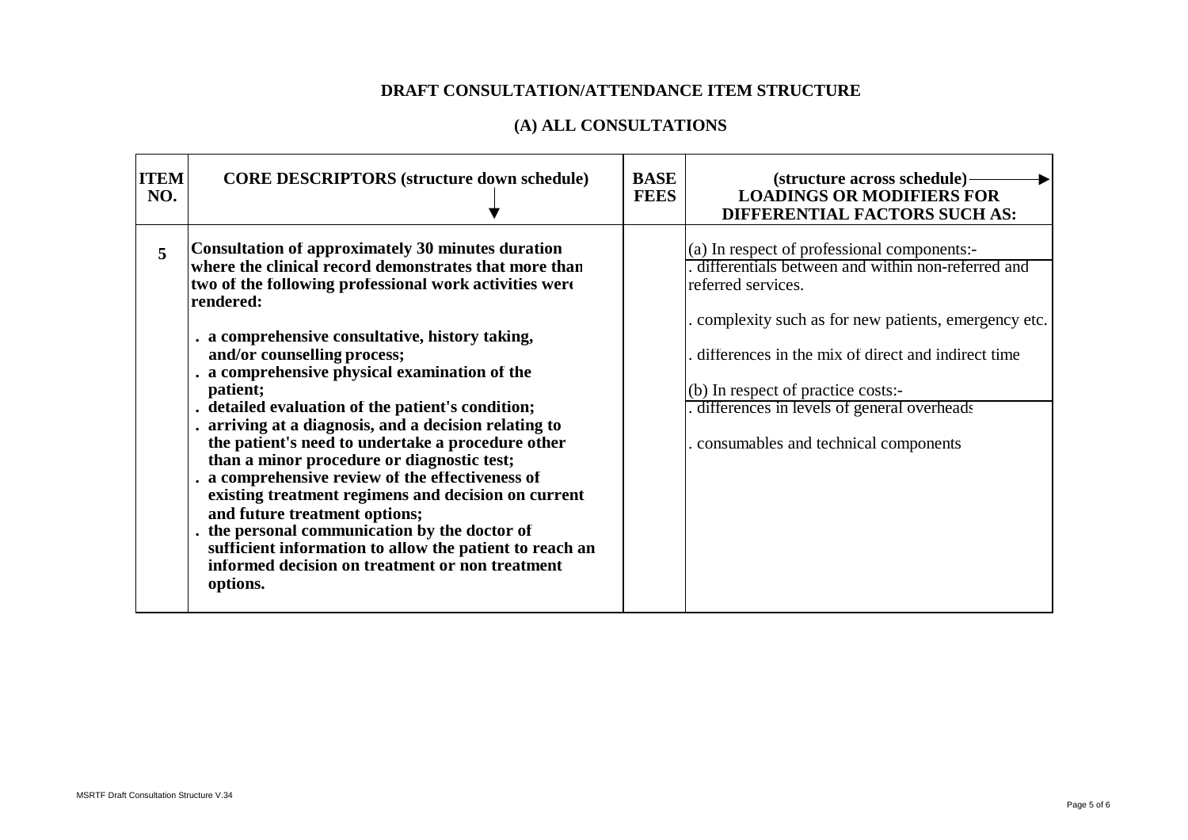## DRAFT CONSULTATION/ATTENDANCE ITEM STRUCTURE

## (A) ALL CONSULTATIONS

| ITEM NO. | CORE DESCRIPTORS (structure down schedule) | BASE FEES | (structure across schedule) LOADINGS OR MODIFIERS FOR DIFFERENTIAL FACTORS SUCH AS: |
|---|---|---|---|
| 5 | **Consultation of approximately 30 minutes duration where the clinical record demonstrates that more than two of the following professional work activities were rendered:**<br>**. a comprehensive consultative, history taking, and/or counselling process;**<br>**. a comprehensive physical examination of the patient;**<br>**. detailed evaluation of the patient's condition;**<br>**. arriving at a diagnosis, and a decision relating to the patient's need to undertake a procedure other than a minor procedure or diagnostic test;**<br>**. a comprehensive review of the effectiveness of existing treatment regimens and decision on current and future treatment options;**<br>**. the personal communication by the doctor of sufficient information to allow the patient to reach an informed decision on treatment or non treatment options.** | | (a) In respect of professional components:-<br>. differentials between and within non-referred and referred services.<br>. complexity such as for new patients, emergency etc.<br>. differences in the mix of direct and indirect time<br>(b) In respect of practice costs:-<br>. differences in levels of general overheads<br>. consumables and technical components |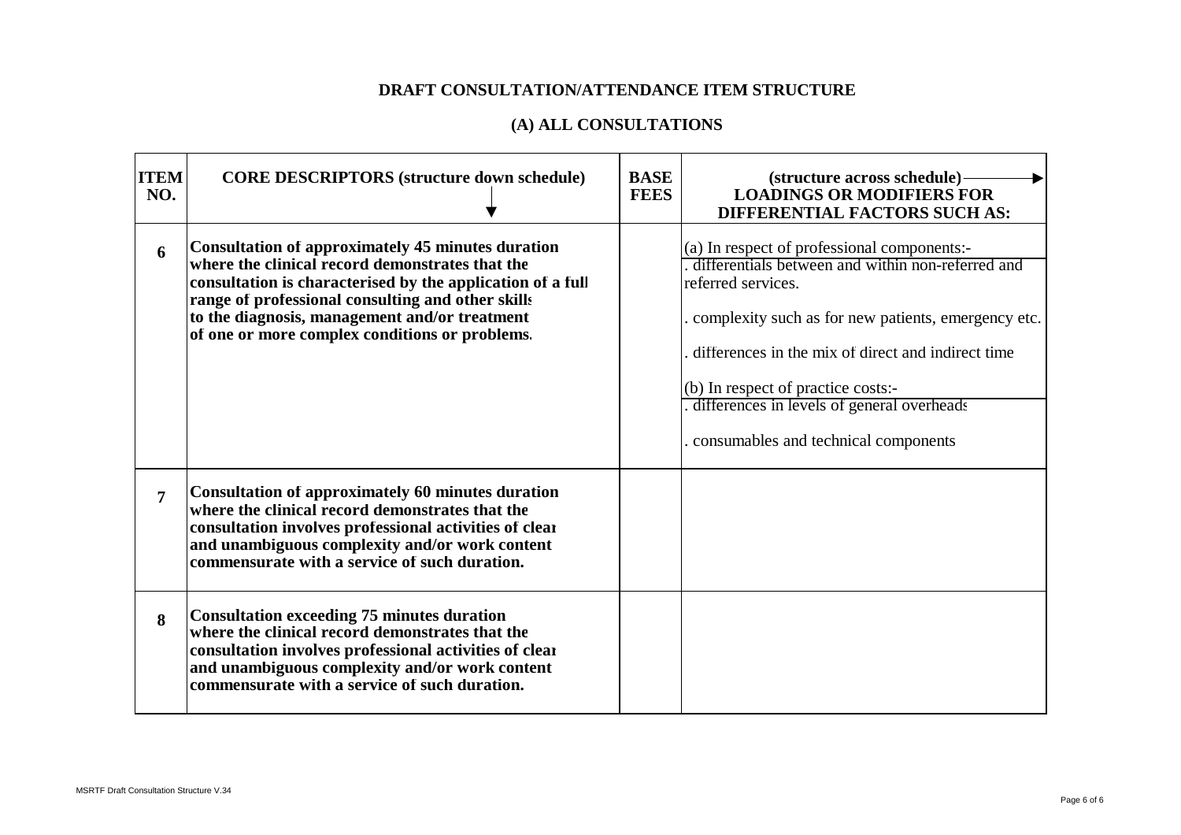# DRAFT CONSULTATION/ATTENDANCE ITEM STRUCTURE

## (A) ALL CONSULTATIONS

| ITEM NO. | CORE DESCRIPTORS (structure down schedule) | BASE FEES | (structure across schedule) LOADINGS OR MODIFIERS FOR DIFFERENTIAL FACTORS SUCH AS: |
|---|---|---|---|
| 6 | **Consultation of approximately 45 minutes duration where the clinical record demonstrates that the consultation is characterised by the application of a full range of professional consulting and other skills to the diagnosis, management and/or treatment of one or more complex conditions or problems.** | | (a) In respect of professional components:- <br> . differentials between and within non-referred and referred services. <br> . complexity such as for new patients, emergency etc. <br> . differences in the mix of direct and indirect time <br> (b) In respect of practice costs:- <br> . differences in levels of general overheads <br> . consumables and technical components |
| 7 | **Consultation of approximately 60 minutes duration where the clinical record demonstrates that the consultation involves professional activities of clear and unambiguous complexity and/or work content commensurate with a service of such duration.** | | |
| 8 | **Consultation exceeding 75 minutes duration where the clinical record demonstrates that the consultation involves professional activities of clear and unambiguous complexity and/or work content commensurate with a service of such duration.** | | |

MSRTF Draft Consultation Structure V.34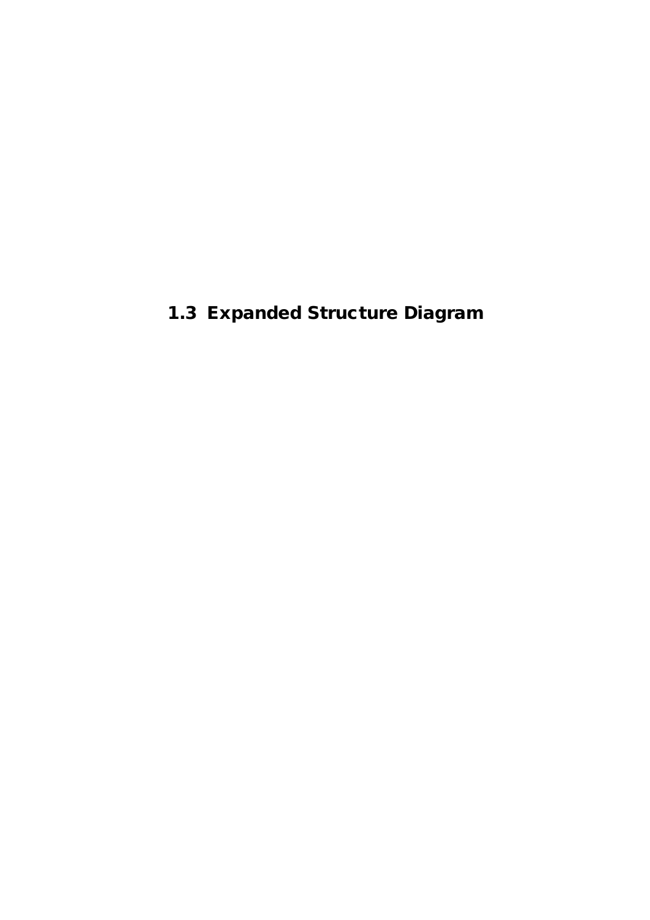## 1.3 Expanded Structure Diagram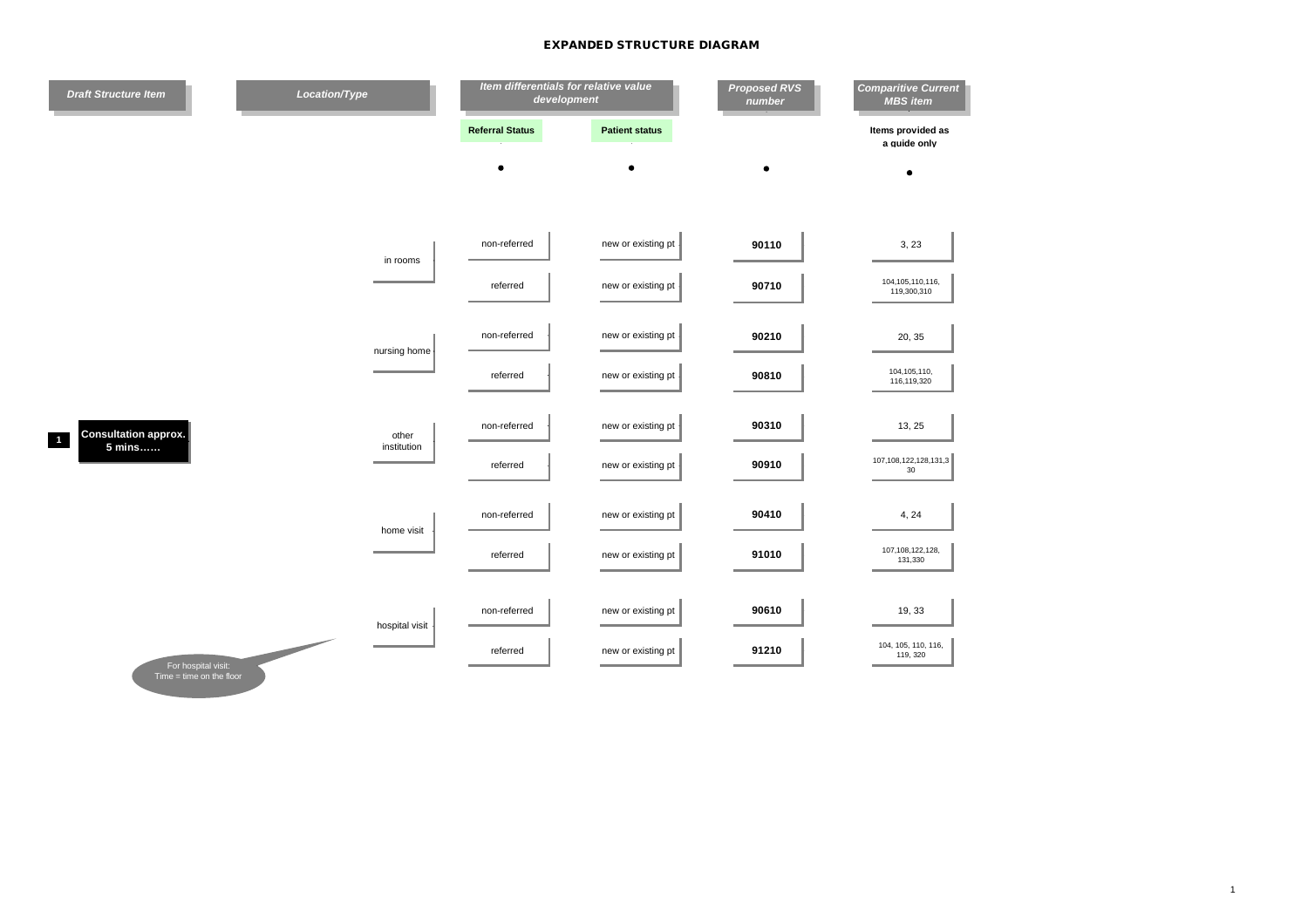## EXPANDED STRUCTURE DIAGRAM

| Draft Structure Item | Location/Type | Referral Status | Patient status | Proposed RVS number | Comparitive Current MBS item (Items provided as a guide only) |
|---|---|---|---|---|---|
| 1 **Consultation approx. 5 mins……** | in rooms | non-referred | new or existing pt | **90110** | 3, 23 |
| | | referred | new or existing pt | **90710** | 104,105,110,116, 119,300,310 |
| | nursing home | non-referred | new or existing pt | **90210** | 20, 35 |
| | | referred | new or existing pt | **90810** | 104,105,110, 116,119,320 |
| | other institution | non-referred | new or existing pt | **90310** | 13, 25 |
| | | referred | new or existing pt | **90910** | 107,108,122,128,131,330 |
| | home visit | non-referred | new or existing pt | **90410** | 4, 24 |
| | | referred | new or existing pt | **91010** | 107,108,122,128, 131,330 |
| | hospital visit | non-referred | new or existing pt | **90610** | 19, 33 |
| | | referred | new or existing pt | **91210** | 104, 105, 110, 116, 119, 320 |

For hospital visit: Time = time on the floor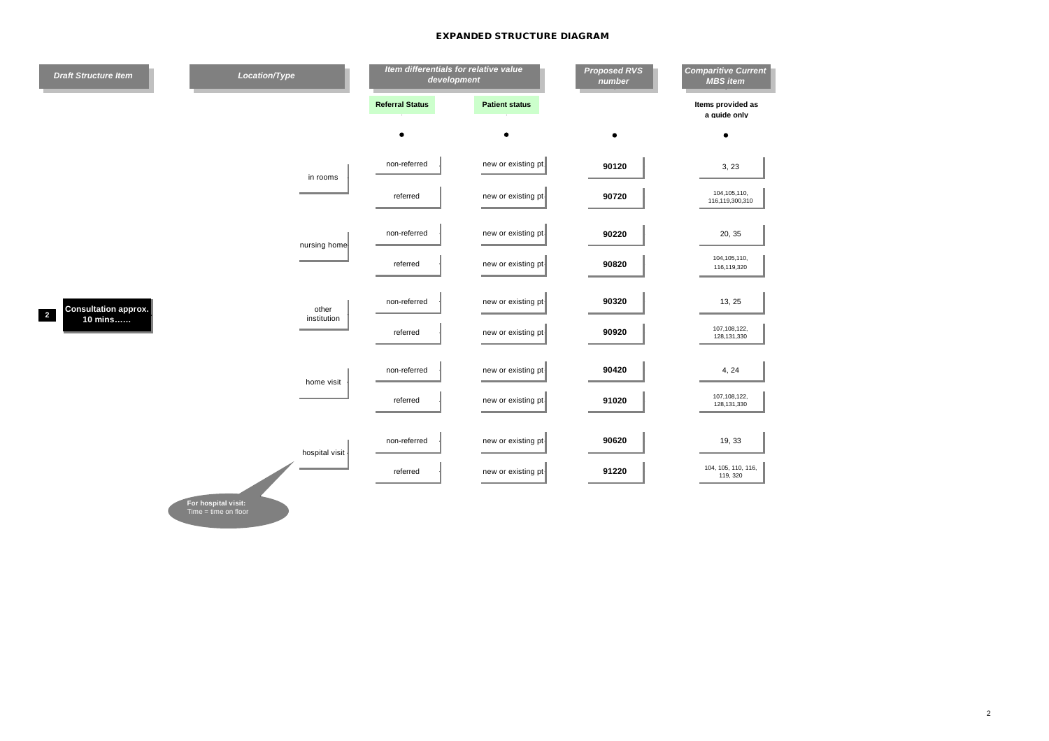# EXPANDED STRUCTURE DIAGRAM

| *Draft Structure Item* | *Location/Type* | *Item differentials for relative value development* | | *Proposed RVS number* | *Comparitive Current MBS item* |
|---|---|---|---|---|---|
| | | **Referral Status** | **Patient status** | | **Items provided as a guide only** |
| **2** **Consultation approx. 10 mins……** | in rooms | non-referred | new or existing pt | **90120** | 3, 23 |
| | | referred | new or existing pt | **90720** | 104,105,110, 116,119,300,310 |
| | nursing home | non-referred | new or existing pt | **90220** | 20, 35 |
| | | referred | new or existing pt | **90820** | 104,105,110, 116,119,320 |
| | other institution | non-referred | new or existing pt | **90320** | 13, 25 |
| | | referred | new or existing pt | **90920** | 107,108,122, 128,131,330 |
| | home visit | non-referred | new or existing pt | **90420** | 4, 24 |
| | | referred | new or existing pt | **91020** | 107,108,122, 128,131,330 |
| | hospital visit | non-referred | new or existing pt | **90620** | 19, 33 |
| | | referred | new or existing pt | **91220** | 104, 105, 110, 116, 119, 320 |

**For hospital visit:**
Time = time on floor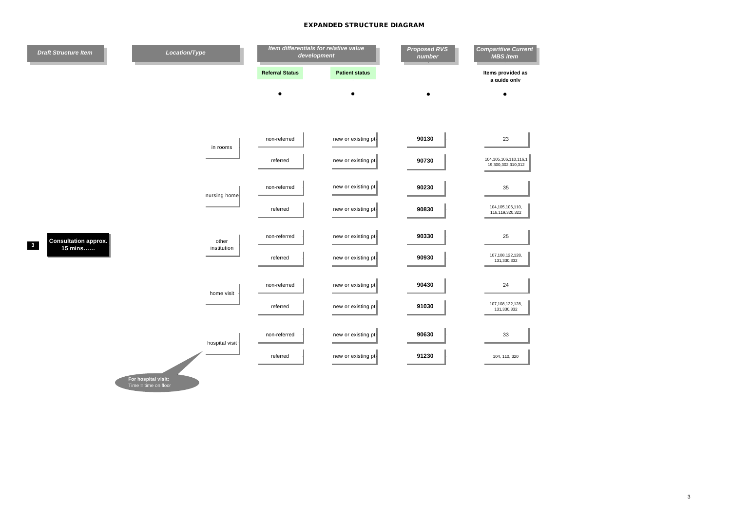## EXPANDED STRUCTURE DIAGRAM

| Draft Structure Item | Location/Type | Referral Status | Patient status | Proposed RVS number | Comparitive Current MBS item (Items provided as a guide only) |
|---|---|---|---|---|---|
| 3 Consultation approx. 15 mins…… | in rooms | non-referred | new or existing pt | 90130 | 23 |
| | | referred | new or existing pt | 90730 | 104,105,106,110,116,119,300,302,310,312 |
| | nursing home | non-referred | new or existing pt | 90230 | 35 |
| | | referred | new or existing pt | 90830 | 104,105,106,110,116,119,320,322 |
| | other institution | non-referred | new or existing pt | 90330 | 25 |
| | | referred | new or existing pt | 90930 | 107,108,122,128,131,330,332 |
| | home visit | non-referred | new or existing pt | 90430 | 24 |
| | | referred | new or existing pt | 91030 | 107,108,122,128,131,330,332 |
| | hospital visit | non-referred | new or existing pt | 90630 | 33 |
| | | referred | new or existing pt | 91230 | 104, 110, 320 |

**For hospital visit:** Time = time on floor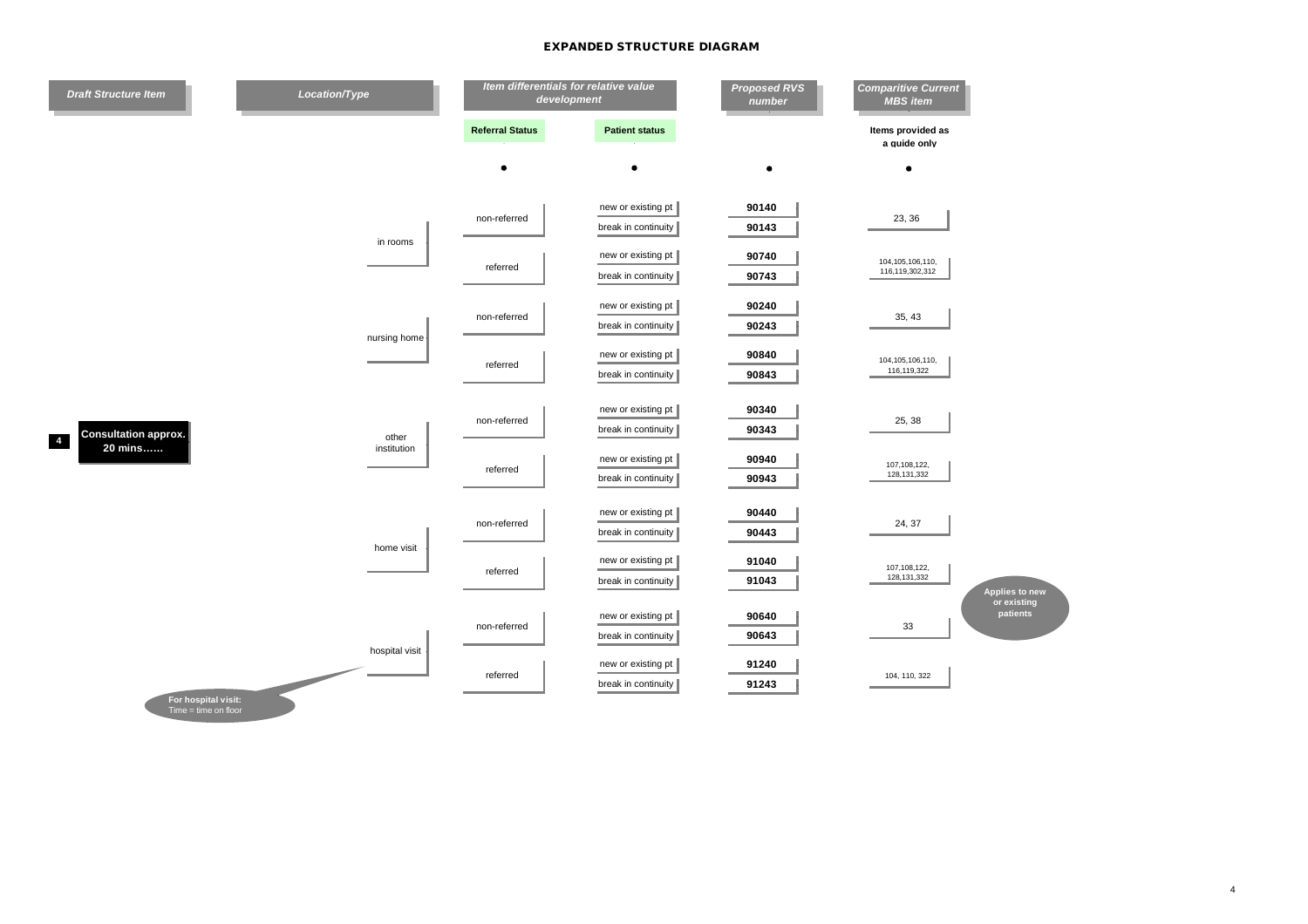# EXPANDED STRUCTURE DIAGRAM

| *Draft Structure Item* | *Location/Type* | *Item differentials for relative value development* | | *Proposed RVS number* | *Comparitive Current MBS item* |
|---|---|---|---|---|---|
| | | **Referral Status** | **Patient status** | | **Items provided as a guide only** |
| **4 Consultation approx. 20 mins……** | in rooms | non-referred | new or existing pt | **90140** | 23, 36 |
| | | | break in continuity | **90143** | |
| | | referred | new or existing pt | **90740** | 104,105,106,110, 116,119,302,312 |
| | | | break in continuity | **90743** | |
| | nursing home | non-referred | new or existing pt | **90240** | 35, 43 |
| | | | break in continuity | **90243** | |
| | | referred | new or existing pt | **90840** | 104,105,106,110, 116,119,322 |
| | | | break in continuity | **90843** | |
| | other institution | non-referred | new or existing pt | **90340** | 25, 38 |
| | | | break in continuity | **90343** | |
| | | referred | new or existing pt | **90940** | 107,108,122, 128,131,332 |
| | | | break in continuity | **90943** | |
| | home visit | non-referred | new or existing pt | **90440** | 24, 37 |
| | | | break in continuity | **90443** | |
| | | referred | new or existing pt | **91040** | 107,108,122, 128,131,332 |
| | | | break in continuity | **91043** | |
| | hospital visit | non-referred | new or existing pt | **90640** | 33 |
| | | | break in continuity | **90643** | |
| | | referred | new or existing pt | **91240** | 104, 110, 322 |
| | | | break in continuity | **91243** | |

**Applies to new or existing patients**

**For hospital visit:** Time = time on floor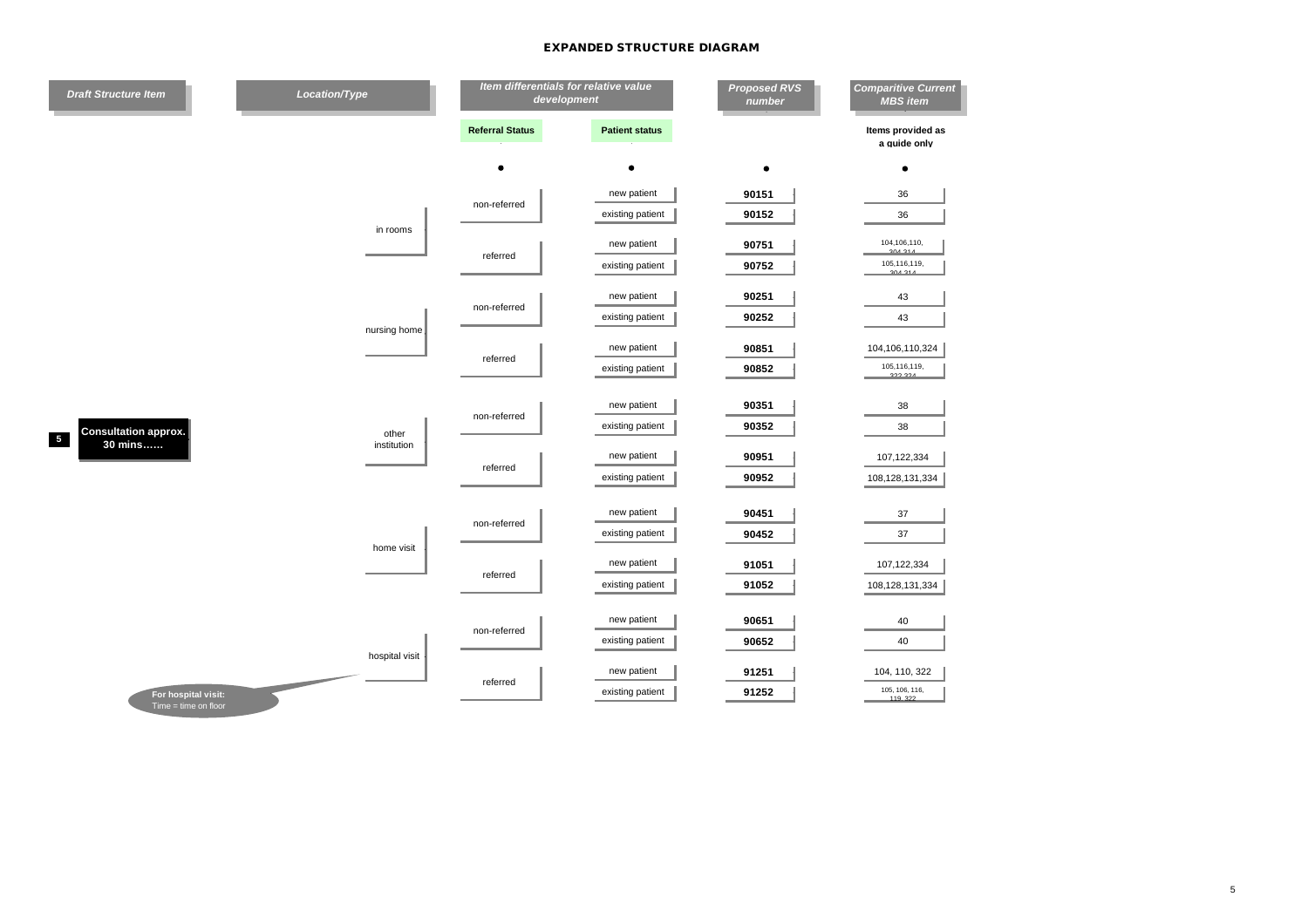# EXPANDED STRUCTURE DIAGRAM

| Draft Structure Item | Location/Type | Item differentials for relative value development | | Proposed RVS number | Comparitive Current MBS item |
|---|---|---|---|---|---|
| | | Referral Status | Patient status | | Items provided as a guide only |
| 5 Consultation approx. 30 mins…… | in rooms | non-referred | new patient | 90151 | 36 |
| | | | existing patient | 90152 | 36 |
| | | referred | new patient | 90751 | 104,106,110, 304,314 |
| | | | existing patient | 90752 | 105,116,119, 304,314 |
| | nursing home | non-referred | new patient | 90251 | 43 |
| | | | existing patient | 90252 | 43 |
| | | referred | new patient | 90851 | 104,106,110,324 |
| | | | existing patient | 90852 | 105,116,119, 322,324 |
| | other institution | non-referred | new patient | 90351 | 38 |
| | | | existing patient | 90352 | 38 |
| | | referred | new patient | 90951 | 107,122,334 |
| | | | existing patient | 90952 | 108,128,131,334 |
| | home visit | non-referred | new patient | 90451 | 37 |
| | | | existing patient | 90452 | 37 |
| | | referred | new patient | 91051 | 107,122,334 |
| | | | existing patient | 91052 | 108,128,131,334 |
| | hospital visit | non-referred | new patient | 90651 | 40 |
| | | | existing patient | 90652 | 40 |
| | | referred | new patient | 91251 | 104, 110, 322 |
| | | | existing patient | 91252 | 105, 106, 116, 119, 322 |

**For hospital visit:**
Time = time on floor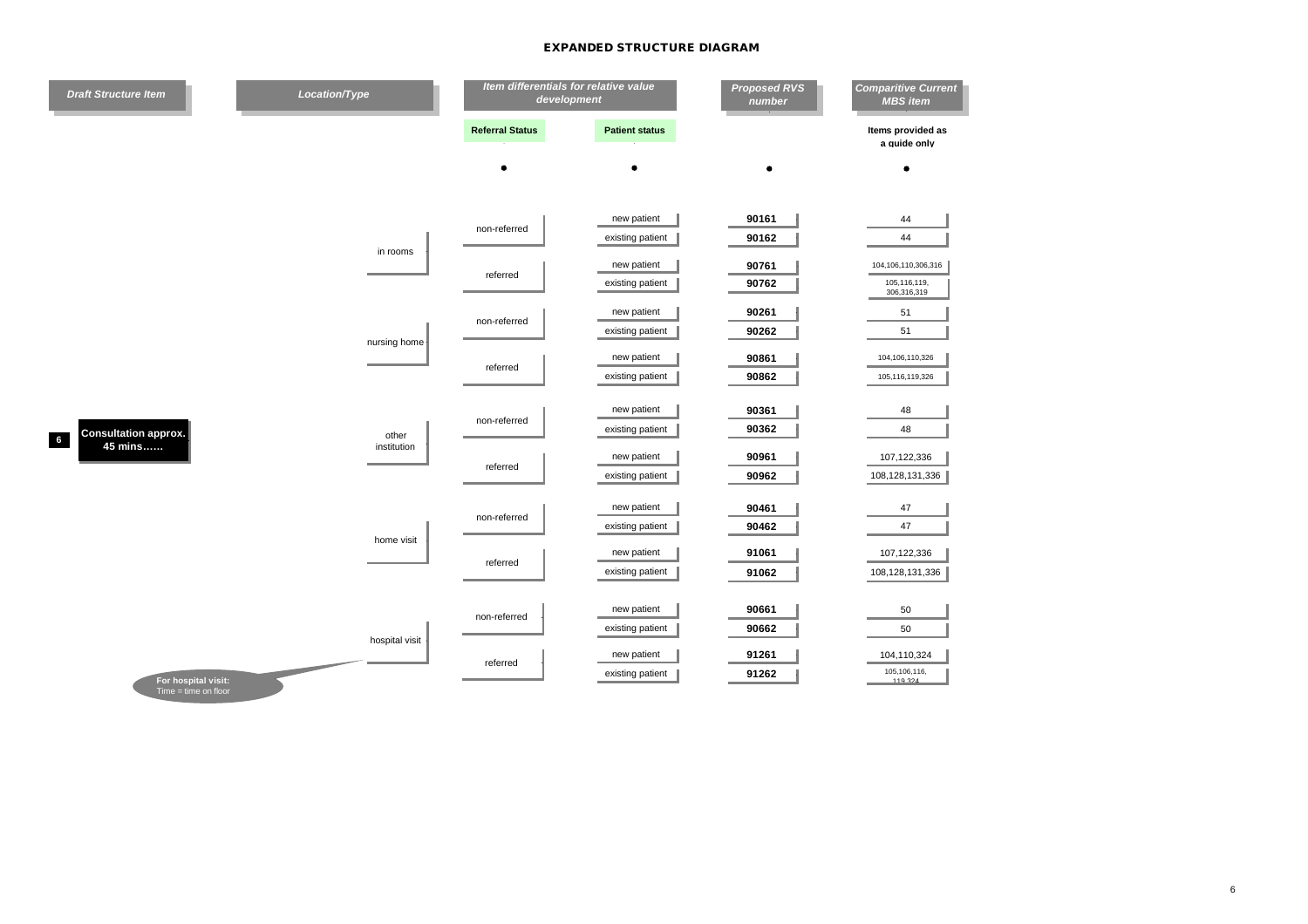# EXPANDED STRUCTURE DIAGRAM

| Draft Structure Item | Location/Type | Item differentials for relative value development | | Proposed RVS number | Comparitive Current MBS item |
|---|---|---|---|---|---|
| | | Referral Status | Patient status | | Items provided as a guide only |
| 6 Consultation approx. 45 mins…… | in rooms | non-referred | new patient | 90161 | 44 |
| | | | existing patient | 90162 | 44 |
| | | referred | new patient | 90761 | 104,106,110,306,316 |
| | | | existing patient | 90762 | 105,116,119, 306,316,319 |
| | nursing home | non-referred | new patient | 90261 | 51 |
| | | | existing patient | 90262 | 51 |
| | | referred | new patient | 90861 | 104,106,110,326 |
| | | | existing patient | 90862 | 105,116,119,326 |
| | other institution | non-referred | new patient | 90361 | 48 |
| | | | existing patient | 90362 | 48 |
| | | referred | new patient | 90961 | 107,122,336 |
| | | | existing patient | 90962 | 108,128,131,336 |
| | home visit | non-referred | new patient | 90461 | 47 |
| | | | existing patient | 90462 | 47 |
| | | referred | new patient | 91061 | 107,122,336 |
| | | | existing patient | 91062 | 108,128,131,336 |
| | hospital visit | non-referred | new patient | 90661 | 50 |
| | | | existing patient | 90662 | 50 |
| | | referred | new patient | 91261 | 104,110,324 |
| | | | existing patient | 91262 | 105,106,116, 119,324 |

**For hospital visit:**
Time = time on floor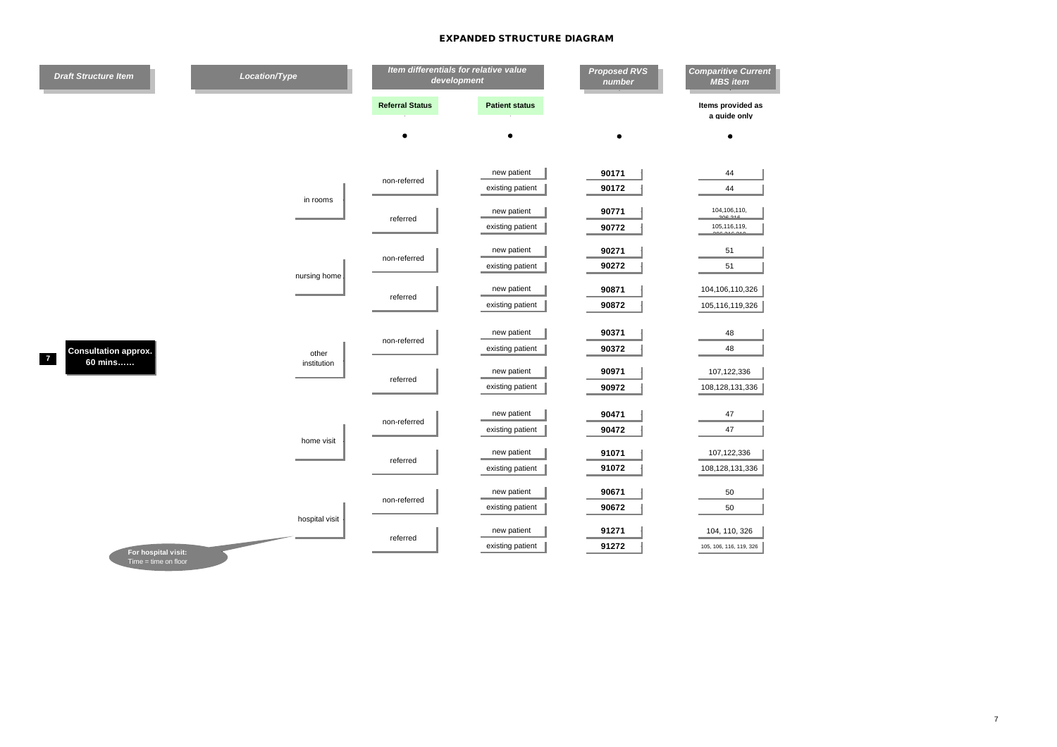# EXPANDED STRUCTURE DIAGRAM

| Draft Structure Item | Location/Type | Item differentials for relative value development: Referral Status | Item differentials for relative value development: Patient status | Proposed RVS number | Comparitive Current MBS item (Items provided as a guide only) |
|---|---|---|---|---|---|
| 7 Consultation approx. 60 mins…… | in rooms | non-referred | new patient | 90171 | 44 |
| | | | existing patient | 90172 | 44 |
| | | referred | new patient | 90771 | 104,106,110, 306,316 |
| | | | existing patient | 90772 | 105,116,119, 306,316,319 |
| | nursing home | non-referred | new patient | 90271 | 51 |
| | | | existing patient | 90272 | 51 |
| | | referred | new patient | 90871 | 104,106,110,326 |
| | | | existing patient | 90872 | 105,116,119,326 |
| | other institution | non-referred | new patient | 90371 | 48 |
| | | | existing patient | 90372 | 48 |
| | | referred | new patient | 90971 | 107,122,336 |
| | | | existing patient | 90972 | 108,128,131,336 |
| | home visit | non-referred | new patient | 90471 | 47 |
| | | | existing patient | 90472 | 47 |
| | | referred | new patient | 91071 | 107,122,336 |
| | | | existing patient | 91072 | 108,128,131,336 |
| | hospital visit | non-referred | new patient | 90671 | 50 |
| | | | existing patient | 90672 | 50 |
| | | referred | new patient | 91271 | 104, 110, 326 |
| | | | existing patient | 91272 | 105, 106, 116, 119, 326 |

**For hospital visit:** Time = time on floor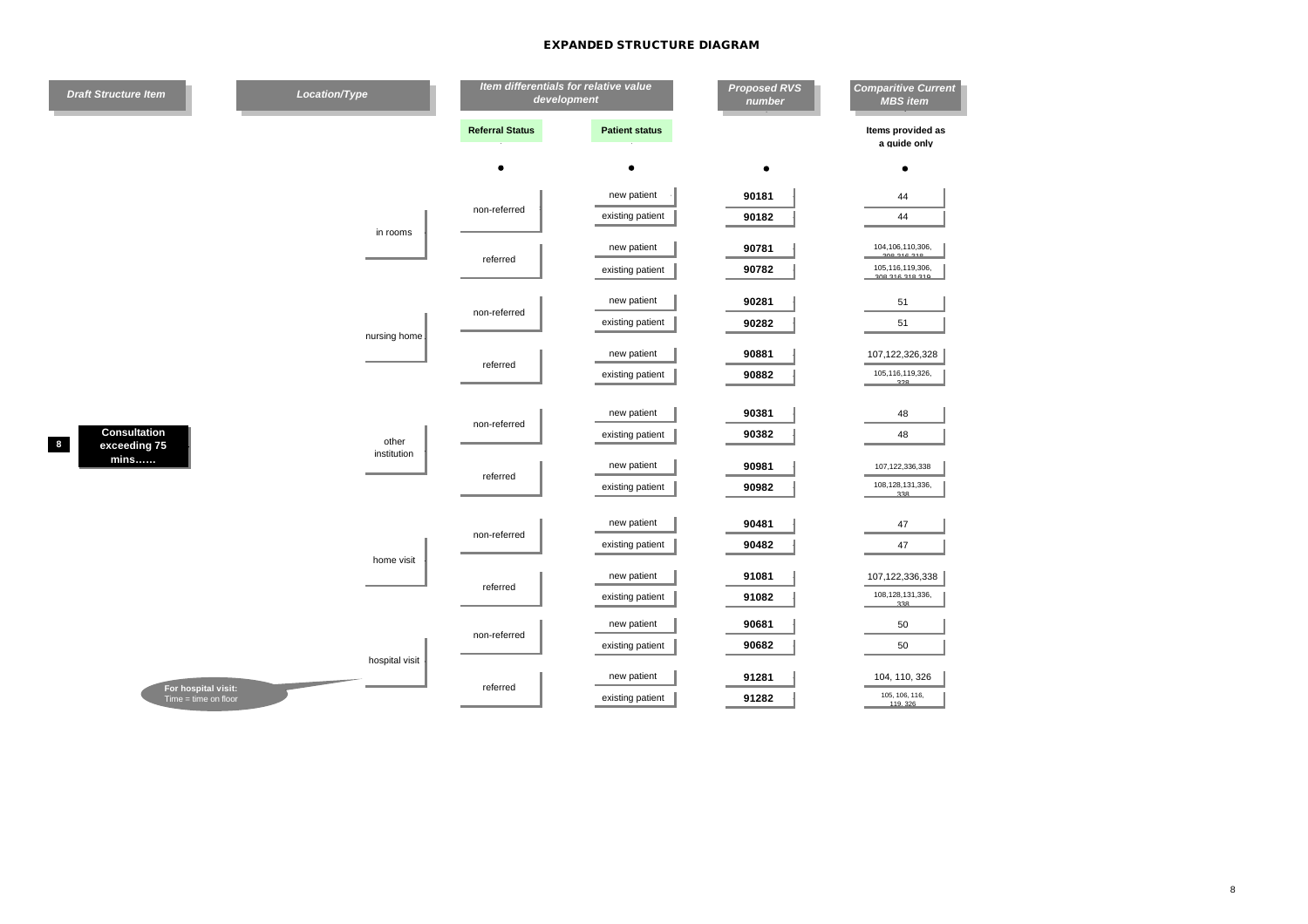## EXPANDED STRUCTURE DIAGRAM

| Draft Structure Item | Location/Type | Referral Status | Patient status | Proposed RVS number | Comparitive Current MBS item |
|---|---|---|---|---|---|
| | | | | | Items provided as a guide only |
| 8 Consultation exceeding 75 mins…… | in rooms | non-referred | new patient | 90181 | 44 |
| | | | existing patient | 90182 | 44 |
| | | referred | new patient | 90781 | 104,106,110,306, 308,316,318 |
| | | | existing patient | 90782 | 105,116,119,306, 308,316,318,319 |
| | nursing home | non-referred | new patient | 90281 | 51 |
| | | | existing patient | 90282 | 51 |
| | | referred | new patient | 90881 | 107,122,326,328 |
| | | | existing patient | 90882 | 105,116,119,326, 328 |
| | other institution | non-referred | new patient | 90381 | 48 |
| | | | existing patient | 90382 | 48 |
| | | referred | new patient | 90981 | 107,122,336,338 |
| | | | existing patient | 90982 | 108,128,131,336, 338 |
| | home visit | non-referred | new patient | 90481 | 47 |
| | | | existing patient | 90482 | 47 |
| | | referred | new patient | 91081 | 107,122,336,338 |
| | | | existing patient | 91082 | 108,128,131,336, 338 |
| | hospital visit | non-referred | new patient | 90681 | 50 |
| | | | existing patient | 90682 | 50 |
| | | referred | new patient | 91281 | 104, 110, 326 |
| | | | existing patient | 91282 | 105, 106, 116, 119, 326 |

Item differentials for relative value development: Referral Status; Patient status

**For hospital visit:** Time = time on floor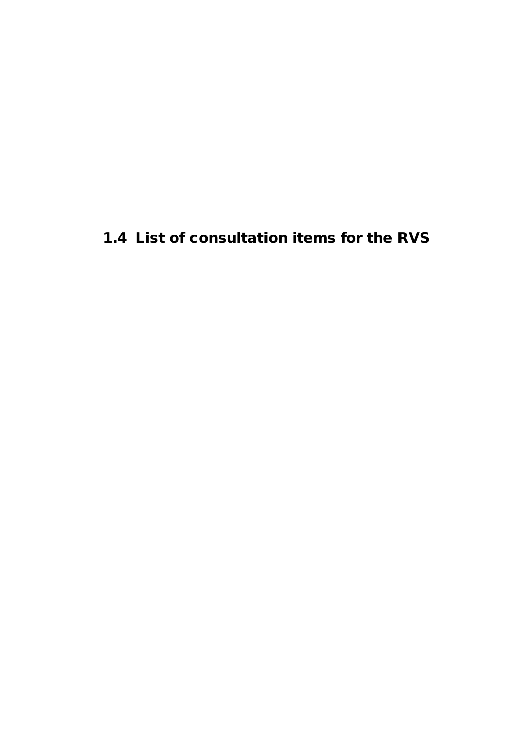## 1.4 List of consultation items for the RVS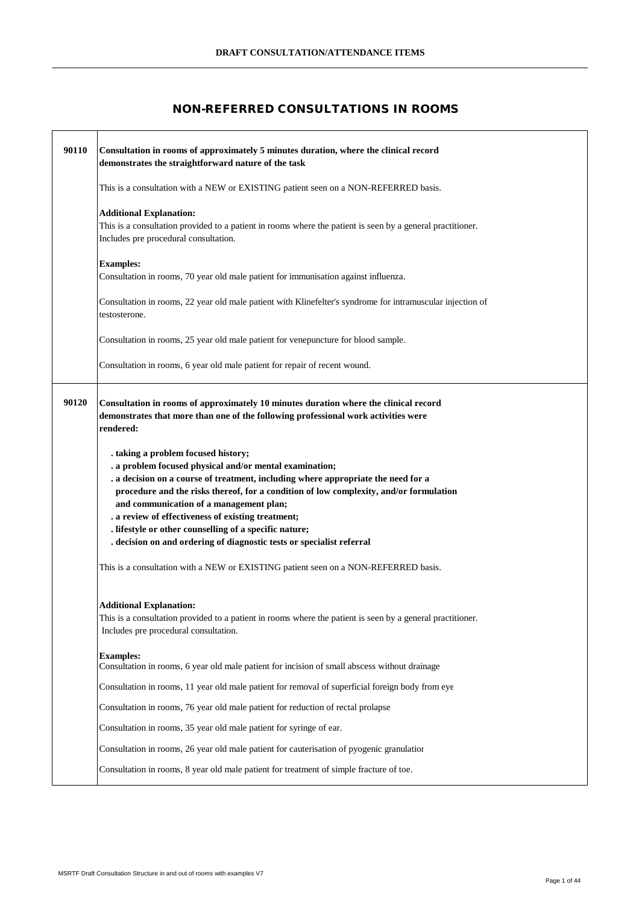**DRAFT CONSULTATION/ATTENDANCE ITEMS**

## NON-REFERRED CONSULTATIONS IN ROOMS

| | |
|---|---|
| **90110** | **Consultation in rooms of approximately 5 minutes duration, where the clinical record demonstrates the straightforward nature of the task**<br><br>This is a consultation with a NEW or EXISTING patient seen on a NON-REFERRED basis.<br><br>**Additional Explanation:**<br>This is a consultation provided to a patient in rooms where the patient is seen by a general practitioner. Includes pre procedural consultation.<br><br>**Examples:**<br>Consultation in rooms, 70 year old male patient for immunisation against influenza.<br><br>Consultation in rooms, 22 year old male patient with Klinefelter's syndrome for intramuscular injection of testosterone.<br><br>Consultation in rooms, 25 year old male patient for venepuncture for blood sample.<br><br>Consultation in rooms, 6 year old male patient for repair of recent wound. |
| **90120** | **Consultation in rooms of approximately 10 minutes duration where the clinical record demonstrates that more than one of the following professional work activities were rendered:**<br><br>**. taking a problem focused history;**<br>**. a problem focused physical and/or mental examination;**<br>**. a decision on a course of treatment, including where appropriate the need for a procedure and the risks thereof, for a condition of low complexity, and/or formulation and communication of a management plan;**<br>**. a review of effectiveness of existing treatment;**<br>**. lifestyle or other counselling of a specific nature;**<br>**. decision on and ordering of diagnostic tests or specialist referral**<br><br>This is a consultation with a NEW or EXISTING patient seen on a NON-REFERRED basis.<br><br>**Additional Explanation:**<br>This is a consultation provided to a patient in rooms where the patient is seen by a general practitioner. Includes pre procedural consultation.<br><br>**Examples:**<br>Consultation in rooms, 6 year old male patient for incision of small abscess without drainage<br><br>Consultation in rooms, 11 year old male patient for removal of superficial foreign body from eye<br><br>Consultation in rooms, 76 year old male patient for reduction of rectal prolapse<br><br>Consultation in rooms, 35 year old male patient for syringe of ear.<br><br>Consultation in rooms, 26 year old male patient for cauterisation of pyogenic granulation<br><br>Consultation in rooms, 8 year old male patient for treatment of simple fracture of toe. |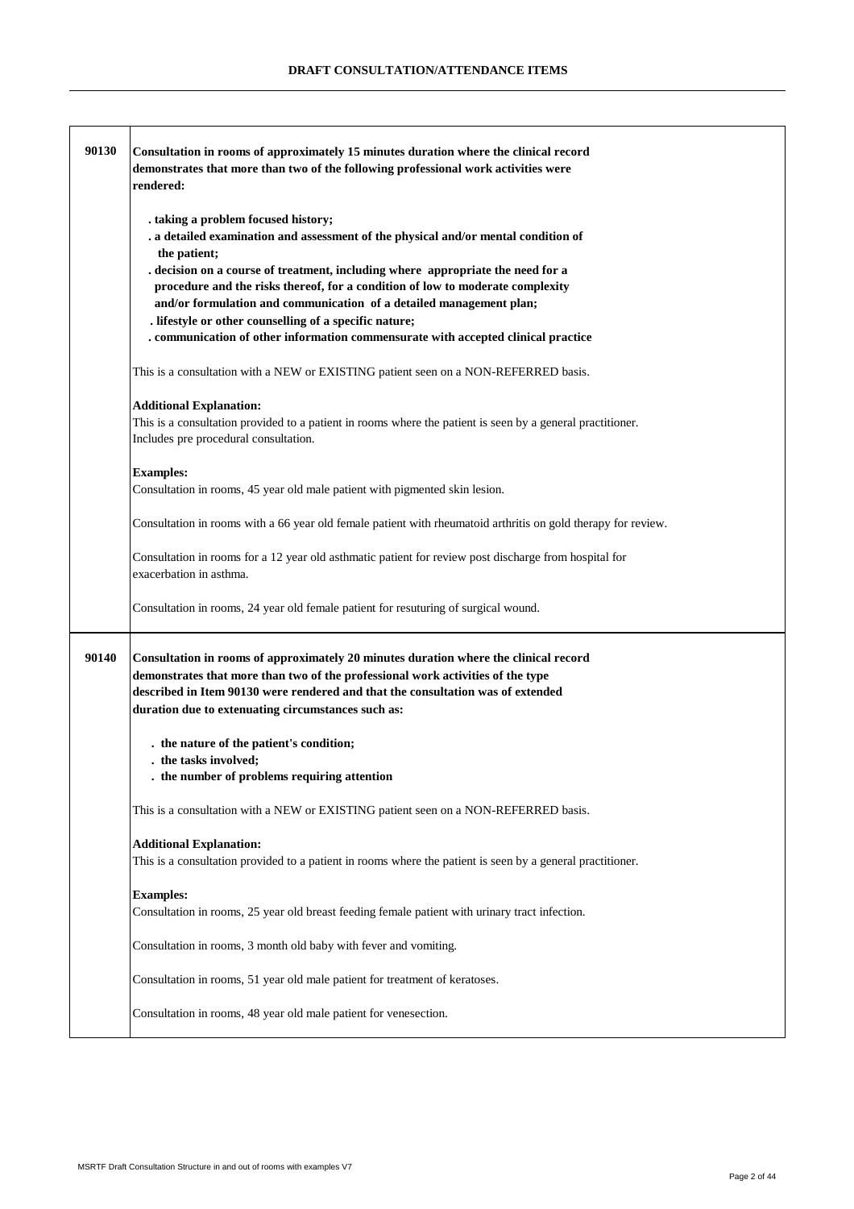## DRAFT CONSULTATION/ATTENDANCE ITEMS

| Item | Description |
|---|---|
| **90130** | **Consultation in rooms of approximately 15 minutes duration where the clinical record demonstrates that more than two of the following professional work activities were rendered:**<br><br>**. taking a problem focused history;**<br>**. a detailed examination and assessment of the physical and/or mental condition of the patient;**<br>**. decision on a course of treatment, including where appropriate the need for a procedure and the risks thereof, for a condition of low to moderate complexity and/or formulation and communication of a detailed management plan;**<br>**. lifestyle or other counselling of a specific nature;**<br>**. communication of other information commensurate with accepted clinical practice**<br><br>This is a consultation with a NEW or EXISTING patient seen on a NON-REFERRED basis.<br><br>**Additional Explanation:**<br>This is a consultation provided to a patient in rooms where the patient is seen by a general practitioner. Includes pre procedural consultation.<br><br>**Examples:**<br>Consultation in rooms, 45 year old male patient with pigmented skin lesion.<br><br>Consultation in rooms with a 66 year old female patient with rheumatoid arthritis on gold therapy for review.<br><br>Consultation in rooms for a 12 year old asthmatic patient for review post discharge from hospital for exacerbation in asthma.<br><br>Consultation in rooms, 24 year old female patient for resuturing of surgical wound. |
| **90140** | **Consultation in rooms of approximately 20 minutes duration where the clinical record demonstrates that more than two of the professional work activities of the type described in Item 90130 were rendered and that the consultation was of extended duration due to extenuating circumstances such as:**<br><br>**. the nature of the patient's condition;**<br>**. the tasks involved;**<br>**. the number of problems requiring attention**<br><br>This is a consultation with a NEW or EXISTING patient seen on a NON-REFERRED basis.<br><br>**Additional Explanation:**<br>This is a consultation provided to a patient in rooms where the patient is seen by a general practitioner.<br><br>**Examples:**<br>Consultation in rooms, 25 year old breast feeding female patient with urinary tract infection.<br><br>Consultation in rooms, 3 month old baby with fever and vomiting.<br><br>Consultation in rooms, 51 year old male patient for treatment of keratoses.<br><br>Consultation in rooms, 48 year old male patient for venesection. |

MSRTF Draft Consultation Structure in and out of rooms with examples V7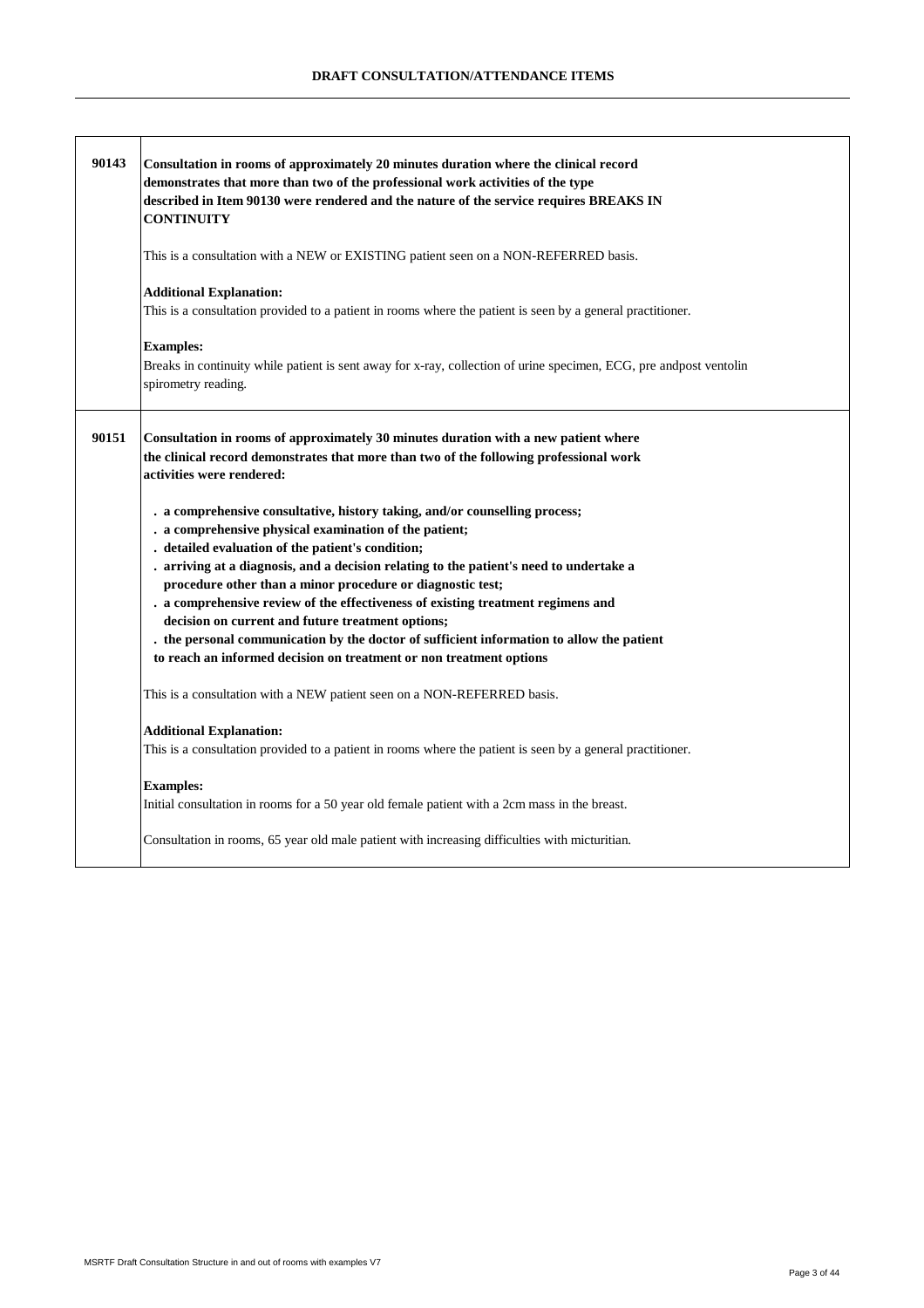## DRAFT CONSULTATION/ATTENDANCE ITEMS

| | |
|---|---|
| **90143** | **Consultation in rooms of approximately 20 minutes duration where the clinical record demonstrates that more than two of the professional work activities of the type described in Item 90130 were rendered and the nature of the service requires BREAKS IN CONTINUITY**<br><br>This is a consultation with a NEW or EXISTING patient seen on a NON-REFERRED basis.<br><br>**Additional Explanation:**<br>This is a consultation provided to a patient in rooms where the patient is seen by a general practitioner.<br><br>**Examples:**<br>Breaks in continuity while patient is sent away for x-ray, collection of urine specimen, ECG, pre andpost ventolin spirometry reading. |
| **90151** | **Consultation in rooms of approximately 30 minutes duration with a new patient where the clinical record demonstrates that more than two of the following professional work activities were rendered:**<br><br>**. a comprehensive consultative, history taking, and/or counselling process;**<br>**. a comprehensive physical examination of the patient;**<br>**. detailed evaluation of the patient's condition;**<br>**. arriving at a diagnosis, and a decision relating to the patient's need to undertake a procedure other than a minor procedure or diagnostic test;**<br>**. a comprehensive review of the effectiveness of existing treatment regimens and decision on current and future treatment options;**<br>**. the personal communication by the doctor of sufficient information to allow the patient to reach an informed decision on treatment or non treatment options**<br><br>This is a consultation with a NEW patient seen on a NON-REFERRED basis.<br><br>**Additional Explanation:**<br>This is a consultation provided to a patient in rooms where the patient is seen by a general practitioner.<br><br>**Examples:**<br>Initial consultation in rooms for a 50 year old female patient with a 2cm mass in the breast.<br><br>Consultation in rooms, 65 year old male patient with increasing difficulties with micturitian. |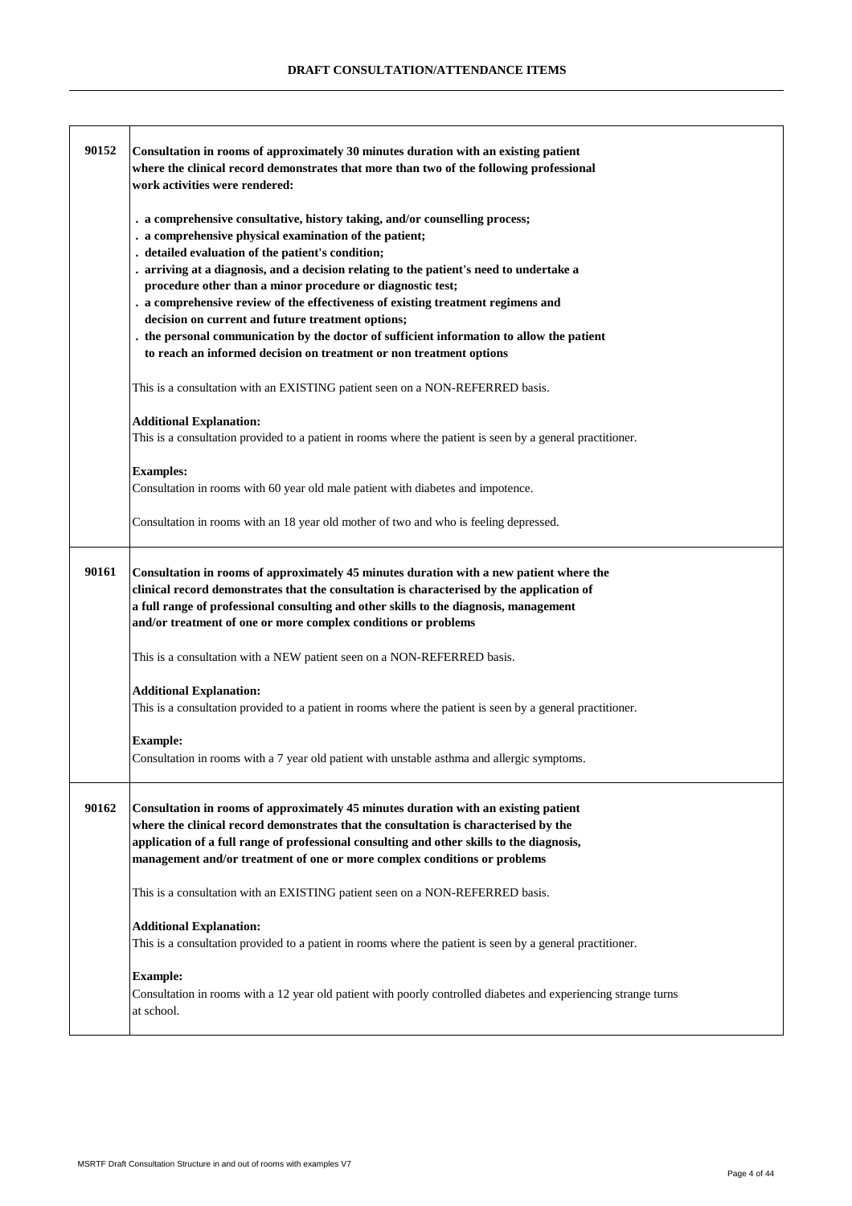| | |
|---|---|
| **90152** | **Consultation in rooms of approximately 30 minutes duration with an existing patient where the clinical record demonstrates that more than two of the following professional work activities were rendered:**<br><br>**. a comprehensive consultative, history taking, and/or counselling process;**<br>**. a comprehensive physical examination of the patient;**<br>**. detailed evaluation of the patient's condition;**<br>**. arriving at a diagnosis, and a decision relating to the patient's need to undertake a procedure other than a minor procedure or diagnostic test;**<br>**. a comprehensive review of the effectiveness of existing treatment regimens and decision on current and future treatment options;**<br>**. the personal communication by the doctor of sufficient information to allow the patient to reach an informed decision on treatment or non treatment options**<br><br>This is a consultation with an EXISTING patient seen on a NON-REFERRED basis.<br><br>**Additional Explanation:**<br>This is a consultation provided to a patient in rooms where the patient is seen by a general practitioner.<br><br>**Examples:**<br>Consultation in rooms with 60 year old male patient with diabetes and impotence.<br><br>Consultation in rooms with an 18 year old mother of two and who is feeling depressed. |
| **90161** | **Consultation in rooms of approximately 45 minutes duration with a new patient where the clinical record demonstrates that the consultation is characterised by the application of a full range of professional consulting and other skills to the diagnosis, management and/or treatment of one or more complex conditions or problems**<br><br>This is a consultation with a NEW patient seen on a NON-REFERRED basis.<br><br>**Additional Explanation:**<br>This is a consultation provided to a patient in rooms where the patient is seen by a general practitioner.<br><br>**Example:**<br>Consultation in rooms with a 7 year old patient with unstable asthma and allergic symptoms. |
| **90162** | **Consultation in rooms of approximately 45 minutes duration with an existing patient where the clinical record demonstrates that the consultation is characterised by the application of a full range of professional consulting and other skills to the diagnosis, management and/or treatment of one or more complex conditions or problems**<br><br>This is a consultation with an EXISTING patient seen on a NON-REFERRED basis.<br><br>**Additional Explanation:**<br>This is a consultation provided to a patient in rooms where the patient is seen by a general practitioner.<br><br>**Example:**<br>Consultation in rooms with a 12 year old patient with poorly controlled diabetes and experiencing strange turns at school. |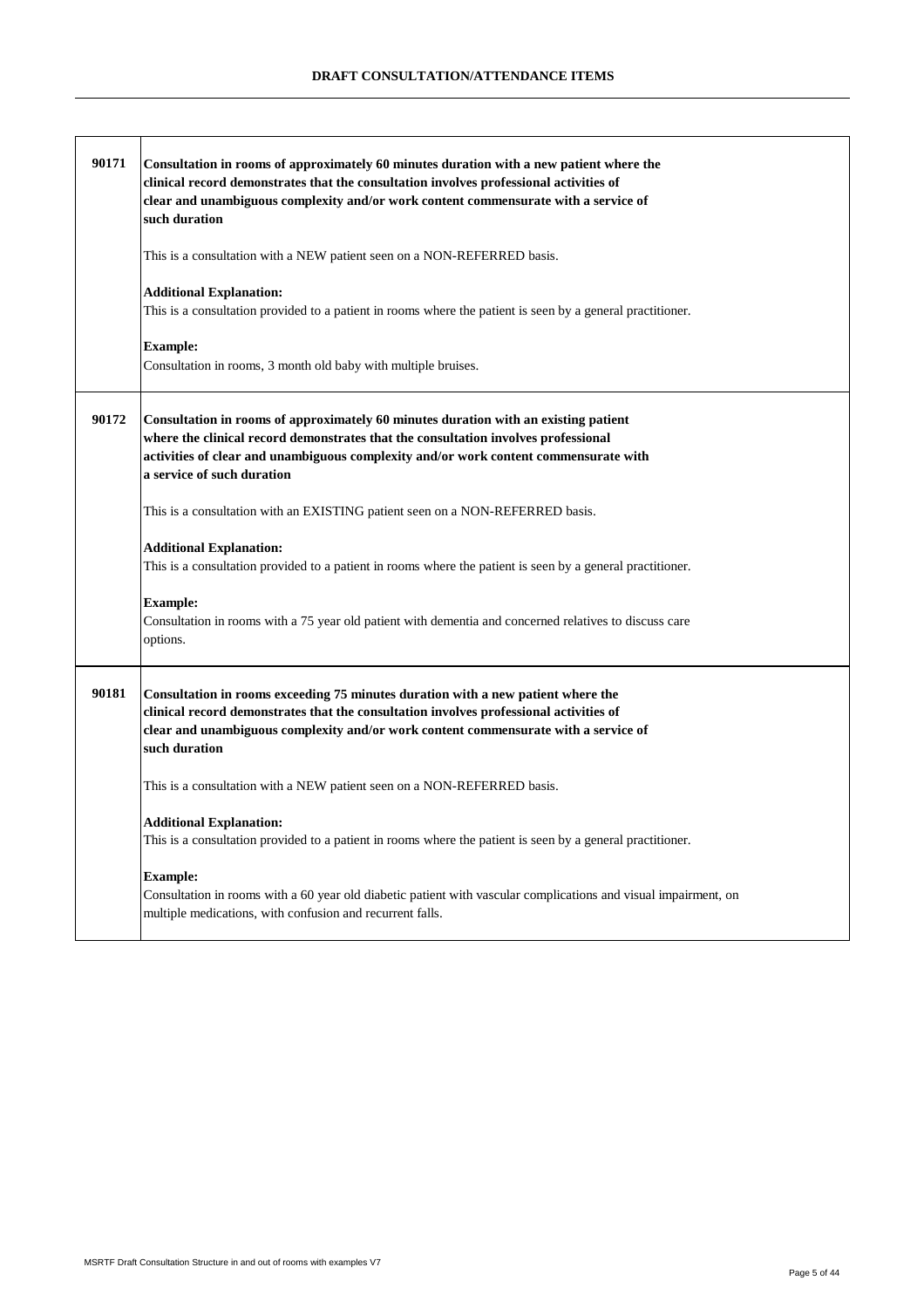## DRAFT CONSULTATION/ATTENDANCE ITEMS

| Item | Description |
|---|---|
| 90171 | **Consultation in rooms of approximately 60 minutes duration with a new patient where the clinical record demonstrates that the consultation involves professional activities of clear and unambiguous complexity and/or work content commensurate with a service of such duration**<br><br>This is a consultation with a NEW patient seen on a NON-REFERRED basis.<br><br>**Additional Explanation:**<br>This is a consultation provided to a patient in rooms where the patient is seen by a general practitioner.<br><br>**Example:**<br>Consultation in rooms, 3 month old baby with multiple bruises. |
| 90172 | **Consultation in rooms of approximately 60 minutes duration with an existing patient where the clinical record demonstrates that the consultation involves professional activities of clear and unambiguous complexity and/or work content commensurate with a service of such duration**<br><br>This is a consultation with an EXISTING patient seen on a NON-REFERRED basis.<br><br>**Additional Explanation:**<br>This is a consultation provided to a patient in rooms where the patient is seen by a general practitioner.<br><br>**Example:**<br>Consultation in rooms with a 75 year old patient with dementia and concerned relatives to discuss care options. |
| 90181 | **Consultation in rooms exceeding 75 minutes duration with a new patient where the clinical record demonstrates that the consultation involves professional activities of clear and unambiguous complexity and/or work content commensurate with a service of such duration**<br><br>This is a consultation with a NEW patient seen on a NON-REFERRED basis.<br><br>**Additional Explanation:**<br>This is a consultation provided to a patient in rooms where the patient is seen by a general practitioner.<br><br>**Example:**<br>Consultation in rooms with a 60 year old diabetic patient with vascular complications and visual impairment, on multiple medications, with confusion and recurrent falls. |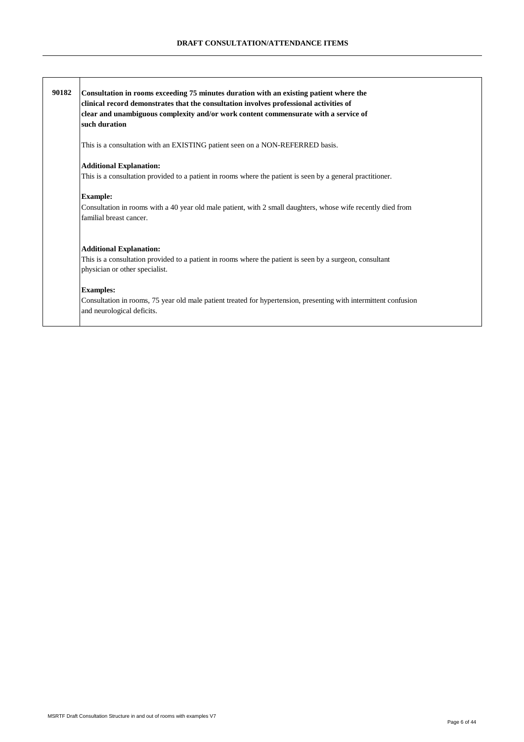## DRAFT CONSULTATION/ATTENDANCE ITEMS

| | |
|---|---|
| **90182** | **Consultation in rooms exceeding 75 minutes duration with an existing patient where the clinical record demonstrates that the consultation involves professional activities of clear and unambiguous complexity and/or work content commensurate with a service of such duration**<br><br>This is a consultation with an EXISTING patient seen on a NON-REFERRED basis.<br><br>**Additional Explanation:**<br>This is a consultation provided to a patient in rooms where the patient is seen by a general practitioner.<br><br>**Example:**<br>Consultation in rooms with a 40 year old male patient, with 2 small daughters, whose wife recently died from familial breast cancer.<br><br>**Additional Explanation:**<br>This is a consultation provided to a patient in rooms where the patient is seen by a surgeon, consultant physician or other specialist.<br><br>**Examples:**<br>Consultation in rooms, 75 year old male patient treated for hypertension, presenting with intermittent confusion and neurological deficits. |

MSRTF Draft Consultation Structure in and out of rooms with examples V7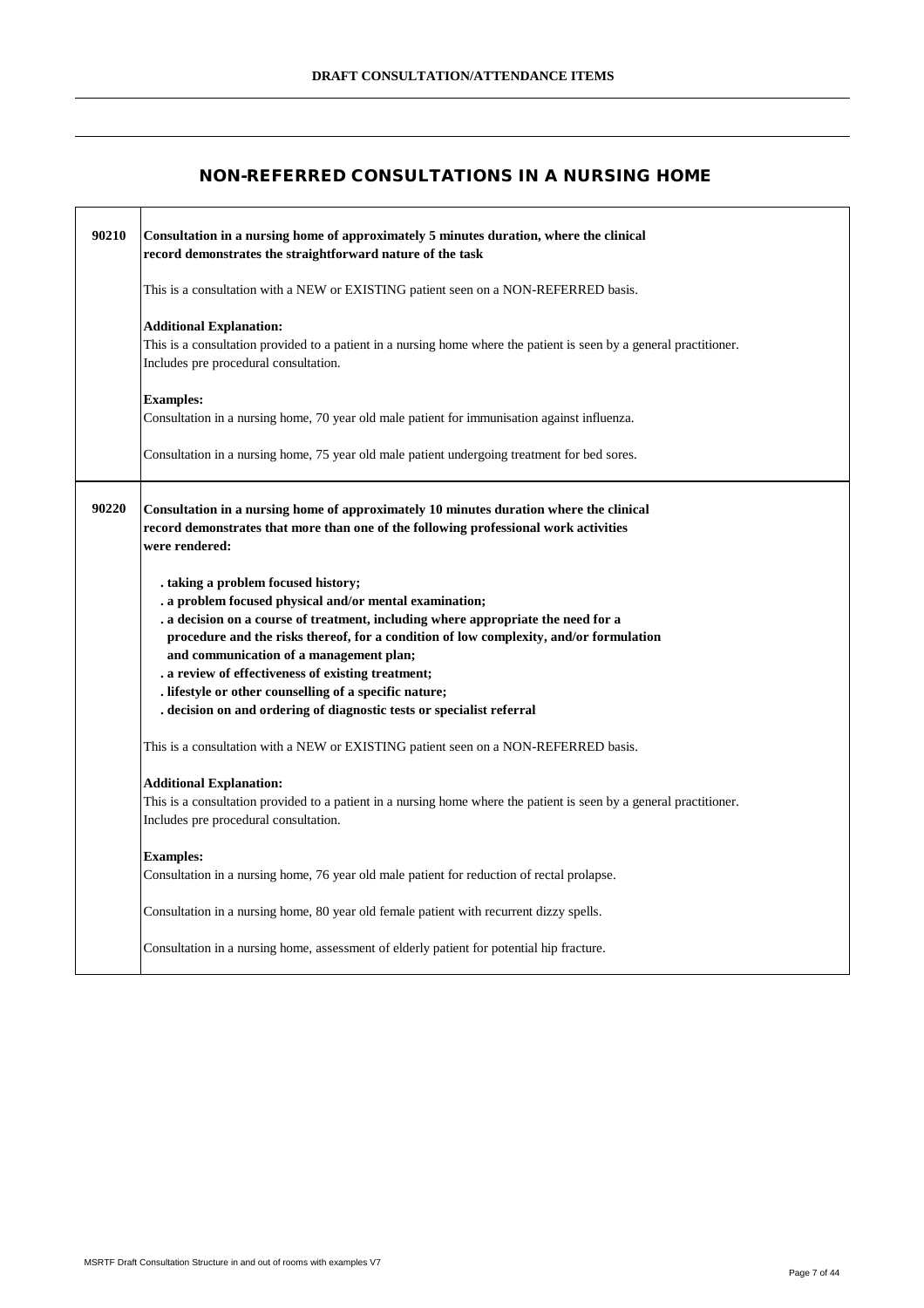## NON-REFERRED CONSULTATIONS IN A NURSING HOME

| | |
|---|---|
| **90210** | **Consultation in a nursing home of approximately 5 minutes duration, where the clinical record demonstrates the straightforward nature of the task**<br><br>This is a consultation with a NEW or EXISTING patient seen on a NON-REFERRED basis.<br><br>**Additional Explanation:**<br>This is a consultation provided to a patient in a nursing home where the patient is seen by a general practitioner. Includes pre procedural consultation.<br><br>**Examples:**<br>Consultation in a nursing home, 70 year old male patient for immunisation against influenza.<br><br>Consultation in a nursing home, 75 year old male patient undergoing treatment for bed sores. |
| **90220** | **Consultation in a nursing home of approximately 10 minutes duration where the clinical record demonstrates that more than one of the following professional work activities were rendered:**<br><br>**. taking a problem focused history;**<br>**. a problem focused physical and/or mental examination;**<br>**. a decision on a course of treatment, including where appropriate the need for a procedure and the risks thereof, for a condition of low complexity, and/or formulation and communication of a management plan;**<br>**. a review of effectiveness of existing treatment;**<br>**. lifestyle or other counselling of a specific nature;**<br>**. decision on and ordering of diagnostic tests or specialist referral**<br><br>This is a consultation with a NEW or EXISTING patient seen on a NON-REFERRED basis.<br><br>**Additional Explanation:**<br>This is a consultation provided to a patient in a nursing home where the patient is seen by a general practitioner. Includes pre procedural consultation.<br><br>**Examples:**<br>Consultation in a nursing home, 76 year old male patient for reduction of rectal prolapse.<br><br>Consultation in a nursing home, 80 year old female patient with recurrent dizzy spells.<br><br>Consultation in a nursing home, assessment of elderly patient for potential hip fracture. |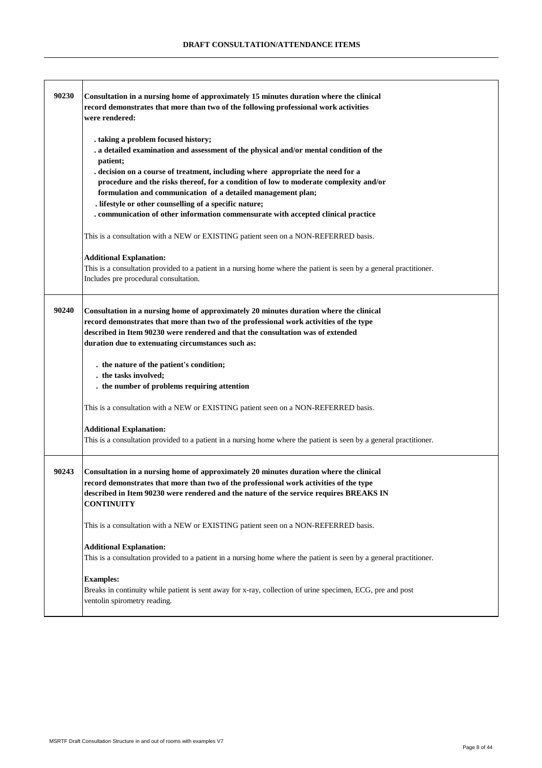**DRAFT CONSULTATION/ATTENDANCE ITEMS**

| Item | Description |
|---|---|
| **90230** | **Consultation in a nursing home of approximately 15 minutes duration where the clinical record demonstrates that more than two of the following professional work activities were rendered:**<br><br>**. taking a problem focused history;**<br>**. a detailed examination and assessment of the physical and/or mental condition of the patient;**<br>**. decision on a course of treatment, including where appropriate the need for a procedure and the risks thereof, for a condition of low to moderate complexity and/or formulation and communication of a detailed management plan;**<br>**. lifestyle or other counselling of a specific nature;**<br>**. communication of other information commensurate with accepted clinical practice**<br><br>This is a consultation with a NEW or EXISTING patient seen on a NON-REFERRED basis.<br><br>**Additional Explanation:**<br>This is a consultation provided to a patient in a nursing home where the patient is seen by a general practitioner. Includes pre procedural consultation. |
| **90240** | **Consultation in a nursing home of approximately 20 minutes duration where the clinical record demonstrates that more than two of the professional work activities of the type described in Item 90230 were rendered and that the consultation was of extended duration due to extenuating circumstances such as:**<br><br>**. the nature of the patient's condition;**<br>**. the tasks involved;**<br>**. the number of problems requiring attention**<br><br>This is a consultation with a NEW or EXISTING patient seen on a NON-REFERRED basis.<br><br>**Additional Explanation:**<br>This is a consultation provided to a patient in a nursing home where the patient is seen by a general practitioner. |
| **90243** | **Consultation in a nursing home of approximately 20 minutes duration where the clinical record demonstrates that more than two of the professional work activities of the type described in Item 90230 were rendered and the nature of the service requires BREAKS IN CONTINUITY**<br><br>This is a consultation with a NEW or EXISTING patient seen on a NON-REFERRED basis.<br><br>**Additional Explanation:**<br>This is a consultation provided to a patient in a nursing home where the patient is seen by a general practitioner.<br><br>**Examples:**<br>Breaks in continuity while patient is sent away for x-ray, collection of urine specimen, ECG, pre and post ventolin spirometry reading. |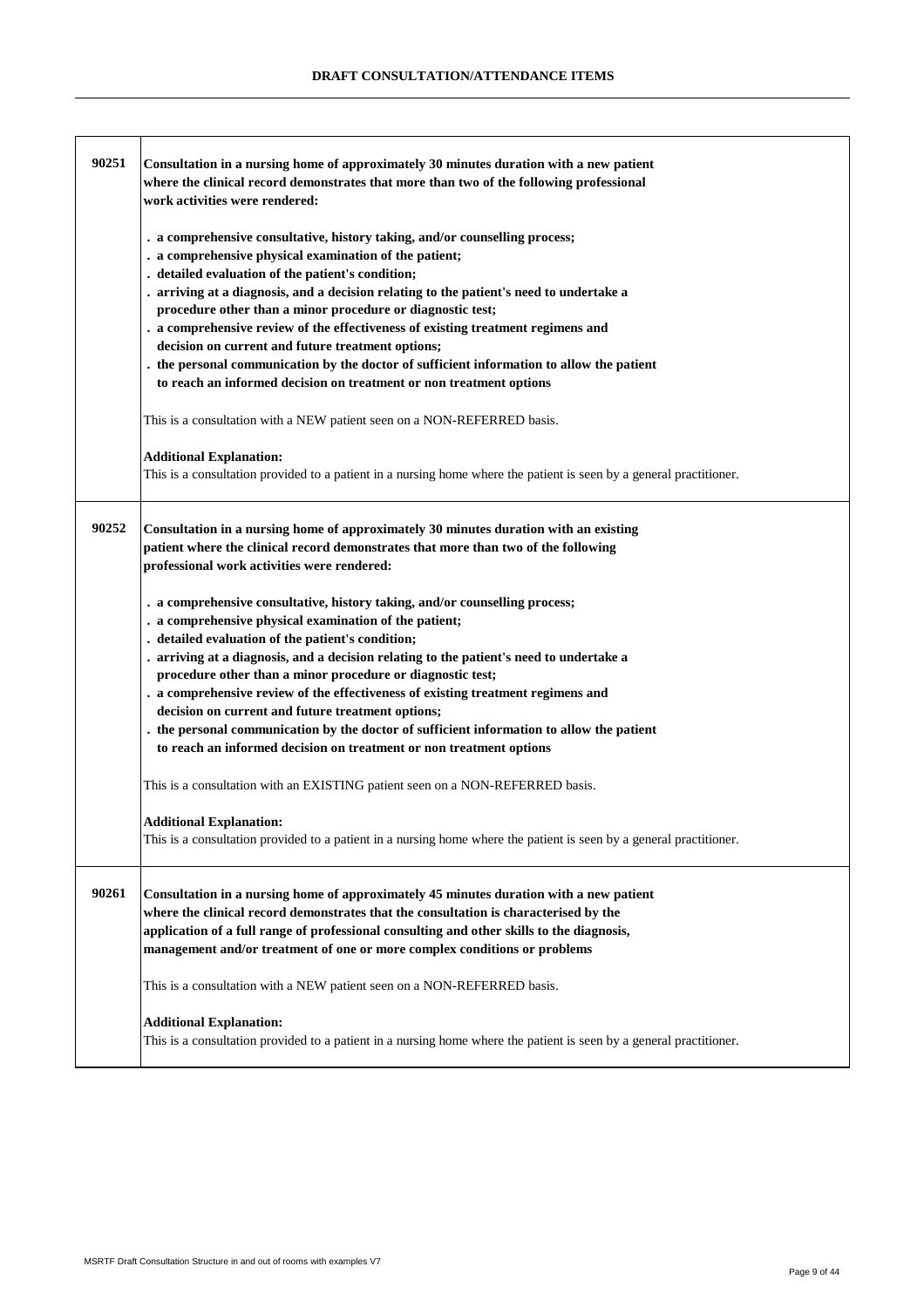## DRAFT CONSULTATION/ATTENDANCE ITEMS

| | |
|---|---|
| **90251** | **Consultation in a nursing home of approximately 30 minutes duration with a new patient where the clinical record demonstrates that more than two of the following professional work activities were rendered:**<br><br>**. a comprehensive consultative, history taking, and/or counselling process;**<br>**. a comprehensive physical examination of the patient;**<br>**. detailed evaluation of the patient's condition;**<br>**. arriving at a diagnosis, and a decision relating to the patient's need to undertake a procedure other than a minor procedure or diagnostic test;**<br>**. a comprehensive review of the effectiveness of existing treatment regimens and decision on current and future treatment options;**<br>**. the personal communication by the doctor of sufficient information to allow the patient to reach an informed decision on treatment or non treatment options**<br><br>This is a consultation with a NEW patient seen on a NON-REFERRED basis.<br><br>**Additional Explanation:**<br>This is a consultation provided to a patient in a nursing home where the patient is seen by a general practitioner. |
| **90252** | **Consultation in a nursing home of approximately 30 minutes duration with an existing patient where the clinical record demonstrates that more than two of the following professional work activities were rendered:**<br><br>**. a comprehensive consultative, history taking, and/or counselling process;**<br>**. a comprehensive physical examination of the patient;**<br>**. detailed evaluation of the patient's condition;**<br>**. arriving at a diagnosis, and a decision relating to the patient's need to undertake a procedure other than a minor procedure or diagnostic test;**<br>**. a comprehensive review of the effectiveness of existing treatment regimens and decision on current and future treatment options;**<br>**. the personal communication by the doctor of sufficient information to allow the patient to reach an informed decision on treatment or non treatment options**<br><br>This is a consultation with an EXISTING patient seen on a NON-REFERRED basis.<br><br>**Additional Explanation:**<br>This is a consultation provided to a patient in a nursing home where the patient is seen by a general practitioner. |
| **90261** | **Consultation in a nursing home of approximately 45 minutes duration with a new patient where the clinical record demonstrates that the consultation is characterised by the application of a full range of professional consulting and other skills to the diagnosis, management and/or treatment of one or more complex conditions or problems**<br><br>This is a consultation with a NEW patient seen on a NON-REFERRED basis.<br><br>**Additional Explanation:**<br>This is a consultation provided to a patient in a nursing home where the patient is seen by a general practitioner. |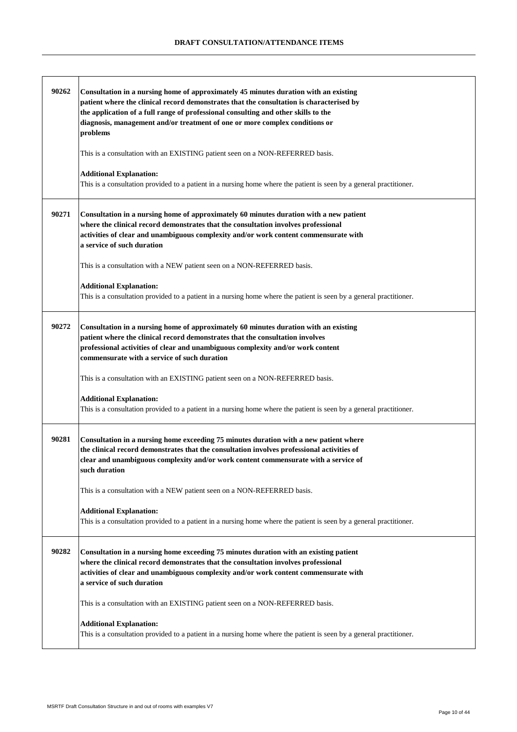| | |
|---|---|
| 90262 | **Consultation in a nursing home of approximately 45 minutes duration with an existing patient where the clinical record demonstrates that the consultation is characterised by the application of a full range of professional consulting and other skills to the diagnosis, management and/or treatment of one or more complex conditions or problems**<br><br>This is a consultation with an EXISTING patient seen on a NON-REFERRED basis.<br><br>**Additional Explanation:**<br>This is a consultation provided to a patient in a nursing home where the patient is seen by a general practitioner. |
| 90271 | **Consultation in a nursing home of approximately 60 minutes duration with a new patient where the clinical record demonstrates that the consultation involves professional activities of clear and unambiguous complexity and/or work content commensurate with a service of such duration**<br><br>This is a consultation with a NEW patient seen on a NON-REFERRED basis.<br><br>**Additional Explanation:**<br>This is a consultation provided to a patient in a nursing home where the patient is seen by a general practitioner. |
| 90272 | **Consultation in a nursing home of approximately 60 minutes duration with an existing patient where the clinical record demonstrates that the consultation involves professional activities of clear and unambiguous complexity and/or work content commensurate with a service of such duration**<br><br>This is a consultation with an EXISTING patient seen on a NON-REFERRED basis.<br><br>**Additional Explanation:**<br>This is a consultation provided to a patient in a nursing home where the patient is seen by a general practitioner. |
| 90281 | **Consultation in a nursing home exceeding 75 minutes duration with a new patient where the clinical record demonstrates that the consultation involves professional activities of clear and unambiguous complexity and/or work content commensurate with a service of such duration**<br><br>This is a consultation with a NEW patient seen on a NON-REFERRED basis.<br><br>**Additional Explanation:**<br>This is a consultation provided to a patient in a nursing home where the patient is seen by a general practitioner. |
| 90282 | **Consultation in a nursing home exceeding 75 minutes duration with an existing patient where the clinical record demonstrates that the consultation involves professional activities of clear and unambiguous complexity and/or work content commensurate with a service of such duration**<br><br>This is a consultation with an EXISTING patient seen on a NON-REFERRED basis.<br><br>**Additional Explanation:**<br>This is a consultation provided to a patient in a nursing home where the patient is seen by a general practitioner. |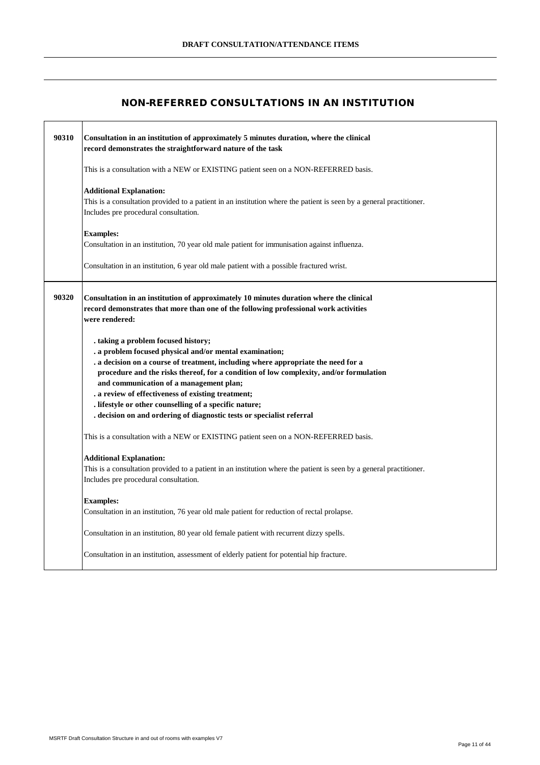**DRAFT CONSULTATION/ATTENDANCE ITEMS**

## NON-REFERRED CONSULTATIONS IN AN INSTITUTION

| | |
|---|---|
| **90310** | **Consultation in an institution of approximately 5 minutes duration, where the clinical record demonstrates the straightforward nature of the task**<br><br>This is a consultation with a NEW or EXISTING patient seen on a NON-REFERRED basis.<br><br>**Additional Explanation:**<br>This is a consultation provided to a patient in an institution where the patient is seen by a general practitioner. Includes pre procedural consultation.<br><br>**Examples:**<br>Consultation in an institution, 70 year old male patient for immunisation against influenza.<br><br>Consultation in an institution, 6 year old male patient with a possible fractured wrist. |
| **90320** | **Consultation in an institution of approximately 10 minutes duration where the clinical record demonstrates that more than one of the following professional work activities were rendered:**<br><br>**. taking a problem focused history;**<br>**. a problem focused physical and/or mental examination;**<br>**. a decision on a course of treatment, including where appropriate the need for a procedure and the risks thereof, for a condition of low complexity, and/or formulation and communication of a management plan;**<br>**. a review of effectiveness of existing treatment;**<br>**. lifestyle or other counselling of a specific nature;**<br>**. decision on and ordering of diagnostic tests or specialist referral**<br><br>This is a consultation with a NEW or EXISTING patient seen on a NON-REFERRED basis.<br><br>**Additional Explanation:**<br>This is a consultation provided to a patient in an institution where the patient is seen by a general practitioner. Includes pre procedural consultation.<br><br>**Examples:**<br>Consultation in an institution, 76 year old male patient for reduction of rectal prolapse.<br><br>Consultation in an institution, 80 year old female patient with recurrent dizzy spells.<br><br>Consultation in an institution, assessment of elderly patient for potential hip fracture. |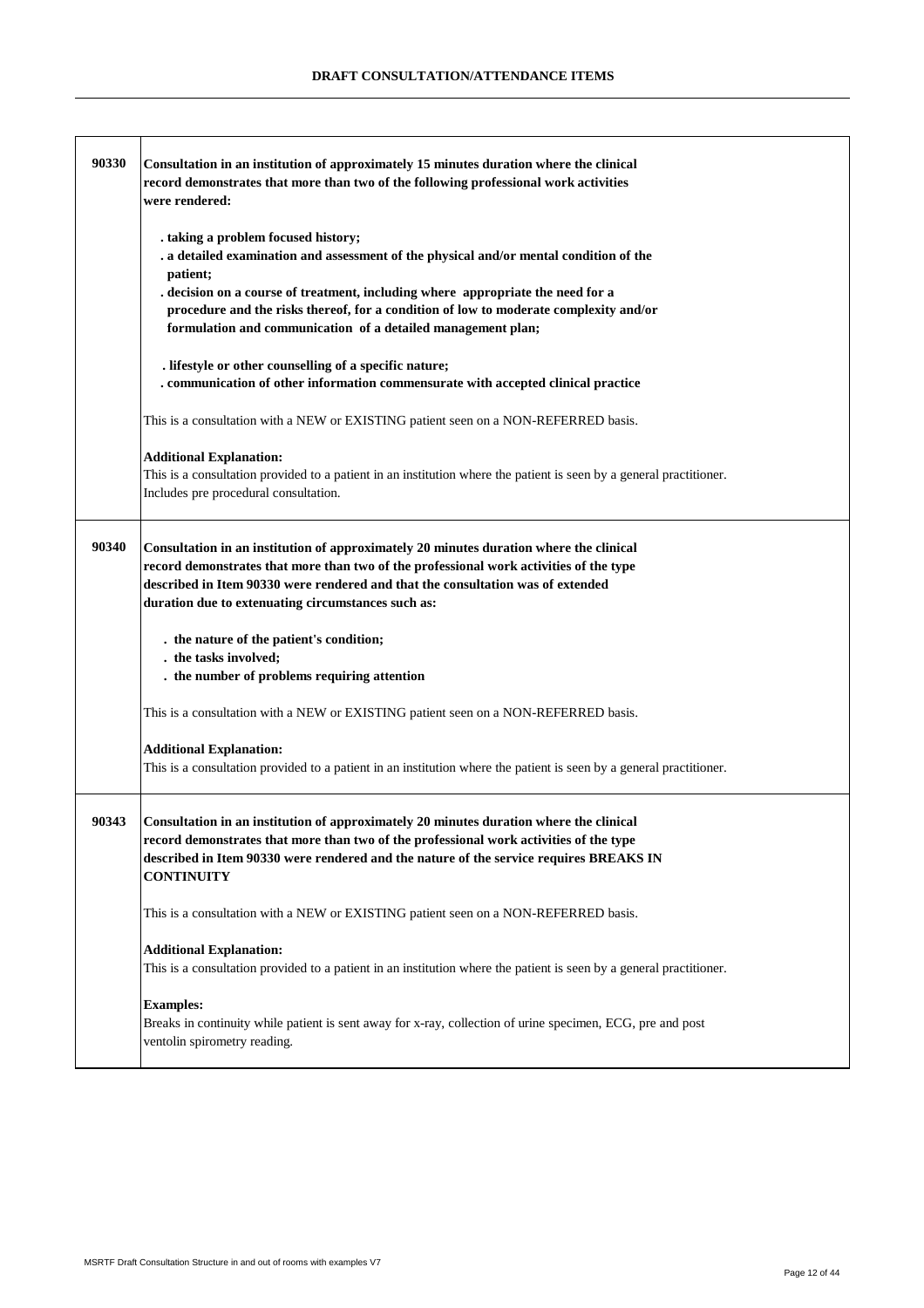## DRAFT CONSULTATION/ATTENDANCE ITEMS

| Item | Description |
|---|---|
| **90330** | **Consultation in an institution of approximately 15 minutes duration where the clinical record demonstrates that more than two of the following professional work activities were rendered:**<br><br>**. taking a problem focused history;**<br>**. a detailed examination and assessment of the physical and/or mental condition of the patient;**<br>**. decision on a course of treatment, including where appropriate the need for a procedure and the risks thereof, for a condition of low to moderate complexity and/or formulation and communication of a detailed management plan;**<br><br>**. lifestyle or other counselling of a specific nature;**<br>**. communication of other information commensurate with accepted clinical practice**<br><br>This is a consultation with a NEW or EXISTING patient seen on a NON-REFERRED basis.<br><br>**Additional Explanation:**<br>This is a consultation provided to a patient in an institution where the patient is seen by a general practitioner.<br>Includes pre procedural consultation. |
| **90340** | **Consultation in an institution of approximately 20 minutes duration where the clinical record demonstrates that more than two of the professional work activities of the type described in Item 90330 were rendered and that the consultation was of extended duration due to extenuating circumstances such as:**<br><br>**. the nature of the patient's condition;**<br>**. the tasks involved;**<br>**. the number of problems requiring attention**<br><br>This is a consultation with a NEW or EXISTING patient seen on a NON-REFERRED basis.<br><br>**Additional Explanation:**<br>This is a consultation provided to a patient in an institution where the patient is seen by a general practitioner. |
| **90343** | **Consultation in an institution of approximately 20 minutes duration where the clinical record demonstrates that more than two of the professional work activities of the type described in Item 90330 were rendered and the nature of the service requires BREAKS IN CONTINUITY**<br><br>This is a consultation with a NEW or EXISTING patient seen on a NON-REFERRED basis.<br><br>**Additional Explanation:**<br>This is a consultation provided to a patient in an institution where the patient is seen by a general practitioner.<br><br>**Examples:**<br>Breaks in continuity while patient is sent away for x-ray, collection of urine specimen, ECG, pre and post ventolin spirometry reading. |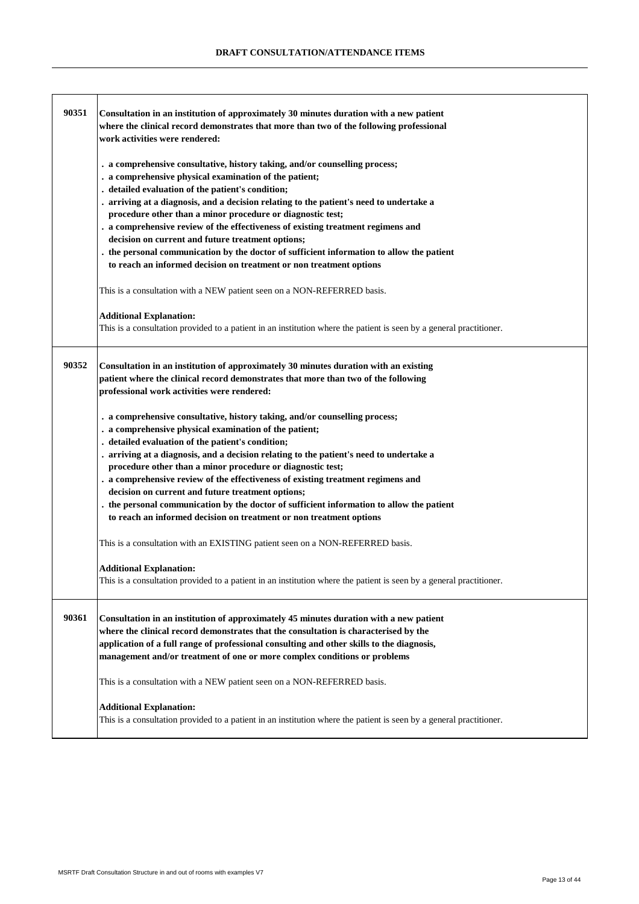## DRAFT CONSULTATION/ATTENDANCE ITEMS

| Item | Description |
|---|---|
| 90351 | **Consultation in an institution of approximately 30 minutes duration with a new patient where the clinical record demonstrates that more than two of the following professional work activities were rendered:**<br><br>**. a comprehensive consultative, history taking, and/or counselling process;**<br>**. a comprehensive physical examination of the patient;**<br>**. detailed evaluation of the patient's condition;**<br>**. arriving at a diagnosis, and a decision relating to the patient's need to undertake a procedure other than a minor procedure or diagnostic test;**<br>**. a comprehensive review of the effectiveness of existing treatment regimens and decision on current and future treatment options;**<br>**. the personal communication by the doctor of sufficient information to allow the patient to reach an informed decision on treatment or non treatment options**<br><br>This is a consultation with a NEW patient seen on a NON-REFERRED basis.<br><br>**Additional Explanation:**<br>This is a consultation provided to a patient in an institution where the patient is seen by a general practitioner. |
| 90352 | **Consultation in an institution of approximately 30 minutes duration with an existing patient where the clinical record demonstrates that more than two of the following professional work activities were rendered:**<br><br>**. a comprehensive consultative, history taking, and/or counselling process;**<br>**. a comprehensive physical examination of the patient;**<br>**. detailed evaluation of the patient's condition;**<br>**. arriving at a diagnosis, and a decision relating to the patient's need to undertake a procedure other than a minor procedure or diagnostic test;**<br>**. a comprehensive review of the effectiveness of existing treatment regimens and decision on current and future treatment options;**<br>**. the personal communication by the doctor of sufficient information to allow the patient to reach an informed decision on treatment or non treatment options**<br><br>This is a consultation with an EXISTING patient seen on a NON-REFERRED basis.<br><br>**Additional Explanation:**<br>This is a consultation provided to a patient in an institution where the patient is seen by a general practitioner. |
| 90361 | **Consultation in an institution of approximately 45 minutes duration with a new patient where the clinical record demonstrates that the consultation is characterised by the application of a full range of professional consulting and other skills to the diagnosis, management and/or treatment of one or more complex conditions or problems**<br><br>This is a consultation with a NEW patient seen on a NON-REFERRED basis.<br><br>**Additional Explanation:**<br>This is a consultation provided to a patient in an institution where the patient is seen by a general practitioner. |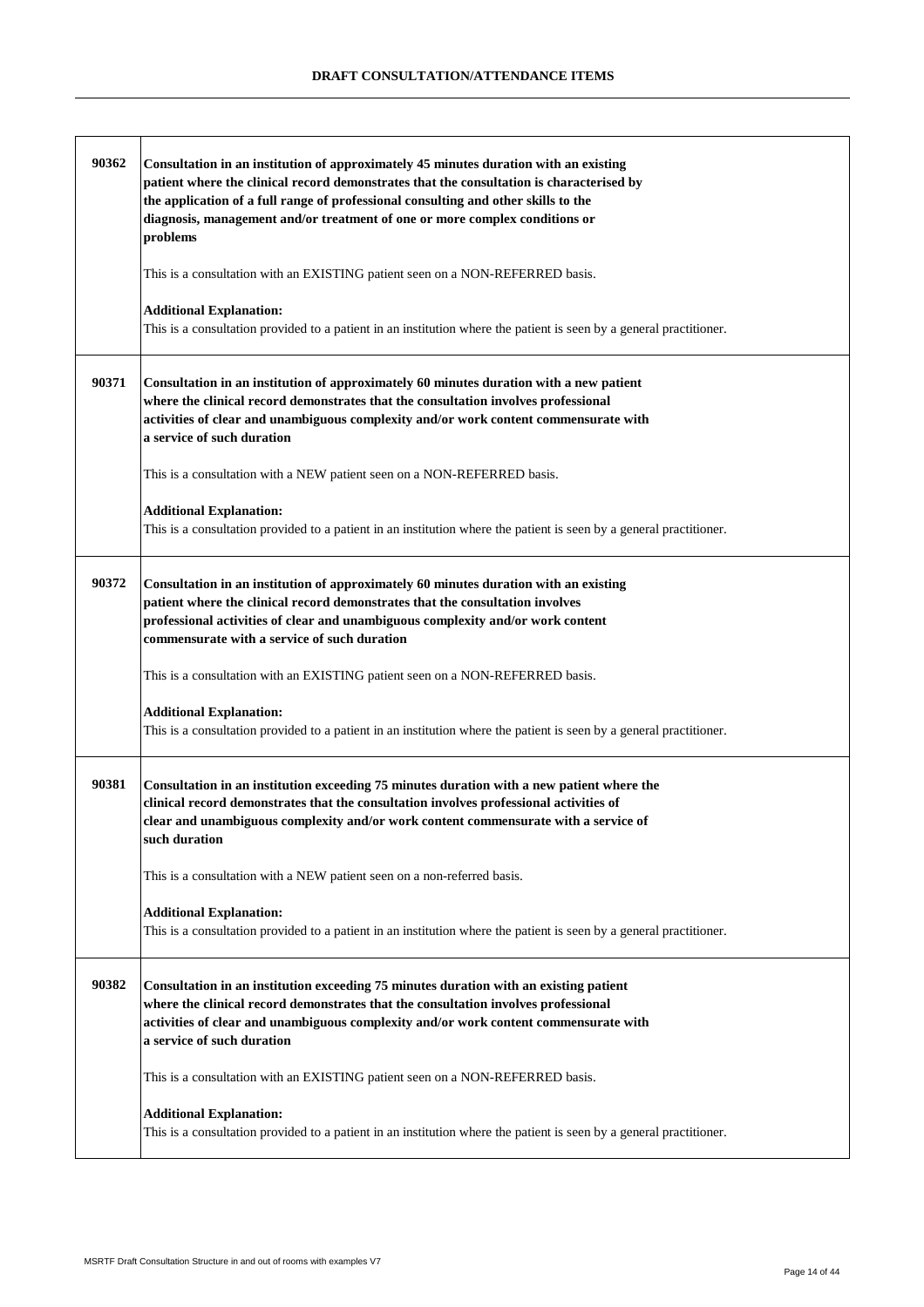| | |
|---|---|
| 90362 | **Consultation in an institution of approximately 45 minutes duration with an existing patient where the clinical record demonstrates that the consultation is characterised by the application of a full range of professional consulting and other skills to the diagnosis, management and/or treatment of one or more complex conditions or problems**<br><br>This is a consultation with an EXISTING patient seen on a NON-REFERRED basis.<br><br>**Additional Explanation:**<br>This is a consultation provided to a patient in an institution where the patient is seen by a general practitioner. |
| 90371 | **Consultation in an institution of approximately 60 minutes duration with a new patient where the clinical record demonstrates that the consultation involves professional activities of clear and unambiguous complexity and/or work content commensurate with a service of such duration**<br><br>This is a consultation with a NEW patient seen on a NON-REFERRED basis.<br><br>**Additional Explanation:**<br>This is a consultation provided to a patient in an institution where the patient is seen by a general practitioner. |
| 90372 | **Consultation in an institution of approximately 60 minutes duration with an existing patient where the clinical record demonstrates that the consultation involves professional activities of clear and unambiguous complexity and/or work content commensurate with a service of such duration**<br><br>This is a consultation with an EXISTING patient seen on a NON-REFERRED basis.<br><br>**Additional Explanation:**<br>This is a consultation provided to a patient in an institution where the patient is seen by a general practitioner. |
| 90381 | **Consultation in an institution exceeding 75 minutes duration with a new patient where the clinical record demonstrates that the consultation involves professional activities of clear and unambiguous complexity and/or work content commensurate with a service of such duration**<br><br>This is a consultation with a NEW patient seen on a non-referred basis.<br><br>**Additional Explanation:**<br>This is a consultation provided to a patient in an institution where the patient is seen by a general practitioner. |
| 90382 | **Consultation in an institution exceeding 75 minutes duration with an existing patient where the clinical record demonstrates that the consultation involves professional activities of clear and unambiguous complexity and/or work content commensurate with a service of such duration**<br><br>This is a consultation with an EXISTING patient seen on a NON-REFERRED basis.<br><br>**Additional Explanation:**<br>This is a consultation provided to a patient in an institution where the patient is seen by a general practitioner. |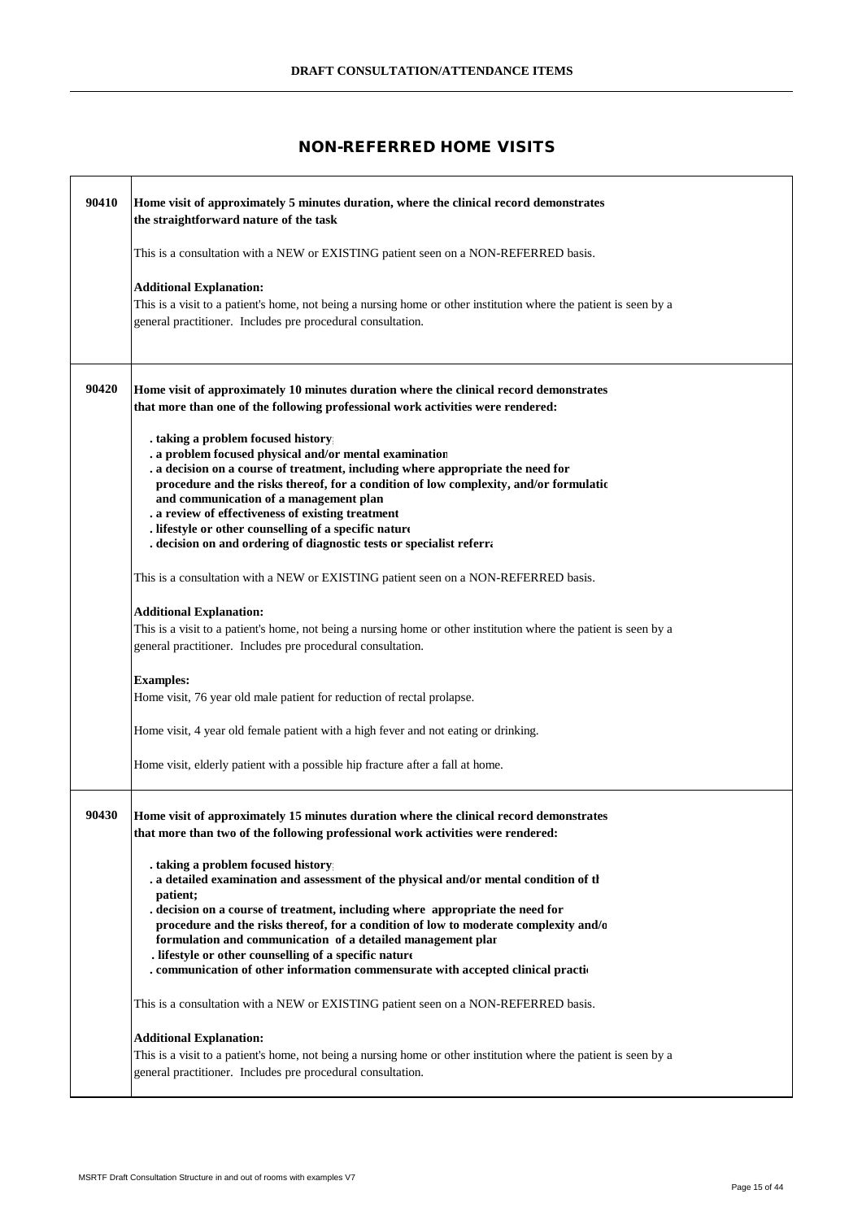## NON-REFERRED HOME VISITS

| | |
|---|---|
| **90410** | **Home visit of approximately 5 minutes duration, where the clinical record demonstrates the straightforward nature of the task**<br><br>This is a consultation with a NEW or EXISTING patient seen on a NON-REFERRED basis.<br><br>**Additional Explanation:**<br>This is a visit to a patient's home, not being a nursing home or other institution where the patient is seen by a general practitioner. Includes pre procedural consultation. |
| **90420** | **Home visit of approximately 10 minutes duration where the clinical record demonstrates that more than one of the following professional work activities were rendered:**<br><br>**. taking a problem focused history;**<br>**. a problem focused physical and/or mental examination**<br>**. a decision on a course of treatment, including where appropriate the need for procedure and the risks thereof, for a condition of low complexity, and/or formulatic and communication of a management plan**<br>**. a review of effectiveness of existing treatment**<br>**. lifestyle or other counselling of a specific nature**<br>**. decision on and ordering of diagnostic tests or specialist referra**<br><br>This is a consultation with a NEW or EXISTING patient seen on a NON-REFERRED basis.<br><br>**Additional Explanation:**<br>This is a visit to a patient's home, not being a nursing home or other institution where the patient is seen by a general practitioner. Includes pre procedural consultation.<br><br>**Examples:**<br>Home visit, 76 year old male patient for reduction of rectal prolapse.<br><br>Home visit, 4 year old female patient with a high fever and not eating or drinking.<br><br>Home visit, elderly patient with a possible hip fracture after a fall at home. |
| **90430** | **Home visit of approximately 15 minutes duration where the clinical record demonstrates that more than two of the following professional work activities were rendered:**<br><br>**. taking a problem focused history;**<br>**. a detailed examination and assessment of the physical and/or mental condition of th patient;**<br>**. decision on a course of treatment, including where appropriate the need for procedure and the risks thereof, for a condition of low to moderate complexity and/o formulation and communication of a detailed management plar**<br>**. lifestyle or other counselling of a specific nature**<br>**. communication of other information commensurate with accepted clinical practic**<br><br>This is a consultation with a NEW or EXISTING patient seen on a NON-REFERRED basis.<br><br>**Additional Explanation:**<br>This is a visit to a patient's home, not being a nursing home or other institution where the patient is seen by a general practitioner. Includes pre procedural consultation. |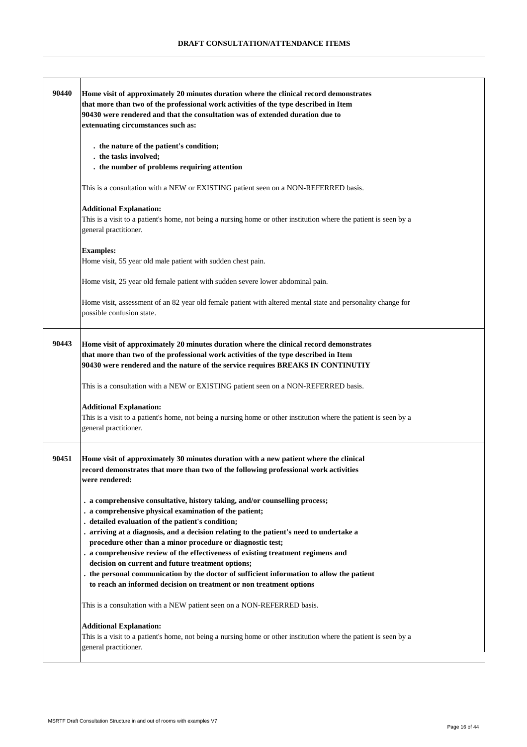| | |
|---|---|
| **90440** | **Home visit of approximately 20 minutes duration where the clinical record demonstrates that more than two of the professional work activities of the type described in Item 90430 were rendered and that the consultation was of extended duration due to extenuating circumstances such as:**<br><br>**. the nature of the patient's condition;**<br>**. the tasks involved;**<br>**. the number of problems requiring attention**<br><br>This is a consultation with a NEW or EXISTING patient seen on a NON-REFERRED basis.<br><br>**Additional Explanation:**<br>This is a visit to a patient's home, not being a nursing home or other institution where the patient is seen by a general practitioner.<br><br>**Examples:**<br>Home visit, 55 year old male patient with sudden chest pain.<br><br>Home visit, 25 year old female patient with sudden severe lower abdominal pain.<br><br>Home visit, assessment of an 82 year old female patient with altered mental state and personality change for possible confusion state. |
| **90443** | **Home visit of approximately 20 minutes duration where the clinical record demonstrates that more than two of the professional work activities of the type described in Item 90430 were rendered and the nature of the service requires BREAKS IN CONTINUTIY**<br><br>This is a consultation with a NEW or EXISTING patient seen on a NON-REFERRED basis.<br><br>**Additional Explanation:**<br>This is a visit to a patient's home, not being a nursing home or other institution where the patient is seen by a general practitioner. |
| **90451** | **Home visit of approximately 30 minutes duration with a new patient where the clinical record demonstrates that more than two of the following professional work activities were rendered:**<br><br>**. a comprehensive consultative, history taking, and/or counselling process;**<br>**. a comprehensive physical examination of the patient;**<br>**. detailed evaluation of the patient's condition;**<br>**. arriving at a diagnosis, and a decision relating to the patient's need to undertake a procedure other than a minor procedure or diagnostic test;**<br>**. a comprehensive review of the effectiveness of existing treatment regimens and decision on current and future treatment options;**<br>**. the personal communication by the doctor of sufficient information to allow the patient to reach an informed decision on treatment or non treatment options**<br><br>This is a consultation with a NEW patient seen on a NON-REFERRED basis.<br><br>**Additional Explanation:**<br>This is a visit to a patient's home, not being a nursing home or other institution where the patient is seen by a general practitioner. |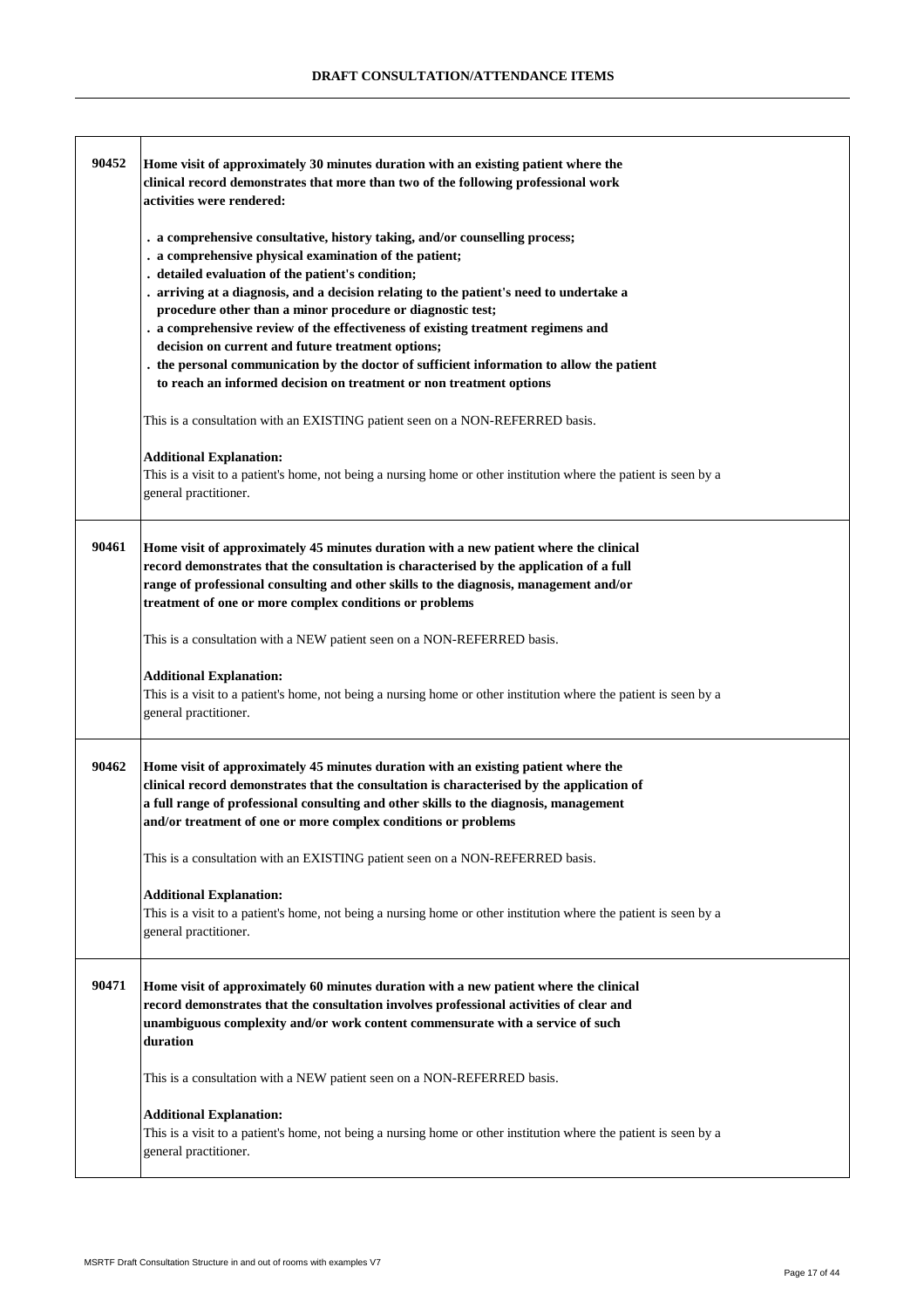| | |
|---|---|
| 90452 | **Home visit of approximately 30 minutes duration with an existing patient where the clinical record demonstrates that more than two of the following professional work activities were rendered:**<br><br>**. a comprehensive consultative, history taking, and/or counselling process;**<br>**. a comprehensive physical examination of the patient;**<br>**. detailed evaluation of the patient's condition;**<br>**. arriving at a diagnosis, and a decision relating to the patient's need to undertake a procedure other than a minor procedure or diagnostic test;**<br>**. a comprehensive review of the effectiveness of existing treatment regimens and decision on current and future treatment options;**<br>**. the personal communication by the doctor of sufficient information to allow the patient to reach an informed decision on treatment or non treatment options**<br><br>This is a consultation with an EXISTING patient seen on a NON-REFERRED basis.<br><br>**Additional Explanation:**<br>This is a visit to a patient's home, not being a nursing home or other institution where the patient is seen by a general practitioner. |
| 90461 | **Home visit of approximately 45 minutes duration with a new patient where the clinical record demonstrates that the consultation is characterised by the application of a full range of professional consulting and other skills to the diagnosis, management and/or treatment of one or more complex conditions or problems**<br><br>This is a consultation with a NEW patient seen on a NON-REFERRED basis.<br><br>**Additional Explanation:**<br>This is a visit to a patient's home, not being a nursing home or other institution where the patient is seen by a general practitioner. |
| 90462 | **Home visit of approximately 45 minutes duration with an existing patient where the clinical record demonstrates that the consultation is characterised by the application of a full range of professional consulting and other skills to the diagnosis, management and/or treatment of one or more complex conditions or problems**<br><br>This is a consultation with an EXISTING patient seen on a NON-REFERRED basis.<br><br>**Additional Explanation:**<br>This is a visit to a patient's home, not being a nursing home or other institution where the patient is seen by a general practitioner. |
| 90471 | **Home visit of approximately 60 minutes duration with a new patient where the clinical record demonstrates that the consultation involves professional activities of clear and unambiguous complexity and/or work content commensurate with a service of such duration**<br><br>This is a consultation with a NEW patient seen on a NON-REFERRED basis.<br><br>**Additional Explanation:**<br>This is a visit to a patient's home, not being a nursing home or other institution where the patient is seen by a general practitioner. |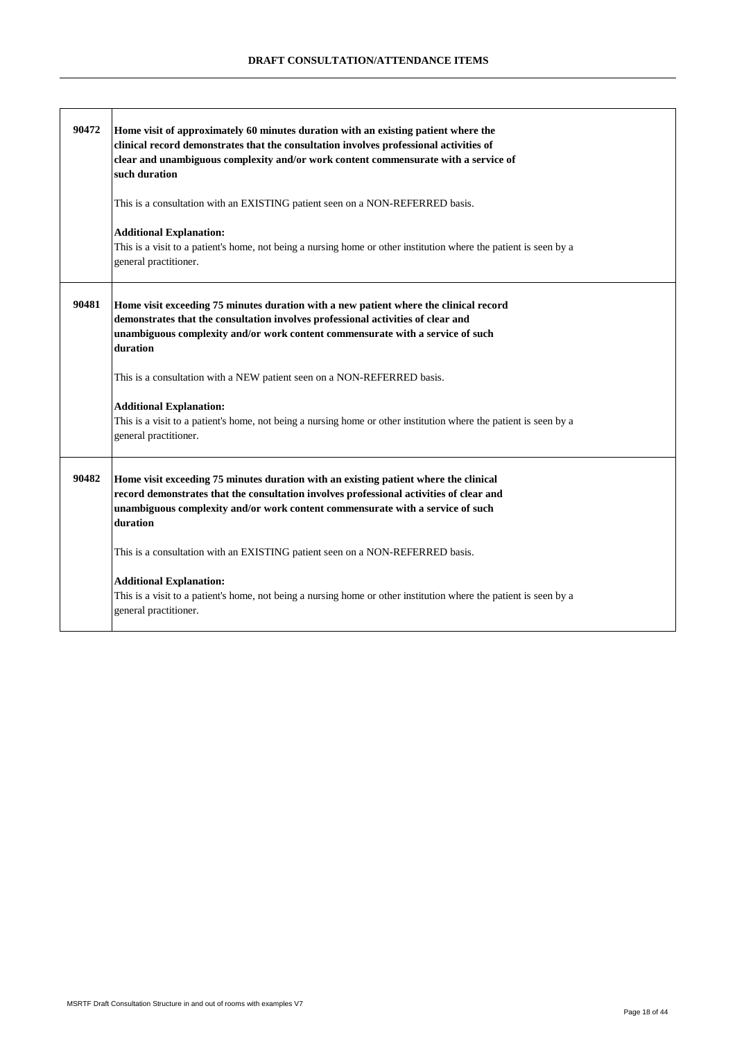| | |
|---|---|
| **90472** | **Home visit of approximately 60 minutes duration with an existing patient where the clinical record demonstrates that the consultation involves professional activities of clear and unambiguous complexity and/or work content commensurate with a service of such duration**<br><br>This is a consultation with an EXISTING patient seen on a NON-REFERRED basis.<br><br>**Additional Explanation:**<br>This is a visit to a patient's home, not being a nursing home or other institution where the patient is seen by a general practitioner. |
| **90481** | **Home visit exceeding 75 minutes duration with a new patient where the clinical record demonstrates that the consultation involves professional activities of clear and unambiguous complexity and/or work content commensurate with a service of such duration**<br><br>This is a consultation with a NEW patient seen on a NON-REFERRED basis.<br><br>**Additional Explanation:**<br>This is a visit to a patient's home, not being a nursing home or other institution where the patient is seen by a general practitioner. |
| **90482** | **Home visit exceeding 75 minutes duration with an existing patient where the clinical record demonstrates that the consultation involves professional activities of clear and unambiguous complexity and/or work content commensurate with a service of such duration**<br><br>This is a consultation with an EXISTING patient seen on a NON-REFERRED basis.<br><br>**Additional Explanation:**<br>This is a visit to a patient's home, not being a nursing home or other institution where the patient is seen by a general practitioner. |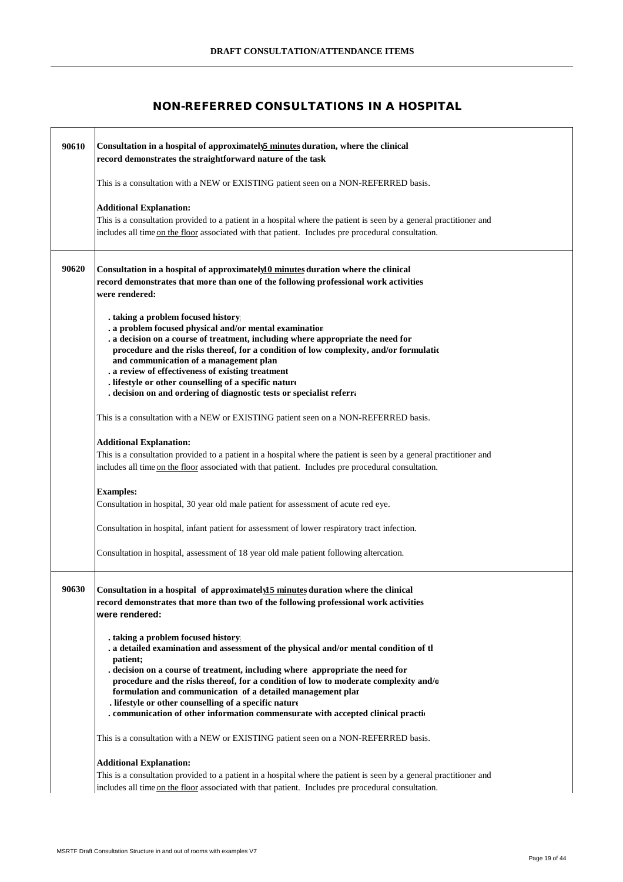## NON-REFERRED CONSULTATIONS IN A HOSPITAL

| | |
|---|---|
| **90610** | **Consultation in a hospital of approximately 5 minutes duration, where the clinical record demonstrates the straightforward nature of the task**<br><br>This is a consultation with a NEW or EXISTING patient seen on a NON-REFERRED basis.<br><br>**Additional Explanation:**<br>This is a consultation provided to a patient in a hospital where the patient is seen by a general practitioner and includes all time on the floor associated with that patient. Includes pre procedural consultation. |
| **90620** | **Consultation in a hospital of approximately 10 minutes duration where the clinical record demonstrates that more than one of the following professional work activities were rendered:**<br><br>**. taking a problem focused history;**<br>**. a problem focused physical and/or mental examination**<br>**. a decision on a course of treatment, including where appropriate the need for procedure and the risks thereof, for a condition of low complexity, and/or formulatio and communication of a management plan**<br>**. a review of effectiveness of existing treatment**<br>**. lifestyle or other counselling of a specific nature**<br>**. decision on and ordering of diagnostic tests or specialist referra**<br><br>This is a consultation with a NEW or EXISTING patient seen on a NON-REFERRED basis.<br><br>**Additional Explanation:**<br>This is a consultation provided to a patient in a hospital where the patient is seen by a general practitioner and includes all time on the floor associated with that patient. Includes pre procedural consultation.<br><br>**Examples:**<br>Consultation in hospital, 30 year old male patient for assessment of acute red eye.<br><br>Consultation in hospital, infant patient for assessment of lower respiratory tract infection.<br><br>Consultation in hospital, assessment of 18 year old male patient following altercation. |
| **90630** | **Consultation in a hospital of approximately 15 minutes duration where the clinical record demonstrates that more than two of the following professional work activities were rendered:**<br><br>**. taking a problem focused history;**<br>**. a detailed examination and assessment of the physical and/or mental condition of th patient;**<br>**. decision on a course of treatment, including where appropriate the need for procedure and the risks thereof, for a condition of low to moderate complexity and/o formulation and communication of a detailed management plan**<br>**. lifestyle or other counselling of a specific nature**<br>**. communication of other information commensurate with accepted clinical practi**<br><br>This is a consultation with a NEW or EXISTING patient seen on a NON-REFERRED basis.<br><br>**Additional Explanation:**<br>This is a consultation provided to a patient in a hospital where the patient is seen by a general practitioner and includes all time on the floor associated with that patient. Includes pre procedural consultation. |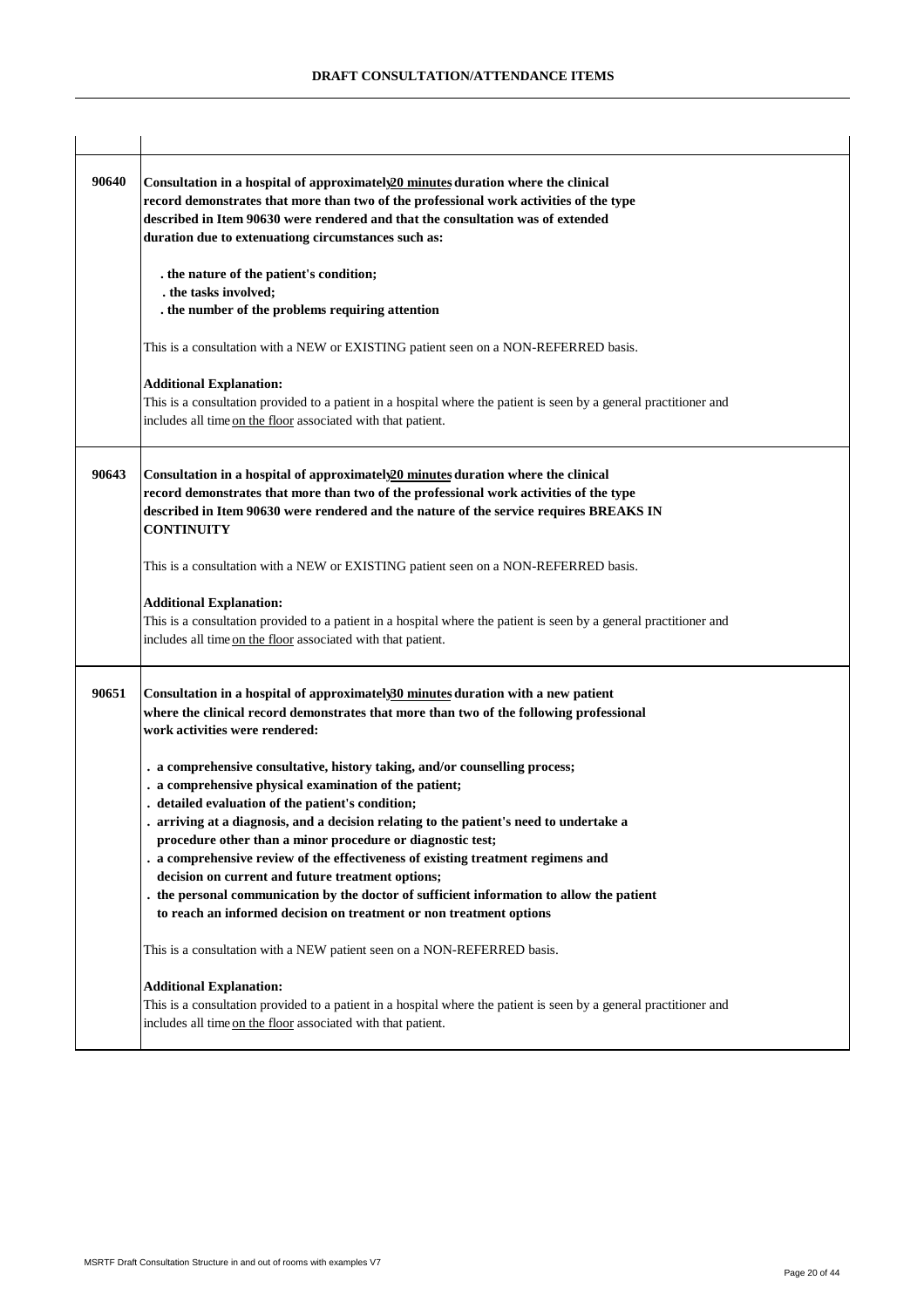| | |
|---|---|
| 90640 | **Consultation in a hospital of approximately 20 minutes duration where the clinical record demonstrates that more than two of the professional work activities of the type described in Item 90630 were rendered and that the consultation was of extended duration due to extenuationg circumstances such as:**<br><br>**. the nature of the patient's condition;**<br>**. the tasks involved;**<br>**. the number of the problems requiring attention**<br><br>This is a consultation with a NEW or EXISTING patient seen on a NON-REFERRED basis.<br><br>**Additional Explanation:**<br>This is a consultation provided to a patient in a hospital where the patient is seen by a general practitioner and includes all time on the floor associated with that patient. |
| 90643 | **Consultation in a hospital of approximately 20 minutes duration where the clinical record demonstrates that more than two of the professional work activities of the type described in Item 90630 were rendered and the nature of the service requires BREAKS IN CONTINUITY**<br><br>This is a consultation with a NEW or EXISTING patient seen on a NON-REFERRED basis.<br><br>**Additional Explanation:**<br>This is a consultation provided to a patient in a hospital where the patient is seen by a general practitioner and includes all time on the floor associated with that patient. |
| 90651 | **Consultation in a hospital of approximately 30 minutes duration with a new patient where the clinical record demonstrates that more than two of the following professional work activities were rendered:**<br><br>**. a comprehensive consultative, history taking, and/or counselling process;**<br>**. a comprehensive physical examination of the patient;**<br>**. detailed evaluation of the patient's condition;**<br>**. arriving at a diagnosis, and a decision relating to the patient's need to undertake a procedure other than a minor procedure or diagnostic test;**<br>**. a comprehensive review of the effectiveness of existing treatment regimens and decision on current and future treatment options;**<br>**. the personal communication by the doctor of sufficient information to allow the patient to reach an informed decision on treatment or non treatment options**<br><br>This is a consultation with a NEW patient seen on a NON-REFERRED basis.<br><br>**Additional Explanation:**<br>This is a consultation provided to a patient in a hospital where the patient is seen by a general practitioner and includes all time on the floor associated with that patient. |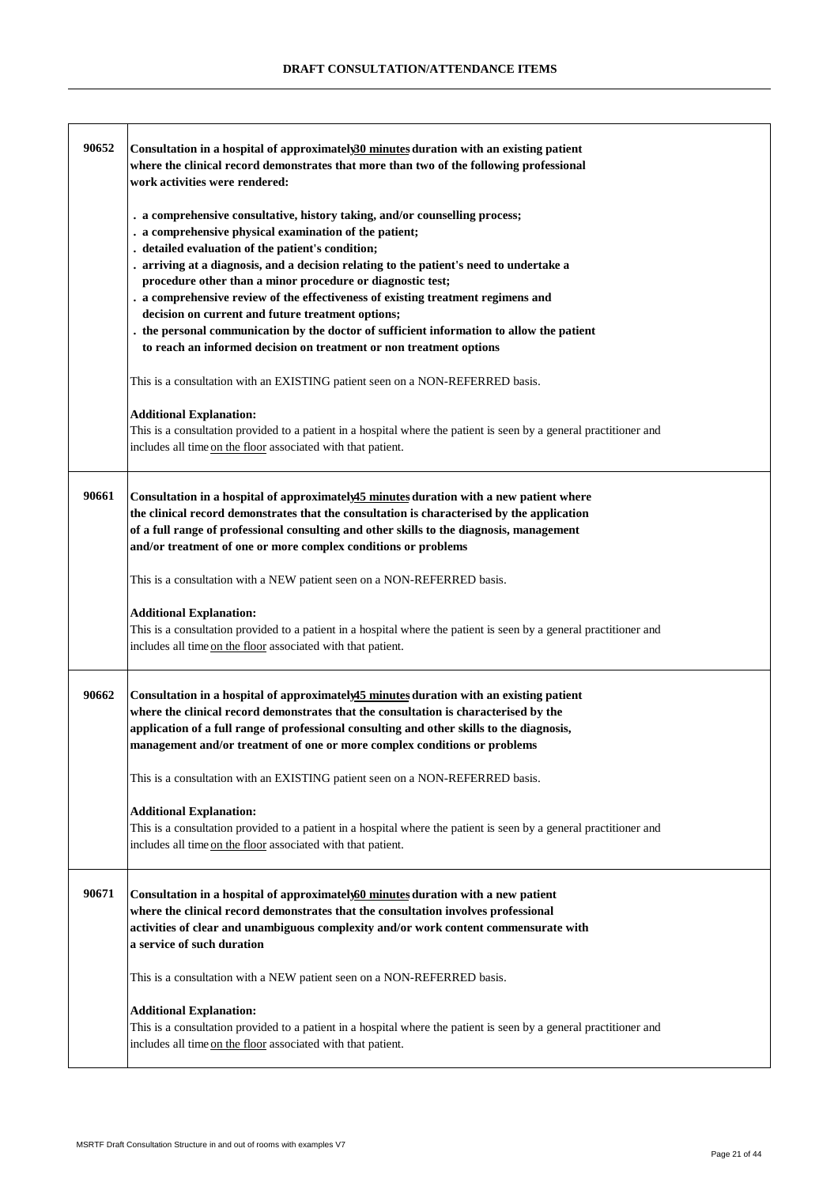| | |
|---|---|
| **90652** | **Consultation in a hospital of approximately <u>30 minutes</u> duration with an existing patient where the clinical record demonstrates that more than two of the following professional work activities were rendered:**<br><br>**. a comprehensive consultative, history taking, and/or counselling process;**<br>**. a comprehensive physical examination of the patient;**<br>**. detailed evaluation of the patient's condition;**<br>**. arriving at a diagnosis, and a decision relating to the patient's need to undertake a procedure other than a minor procedure or diagnostic test;**<br>**. a comprehensive review of the effectiveness of existing treatment regimens and decision on current and future treatment options;**<br>**. the personal communication by the doctor of sufficient information to allow the patient to reach an informed decision on treatment or non treatment options**<br><br>This is a consultation with an EXISTING patient seen on a NON-REFERRED basis.<br><br>**Additional Explanation:**<br>This is a consultation provided to a patient in a hospital where the patient is seen by a general practitioner and includes all time <u>on the floor</u> associated with that patient. |
| **90661** | **Consultation in a hospital of approximately <u>45 minutes</u> duration with a new patient where the clinical record demonstrates that the consultation is characterised by the application of a full range of professional consulting and other skills to the diagnosis, management and/or treatment of one or more complex conditions or problems**<br><br>This is a consultation with a NEW patient seen on a NON-REFERRED basis.<br><br>**Additional Explanation:**<br>This is a consultation provided to a patient in a hospital where the patient is seen by a general practitioner and includes all time <u>on the floor</u> associated with that patient. |
| **90662** | **Consultation in a hospital of approximately <u>45 minutes</u> duration with an existing patient where the clinical record demonstrates that the consultation is characterised by the application of a full range of professional consulting and other skills to the diagnosis, management and/or treatment of one or more complex conditions or problems**<br><br>This is a consultation with an EXISTING patient seen on a NON-REFERRED basis.<br><br>**Additional Explanation:**<br>This is a consultation provided to a patient in a hospital where the patient is seen by a general practitioner and includes all time <u>on the floor</u> associated with that patient. |
| **90671** | **Consultation in a hospital of approximately <u>60 minutes</u> duration with a new patient where the clinical record demonstrates that the consultation involves professional activities of clear and unambiguous complexity and/or work content commensurate with a service of such duration**<br><br>This is a consultation with a NEW patient seen on a NON-REFERRED basis.<br><br>**Additional Explanation:**<br>This is a consultation provided to a patient in a hospital where the patient is seen by a general practitioner and includes all time <u>on the floor</u> associated with that patient. |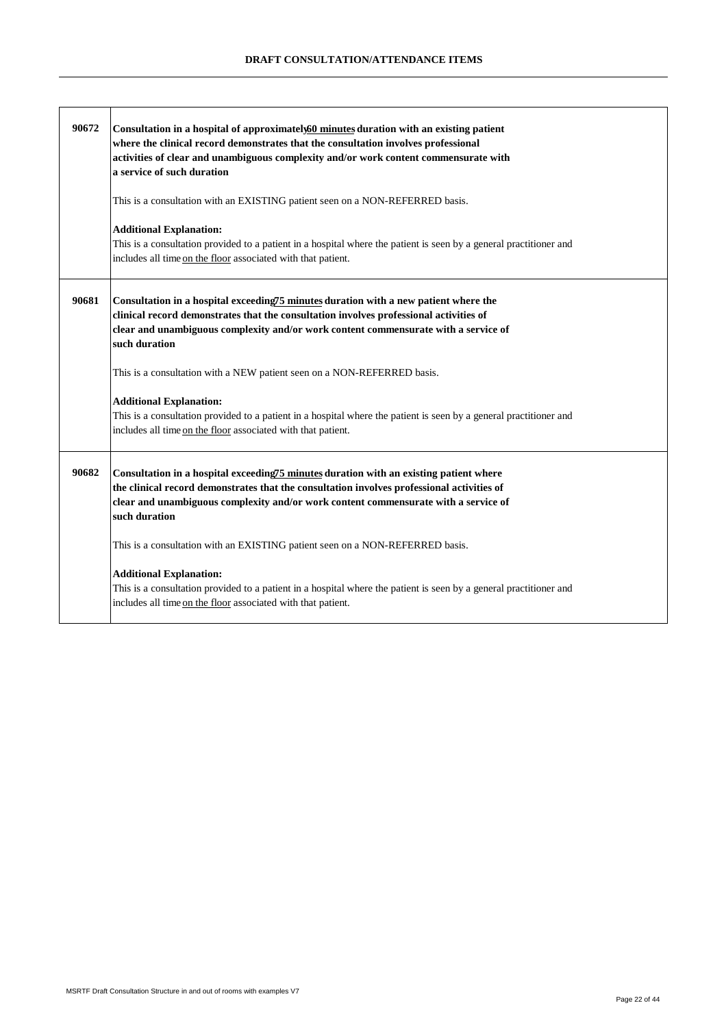**DRAFT CONSULTATION/ATTENDANCE ITEMS**

| | |
|---|---|
| **90672** | **Consultation in a hospital of approximately <u>60 minutes</u> duration with an existing patient where the clinical record demonstrates that the consultation involves professional activities of clear and unambiguous complexity and/or work content commensurate with a service of such duration**<br><br>This is a consultation with an EXISTING patient seen on a NON-REFERRED basis.<br><br>**Additional Explanation:**<br>This is a consultation provided to a patient in a hospital where the patient is seen by a general practitioner and includes all time <u>on the floor</u> associated with that patient. |
| **90681** | **Consultation in a hospital exceeding <u>75 minutes</u> duration with a new patient where the clinical record demonstrates that the consultation involves professional activities of clear and unambiguous complexity and/or work content commensurate with a service of such duration**<br><br>This is a consultation with a NEW patient seen on a NON-REFERRED basis.<br><br>**Additional Explanation:**<br>This is a consultation provided to a patient in a hospital where the patient is seen by a general practitioner and includes all time <u>on the floor</u> associated with that patient. |
| **90682** | **Consultation in a hospital exceeding <u>75 minutes</u> duration with an existing patient where the clinical record demonstrates that the consultation involves professional activities of clear and unambiguous complexity and/or work content commensurate with a service of such duration**<br><br>This is a consultation with an EXISTING patient seen on a NON-REFERRED basis.<br><br>**Additional Explanation:**<br>This is a consultation provided to a patient in a hospital where the patient is seen by a general practitioner and includes all time <u>on the floor</u> associated with that patient. |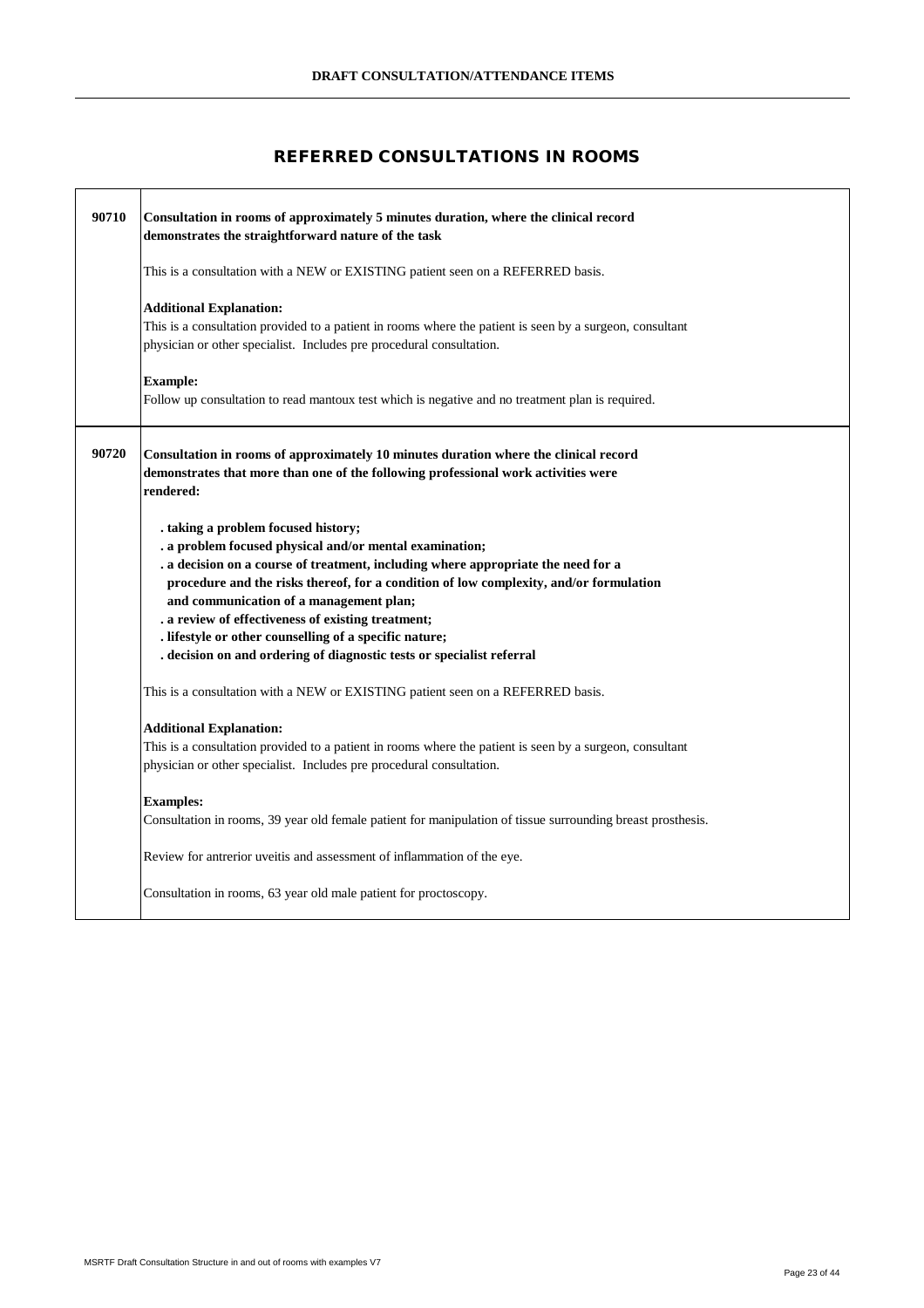# REFERRED CONSULTATIONS IN ROOMS

| | |
|---|---|
| **90710** | **Consultation in rooms of approximately 5 minutes duration, where the clinical record demonstrates the straightforward nature of the task**<br><br>This is a consultation with a NEW or EXISTING patient seen on a REFERRED basis.<br><br>**Additional Explanation:**<br>This is a consultation provided to a patient in rooms where the patient is seen by a surgeon, consultant physician or other specialist. Includes pre procedural consultation.<br><br>**Example:**<br>Follow up consultation to read mantoux test which is negative and no treatment plan is required. |
| **90720** | **Consultation in rooms of approximately 10 minutes duration where the clinical record demonstrates that more than one of the following professional work activities were rendered:**<br><br>**. taking a problem focused history;**<br>**. a problem focused physical and/or mental examination;**<br>**. a decision on a course of treatment, including where appropriate the need for a procedure and the risks thereof, for a condition of low complexity, and/or formulation and communication of a management plan;**<br>**. a review of effectiveness of existing treatment;**<br>**. lifestyle or other counselling of a specific nature;**<br>**. decision on and ordering of diagnostic tests or specialist referral**<br><br>This is a consultation with a NEW or EXISTING patient seen on a REFERRED basis.<br><br>**Additional Explanation:**<br>This is a consultation provided to a patient in rooms where the patient is seen by a surgeon, consultant physician or other specialist. Includes pre procedural consultation.<br><br>**Examples:**<br>Consultation in rooms, 39 year old female patient for manipulation of tissue surrounding breast prosthesis.<br><br>Review for antrerior uveitis and assessment of inflammation of the eye.<br><br>Consultation in rooms, 63 year old male patient for proctoscopy. |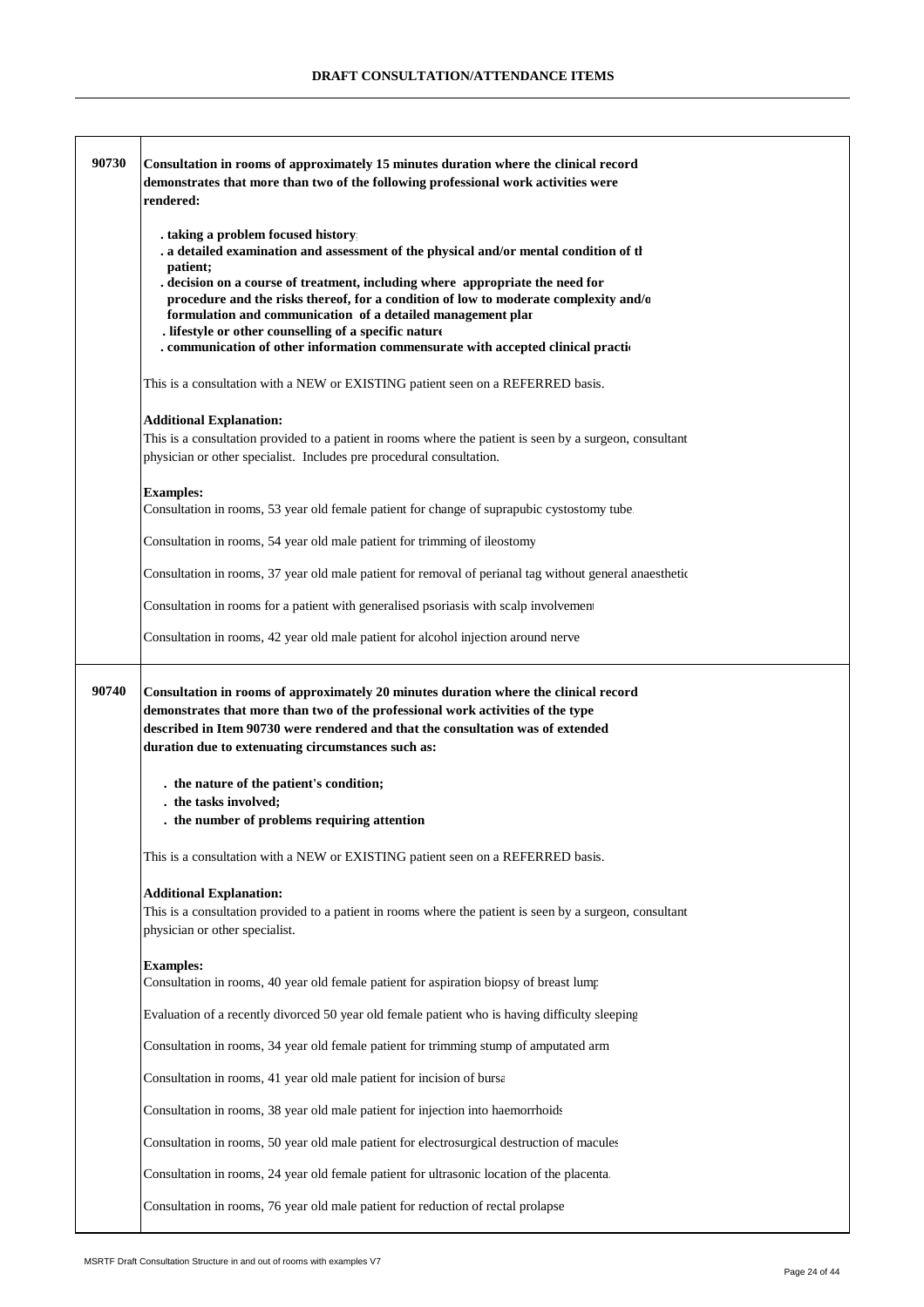## DRAFT CONSULTATION/ATTENDANCE ITEMS

| | |
|---|---|
| **90730** | **Consultation in rooms of approximately 15 minutes duration where the clinical record demonstrates that more than two of the following professional work activities were rendered:**<br><br>**. taking a problem focused history;**<br>**. a detailed examination and assessment of the physical and/or mental condition of th patient;**<br>**. decision on a course of treatment, including where appropriate the need for procedure and the risks thereof, for a condition of low to moderate complexity and/o formulation and communication of a detailed management plan**<br>**. lifestyle or other counselling of a specific nature**<br>**. communication of other information commensurate with accepted clinical practi**<br><br>This is a consultation with a NEW or EXISTING patient seen on a REFERRED basis.<br><br>**Additional Explanation:**<br>This is a consultation provided to a patient in rooms where the patient is seen by a surgeon, consultant physician or other specialist. Includes pre procedural consultation.<br><br>**Examples:**<br>Consultation in rooms, 53 year old female patient for change of suprapubic cystostomy tube<br><br>Consultation in rooms, 54 year old male patient for trimming of ileostomy<br><br>Consultation in rooms, 37 year old male patient for removal of perianal tag without general anaesthetic<br><br>Consultation in rooms for a patient with generalised psoriasis with scalp involvement<br><br>Consultation in rooms, 42 year old male patient for alcohol injection around nerve |
| **90740** | **Consultation in rooms of approximately 20 minutes duration where the clinical record demonstrates that more than two of the professional work activities of the type described in Item 90730 were rendered and that the consultation was of extended duration due to extenuating circumstances such as:**<br><br>**. the nature of the patient's condition;**<br>**. the tasks involved;**<br>**. the number of problems requiring attention**<br><br>This is a consultation with a NEW or EXISTING patient seen on a REFERRED basis.<br><br>**Additional Explanation:**<br>This is a consultation provided to a patient in rooms where the patient is seen by a surgeon, consultant physician or other specialist.<br><br>**Examples:**<br>Consultation in rooms, 40 year old female patient for aspiration biopsy of breast lump<br><br>Evaluation of a recently divorced 50 year old female patient who is having difficulty sleeping<br><br>Consultation in rooms, 34 year old female patient for trimming stump of amputated arm<br><br>Consultation in rooms, 41 year old male patient for incision of bursa<br><br>Consultation in rooms, 38 year old male patient for injection into haemorrhoids<br><br>Consultation in rooms, 50 year old male patient for electrosurgical destruction of macules<br><br>Consultation in rooms, 24 year old female patient for ultrasonic location of the placenta.<br><br>Consultation in rooms, 76 year old male patient for reduction of rectal prolapse |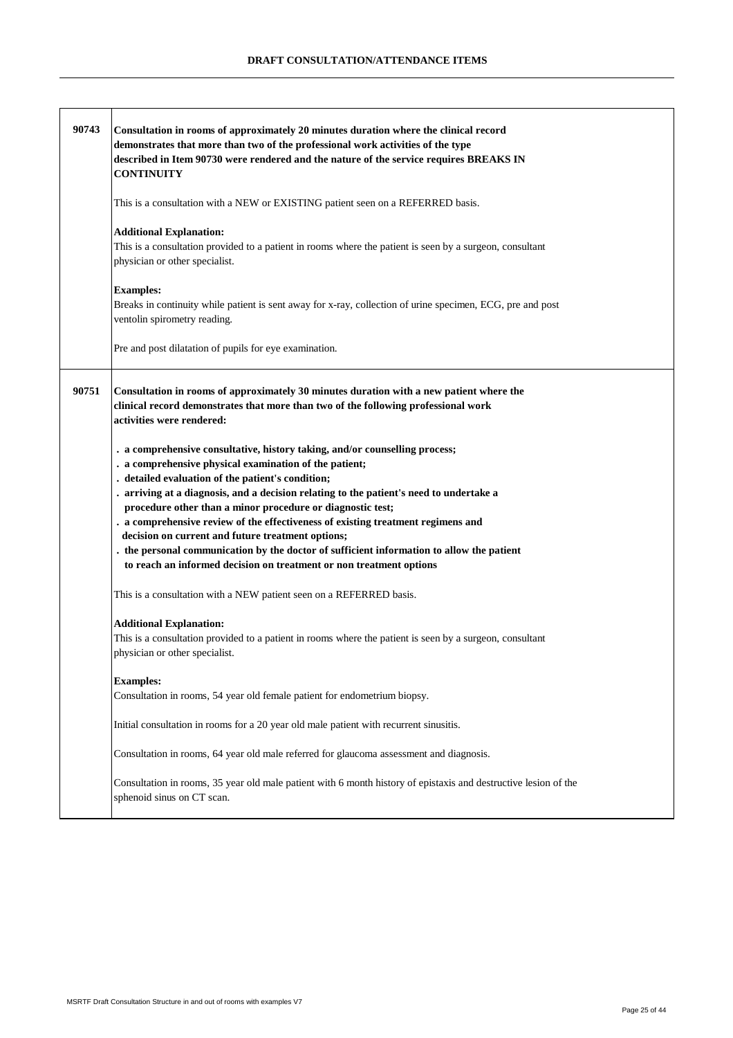## DRAFT CONSULTATION/ATTENDANCE ITEMS

| | |
|---|---|
| **90743** | **Consultation in rooms of approximately 20 minutes duration where the clinical record demonstrates that more than two of the professional work activities of the type described in Item 90730 were rendered and the nature of the service requires BREAKS IN CONTINUITY**<br><br>This is a consultation with a NEW or EXISTING patient seen on a REFERRED basis.<br><br>**Additional Explanation:**<br>This is a consultation provided to a patient in rooms where the patient is seen by a surgeon, consultant physician or other specialist.<br><br>**Examples:**<br>Breaks in continuity while patient is sent away for x-ray, collection of urine specimen, ECG, pre and post ventolin spirometry reading.<br><br>Pre and post dilatation of pupils for eye examination. |
| **90751** | **Consultation in rooms of approximately 30 minutes duration with a new patient where the clinical record demonstrates that more than two of the following professional work activities were rendered:**<br><br>**. a comprehensive consultative, history taking, and/or counselling process;**<br>**. a comprehensive physical examination of the patient;**<br>**. detailed evaluation of the patient's condition;**<br>**. arriving at a diagnosis, and a decision relating to the patient's need to undertake a procedure other than a minor procedure or diagnostic test;**<br>**. a comprehensive review of the effectiveness of existing treatment regimens and decision on current and future treatment options;**<br>**. the personal communication by the doctor of sufficient information to allow the patient to reach an informed decision on treatment or non treatment options**<br><br>This is a consultation with a NEW patient seen on a REFERRED basis.<br><br>**Additional Explanation:**<br>This is a consultation provided to a patient in rooms where the patient is seen by a surgeon, consultant physician or other specialist.<br><br>**Examples:**<br>Consultation in rooms, 54 year old female patient for endometrium biopsy.<br><br>Initial consultation in rooms for a 20 year old male patient with recurrent sinusitis.<br><br>Consultation in rooms, 64 year old male referred for glaucoma assessment and diagnosis.<br><br>Consultation in rooms, 35 year old male patient with 6 month history of epistaxis and destructive lesion of the sphenoid sinus on CT scan. |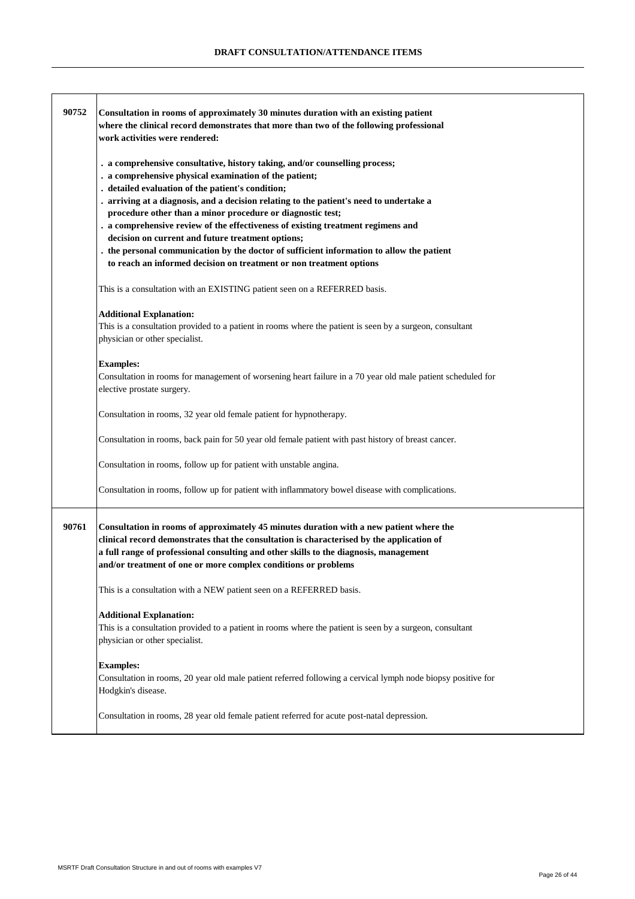| | |
|---|---|
| **90752** | **Consultation in rooms of approximately 30 minutes duration with an existing patient where the clinical record demonstrates that more than two of the following professional work activities were rendered:**<br><br>**. a comprehensive consultative, history taking, and/or counselling process;**<br>**. a comprehensive physical examination of the patient;**<br>**. detailed evaluation of the patient's condition;**<br>**. arriving at a diagnosis, and a decision relating to the patient's need to undertake a procedure other than a minor procedure or diagnostic test;**<br>**. a comprehensive review of the effectiveness of existing treatment regimens and decision on current and future treatment options;**<br>**. the personal communication by the doctor of sufficient information to allow the patient to reach an informed decision on treatment or non treatment options**<br><br>This is a consultation with an EXISTING patient seen on a REFERRED basis.<br><br>**Additional Explanation:**<br>This is a consultation provided to a patient in rooms where the patient is seen by a surgeon, consultant physician or other specialist.<br><br>**Examples:**<br>Consultation in rooms for management of worsening heart failure in a 70 year old male patient scheduled for elective prostate surgery.<br><br>Consultation in rooms, 32 year old female patient for hypnotherapy.<br><br>Consultation in rooms, back pain for 50 year old female patient with past history of breast cancer.<br><br>Consultation in rooms, follow up for patient with unstable angina.<br><br>Consultation in rooms, follow up for patient with inflammatory bowel disease with complications. |
| **90761** | **Consultation in rooms of approximately 45 minutes duration with a new patient where the clinical record demonstrates that the consultation is characterised by the application of a full range of professional consulting and other skills to the diagnosis, management and/or treatment of one or more complex conditions or problems**<br><br>This is a consultation with a NEW patient seen on a REFERRED basis.<br><br>**Additional Explanation:**<br>This is a consultation provided to a patient in rooms where the patient is seen by a surgeon, consultant physician or other specialist.<br><br>**Examples:**<br>Consultation in rooms, 20 year old male patient referred following a cervical lymph node biopsy positive for Hodgkin's disease.<br><br>Consultation in rooms, 28 year old female patient referred for acute post-natal depression. |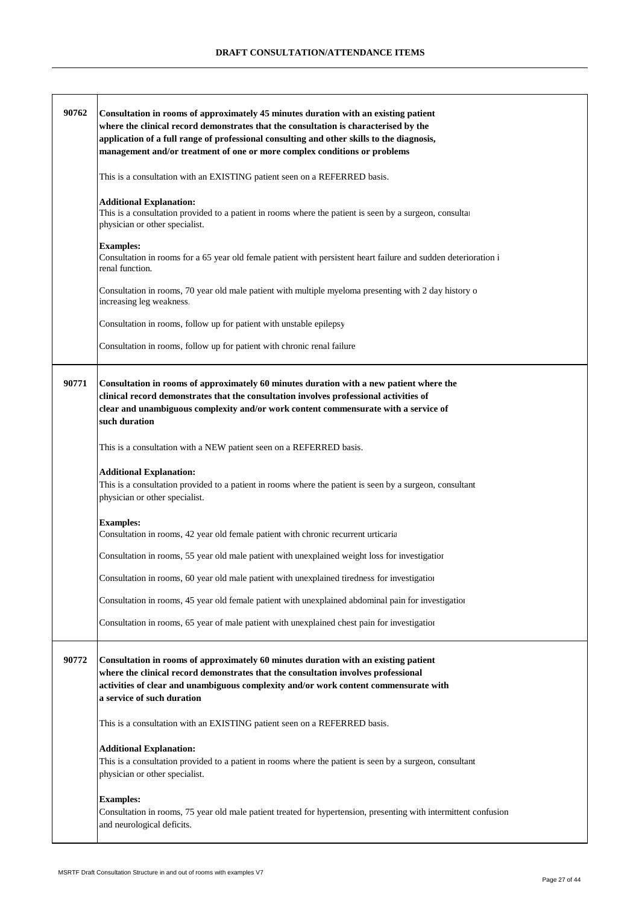## DRAFT CONSULTATION/ATTENDANCE ITEMS

| | |
|---|---|
| 90762 | **Consultation in rooms of approximately 45 minutes duration with an existing patient where the clinical record demonstrates that the consultation is characterised by the application of a full range of professional consulting and other skills to the diagnosis, management and/or treatment of one or more complex conditions or problems**<br><br>This is a consultation with an EXISTING patient seen on a REFERRED basis.<br><br>**Additional Explanation:**<br>This is a consultation provided to a patient in rooms where the patient is seen by a surgeon, consultai physician or other specialist.<br><br>**Examples:**<br>Consultation in rooms for a 65 year old female patient with persistent heart failure and sudden deterioration i renal function.<br><br>Consultation in rooms, 70 year old male patient with multiple myeloma presenting with 2 day history o increasing leg weakness.<br><br>Consultation in rooms, follow up for patient with unstable epilepsy<br><br>Consultation in rooms, follow up for patient with chronic renal failure |
| 90771 | **Consultation in rooms of approximately 60 minutes duration with a new patient where the clinical record demonstrates that the consultation involves professional activities of clear and unambiguous complexity and/or work content commensurate with a service of such duration**<br><br>This is a consultation with a NEW patient seen on a REFERRED basis.<br><br>**Additional Explanation:**<br>This is a consultation provided to a patient in rooms where the patient is seen by a surgeon, consultant physician or other specialist.<br><br>**Examples:**<br>Consultation in rooms, 42 year old female patient with chronic recurrent urticaria<br><br>Consultation in rooms, 55 year old male patient with unexplained weight loss for investigatior<br><br>Consultation in rooms, 60 year old male patient with unexplained tiredness for investigatior<br><br>Consultation in rooms, 45 year old female patient with unexplained abdominal pain for investigatior<br><br>Consultation in rooms, 65 year of male patient with unexplained chest pain for investigatior |
| 90772 | **Consultation in rooms of approximately 60 minutes duration with an existing patient where the clinical record demonstrates that the consultation involves professional activities of clear and unambiguous complexity and/or work content commensurate with a service of such duration**<br><br>This is a consultation with an EXISTING patient seen on a REFERRED basis.<br><br>**Additional Explanation:**<br>This is a consultation provided to a patient in rooms where the patient is seen by a surgeon, consultant physician or other specialist.<br><br>**Examples:**<br>Consultation in rooms, 75 year old male patient treated for hypertension, presenting with intermittent confusion and neurological deficits. |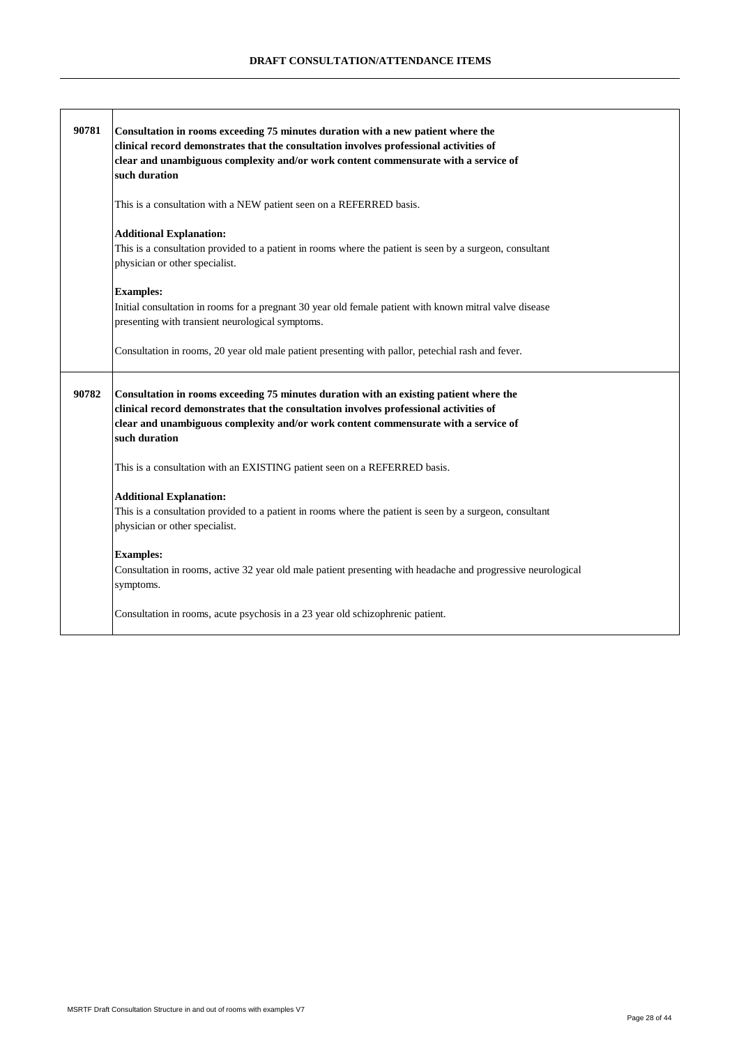| | |
|---|---|
| 90781 | **Consultation in rooms exceeding 75 minutes duration with a new patient where the clinical record demonstrates that the consultation involves professional activities of clear and unambiguous complexity and/or work content commensurate with a service of such duration**<br><br>This is a consultation with a NEW patient seen on a REFERRED basis.<br><br>**Additional Explanation:**<br>This is a consultation provided to a patient in rooms where the patient is seen by a surgeon, consultant physician or other specialist.<br><br>**Examples:**<br>Initial consultation in rooms for a pregnant 30 year old female patient with known mitral valve disease presenting with transient neurological symptoms.<br><br>Consultation in rooms, 20 year old male patient presenting with pallor, petechial rash and fever. |
| 90782 | **Consultation in rooms exceeding 75 minutes duration with an existing patient where the clinical record demonstrates that the consultation involves professional activities of clear and unambiguous complexity and/or work content commensurate with a service of such duration**<br><br>This is a consultation with an EXISTING patient seen on a REFERRED basis.<br><br>**Additional Explanation:**<br>This is a consultation provided to a patient in rooms where the patient is seen by a surgeon, consultant physician or other specialist.<br><br>**Examples:**<br>Consultation in rooms, active 32 year old male patient presenting with headache and progressive neurological symptoms.<br><br>Consultation in rooms, acute psychosis in a 23 year old schizophrenic patient. |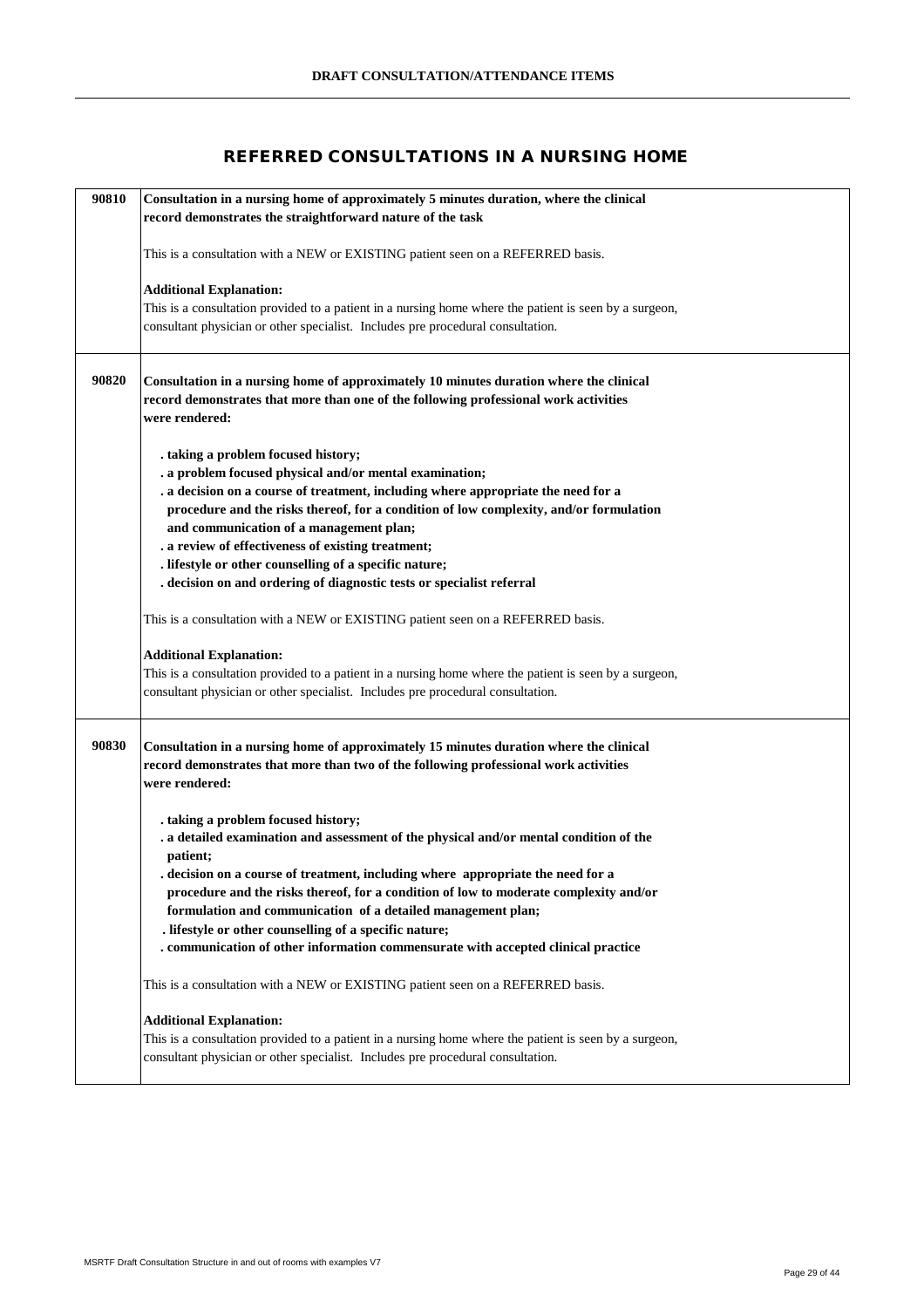## REFERRED CONSULTATIONS IN A NURSING HOME

| | |
|---|---|
| **90810** | **Consultation in a nursing home of approximately 5 minutes duration, where the clinical record demonstrates the straightforward nature of the task**<br><br>This is a consultation with a NEW or EXISTING patient seen on a REFERRED basis.<br><br>**Additional Explanation:**<br>This is a consultation provided to a patient in a nursing home where the patient is seen by a surgeon, consultant physician or other specialist. Includes pre procedural consultation. |
| **90820** | **Consultation in a nursing home of approximately 10 minutes duration where the clinical record demonstrates that more than one of the following professional work activities were rendered:**<br><br>**. taking a problem focused history;**<br>**. a problem focused physical and/or mental examination;**<br>**. a decision on a course of treatment, including where appropriate the need for a procedure and the risks thereof, for a condition of low complexity, and/or formulation and communication of a management plan;**<br>**. a review of effectiveness of existing treatment;**<br>**. lifestyle or other counselling of a specific nature;**<br>**. decision on and ordering of diagnostic tests or specialist referral**<br><br>This is a consultation with a NEW or EXISTING patient seen on a REFERRED basis.<br><br>**Additional Explanation:**<br>This is a consultation provided to a patient in a nursing home where the patient is seen by a surgeon, consultant physician or other specialist. Includes pre procedural consultation. |
| **90830** | **Consultation in a nursing home of approximately 15 minutes duration where the clinical record demonstrates that more than two of the following professional work activities were rendered:**<br><br>**. taking a problem focused history;**<br>**. a detailed examination and assessment of the physical and/or mental condition of the patient;**<br>**. decision on a course of treatment, including where appropriate the need for a procedure and the risks thereof, for a condition of low to moderate complexity and/or formulation and communication of a detailed management plan;**<br>**. lifestyle or other counselling of a specific nature;**<br>**. communication of other information commensurate with accepted clinical practice**<br><br>This is a consultation with a NEW or EXISTING patient seen on a REFERRED basis.<br><br>**Additional Explanation:**<br>This is a consultation provided to a patient in a nursing home where the patient is seen by a surgeon, consultant physician or other specialist. Includes pre procedural consultation. |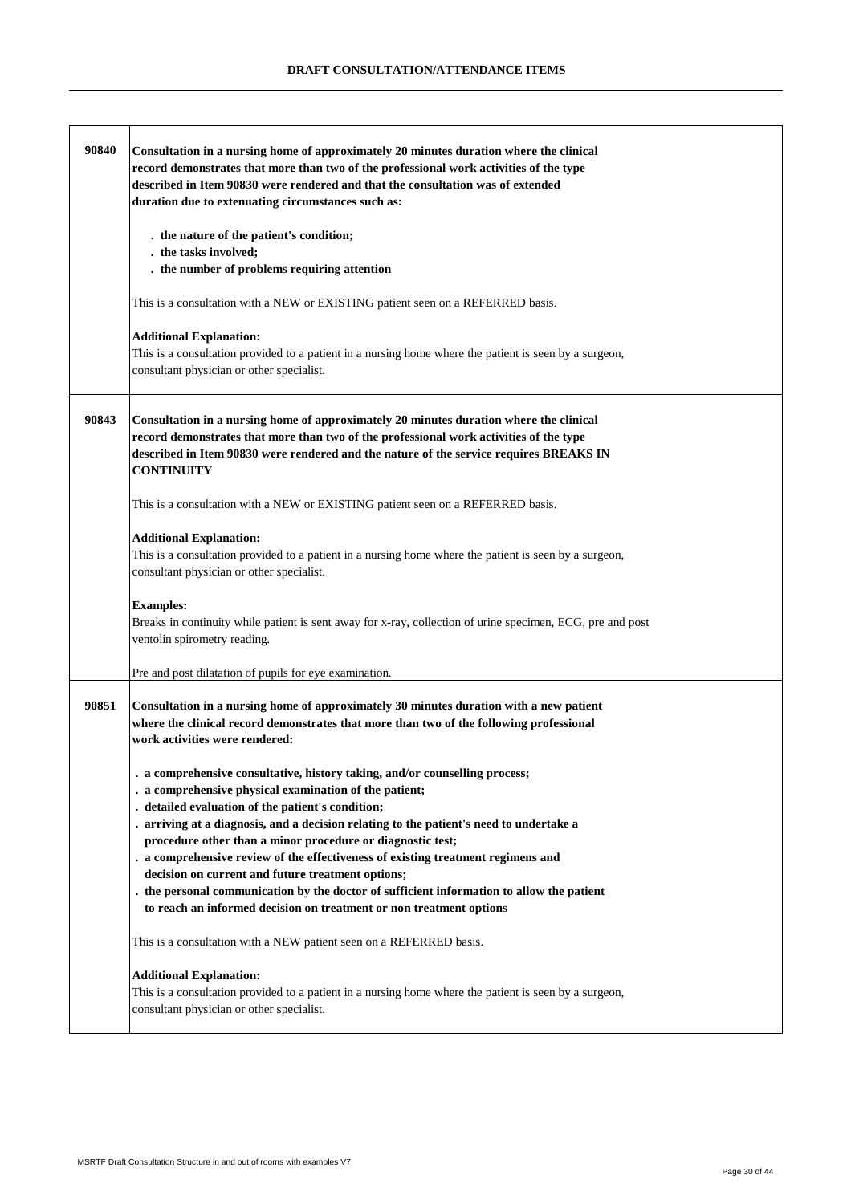## DRAFT CONSULTATION/ATTENDANCE ITEMS

| Item | Description |
|---|---|
| 90840 | **Consultation in a nursing home of approximately 20 minutes duration where the clinical record demonstrates that more than two of the professional work activities of the type described in Item 90830 were rendered and that the consultation was of extended duration due to extenuating circumstances such as:**<br><br>**. the nature of the patient's condition;**<br>**. the tasks involved;**<br>**. the number of problems requiring attention**<br><br>This is a consultation with a NEW or EXISTING patient seen on a REFERRED basis.<br><br>**Additional Explanation:**<br>This is a consultation provided to a patient in a nursing home where the patient is seen by a surgeon, consultant physician or other specialist. |
| 90843 | **Consultation in a nursing home of approximately 20 minutes duration where the clinical record demonstrates that more than two of the professional work activities of the type described in Item 90830 were rendered and the nature of the service requires BREAKS IN CONTINUITY**<br><br>This is a consultation with a NEW or EXISTING patient seen on a REFERRED basis.<br><br>**Additional Explanation:**<br>This is a consultation provided to a patient in a nursing home where the patient is seen by a surgeon, consultant physician or other specialist.<br><br>**Examples:**<br>Breaks in continuity while patient is sent away for x-ray, collection of urine specimen, ECG, pre and post ventolin spirometry reading.<br><br>Pre and post dilatation of pupils for eye examination. |
| 90851 | **Consultation in a nursing home of approximately 30 minutes duration with a new patient where the clinical record demonstrates that more than two of the following professional work activities were rendered:**<br><br>**. a comprehensive consultative, history taking, and/or counselling process;**<br>**. a comprehensive physical examination of the patient;**<br>**. detailed evaluation of the patient's condition;**<br>**. arriving at a diagnosis, and a decision relating to the patient's need to undertake a procedure other than a minor procedure or diagnostic test;**<br>**. a comprehensive review of the effectiveness of existing treatment regimens and decision on current and future treatment options;**<br>**. the personal communication by the doctor of sufficient information to allow the patient to reach an informed decision on treatment or non treatment options**<br><br>This is a consultation with a NEW patient seen on a REFERRED basis.<br><br>**Additional Explanation:**<br>This is a consultation provided to a patient in a nursing home where the patient is seen by a surgeon, consultant physician or other specialist. |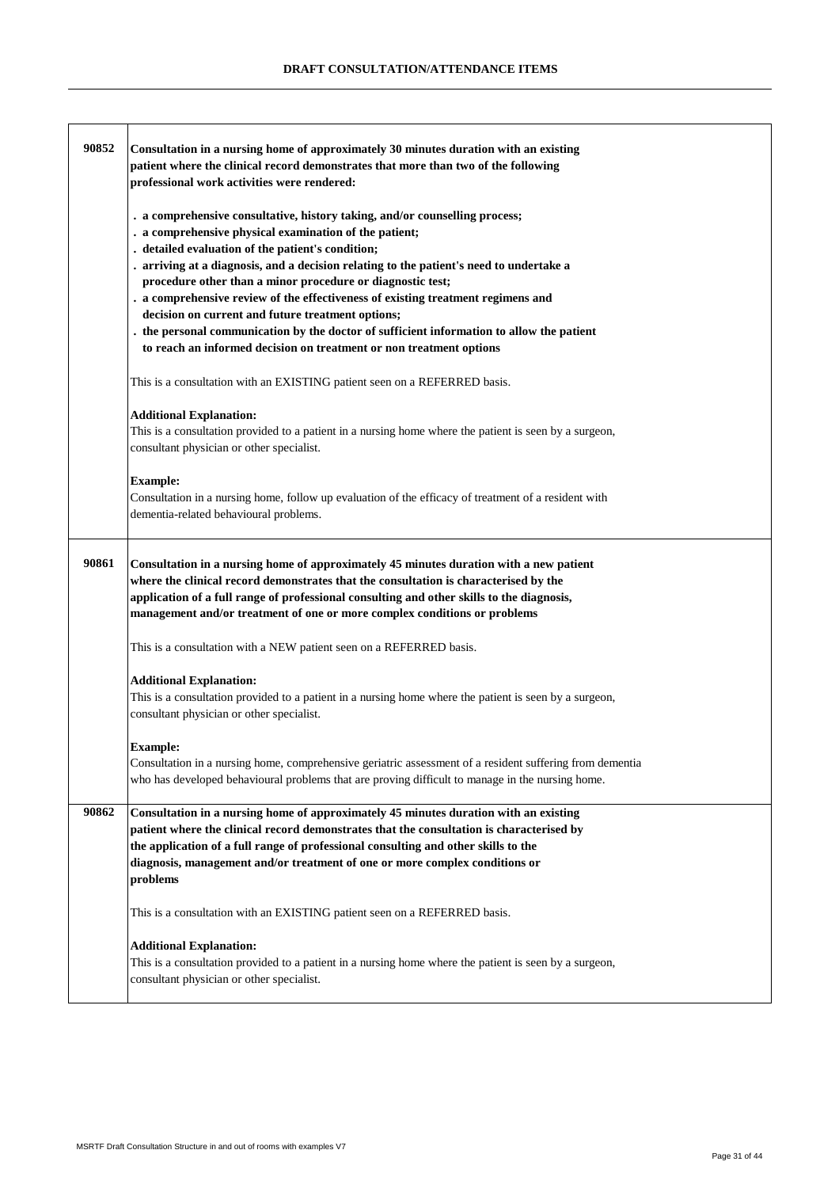| | |
|---|---|
| **90852** | **Consultation in a nursing home of approximately 30 minutes duration with an existing patient where the clinical record demonstrates that more than two of the following professional work activities were rendered:**<br><br>**. a comprehensive consultative, history taking, and/or counselling process;**<br>**. a comprehensive physical examination of the patient;**<br>**. detailed evaluation of the patient's condition;**<br>**. arriving at a diagnosis, and a decision relating to the patient's need to undertake a procedure other than a minor procedure or diagnostic test;**<br>**. a comprehensive review of the effectiveness of existing treatment regimens and decision on current and future treatment options;**<br>**. the personal communication by the doctor of sufficient information to allow the patient to reach an informed decision on treatment or non treatment options**<br><br>This is a consultation with an EXISTING patient seen on a REFERRED basis.<br><br>**Additional Explanation:**<br>This is a consultation provided to a patient in a nursing home where the patient is seen by a surgeon, consultant physician or other specialist.<br><br>**Example:**<br>Consultation in a nursing home, follow up evaluation of the efficacy of treatment of a resident with dementia-related behavioural problems. |
| **90861** | **Consultation in a nursing home of approximately 45 minutes duration with a new patient where the clinical record demonstrates that the consultation is characterised by the application of a full range of professional consulting and other skills to the diagnosis, management and/or treatment of one or more complex conditions or problems**<br><br>This is a consultation with a NEW patient seen on a REFERRED basis.<br><br>**Additional Explanation:**<br>This is a consultation provided to a patient in a nursing home where the patient is seen by a surgeon, consultant physician or other specialist.<br><br>**Example:**<br>Consultation in a nursing home, comprehensive geriatric assessment of a resident suffering from dementia who has developed behavioural problems that are proving difficult to manage in the nursing home. |
| **90862** | **Consultation in a nursing home of approximately 45 minutes duration with an existing patient where the clinical record demonstrates that the consultation is characterised by the application of a full range of professional consulting and other skills to the diagnosis, management and/or treatment of one or more complex conditions or problems**<br><br>This is a consultation with an EXISTING patient seen on a REFERRED basis.<br><br>**Additional Explanation:**<br>This is a consultation provided to a patient in a nursing home where the patient is seen by a surgeon, consultant physician or other specialist. |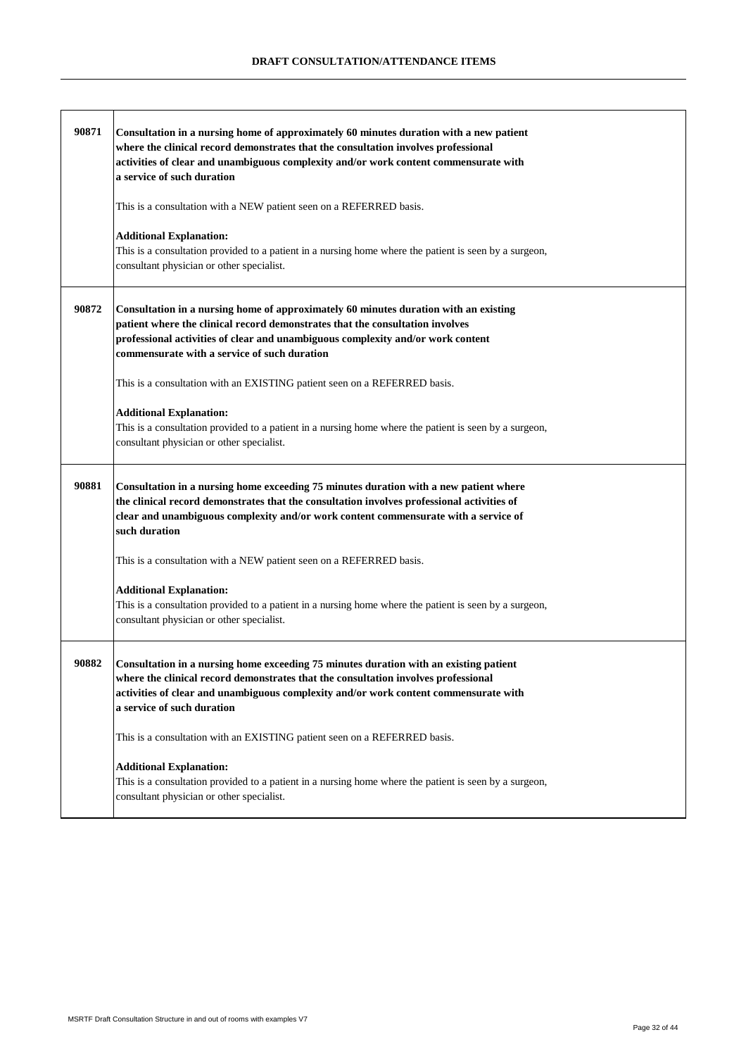## DRAFT CONSULTATION/ATTENDANCE ITEMS

| | |
|---|---|
| 90871 | **Consultation in a nursing home of approximately 60 minutes duration with a new patient where the clinical record demonstrates that the consultation involves professional activities of clear and unambiguous complexity and/or work content commensurate with a service of such duration**<br><br>This is a consultation with a NEW patient seen on a REFERRED basis.<br><br>**Additional Explanation:**<br>This is a consultation provided to a patient in a nursing home where the patient is seen by a surgeon, consultant physician or other specialist. |
| 90872 | **Consultation in a nursing home of approximately 60 minutes duration with an existing patient where the clinical record demonstrates that the consultation involves professional activities of clear and unambiguous complexity and/or work content commensurate with a service of such duration**<br><br>This is a consultation with an EXISTING patient seen on a REFERRED basis.<br><br>**Additional Explanation:**<br>This is a consultation provided to a patient in a nursing home where the patient is seen by a surgeon, consultant physician or other specialist. |
| 90881 | **Consultation in a nursing home exceeding 75 minutes duration with a new patient where the clinical record demonstrates that the consultation involves professional activities of clear and unambiguous complexity and/or work content commensurate with a service of such duration**<br><br>This is a consultation with a NEW patient seen on a REFERRED basis.<br><br>**Additional Explanation:**<br>This is a consultation provided to a patient in a nursing home where the patient is seen by a surgeon, consultant physician or other specialist. |
| 90882 | **Consultation in a nursing home exceeding 75 minutes duration with an existing patient where the clinical record demonstrates that the consultation involves professional activities of clear and unambiguous complexity and/or work content commensurate with a service of such duration**<br><br>This is a consultation with an EXISTING patient seen on a REFERRED basis.<br><br>**Additional Explanation:**<br>This is a consultation provided to a patient in a nursing home where the patient is seen by a surgeon, consultant physician or other specialist. |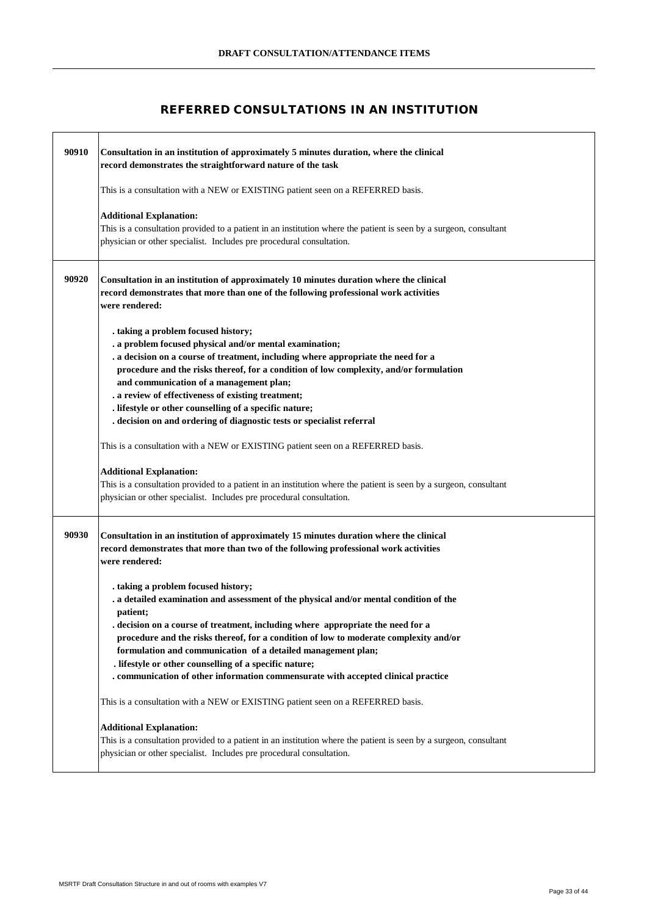## REFERRED CONSULTATIONS IN AN INSTITUTION

| | |
|---|---|
| **90910** | **Consultation in an institution of approximately 5 minutes duration, where the clinical record demonstrates the straightforward nature of the task**<br><br>This is a consultation with a NEW or EXISTING patient seen on a REFERRED basis.<br><br>**Additional Explanation:**<br>This is a consultation provided to a patient in an institution where the patient is seen by a surgeon, consultant physician or other specialist. Includes pre procedural consultation. |
| **90920** | **Consultation in an institution of approximately 10 minutes duration where the clinical record demonstrates that more than one of the following professional work activities were rendered:**<br><br>**. taking a problem focused history;**<br>**. a problem focused physical and/or mental examination;**<br>**. a decision on a course of treatment, including where appropriate the need for a procedure and the risks thereof, for a condition of low complexity, and/or formulation and communication of a management plan;**<br>**. a review of effectiveness of existing treatment;**<br>**. lifestyle or other counselling of a specific nature;**<br>**. decision on and ordering of diagnostic tests or specialist referral**<br><br>This is a consultation with a NEW or EXISTING patient seen on a REFERRED basis.<br><br>**Additional Explanation:**<br>This is a consultation provided to a patient in an institution where the patient is seen by a surgeon, consultant physician or other specialist. Includes pre procedural consultation. |
| **90930** | **Consultation in an institution of approximately 15 minutes duration where the clinical record demonstrates that more than two of the following professional work activities were rendered:**<br><br>**. taking a problem focused history;**<br>**. a detailed examination and assessment of the physical and/or mental condition of the patient;**<br>**. decision on a course of treatment, including where appropriate the need for a procedure and the risks thereof, for a condition of low to moderate complexity and/or formulation and communication of a detailed management plan;**<br>**. lifestyle or other counselling of a specific nature;**<br>**. communication of other information commensurate with accepted clinical practice**<br><br>This is a consultation with a NEW or EXISTING patient seen on a REFERRED basis.<br><br>**Additional Explanation:**<br>This is a consultation provided to a patient in an institution where the patient is seen by a surgeon, consultant physician or other specialist. Includes pre procedural consultation. |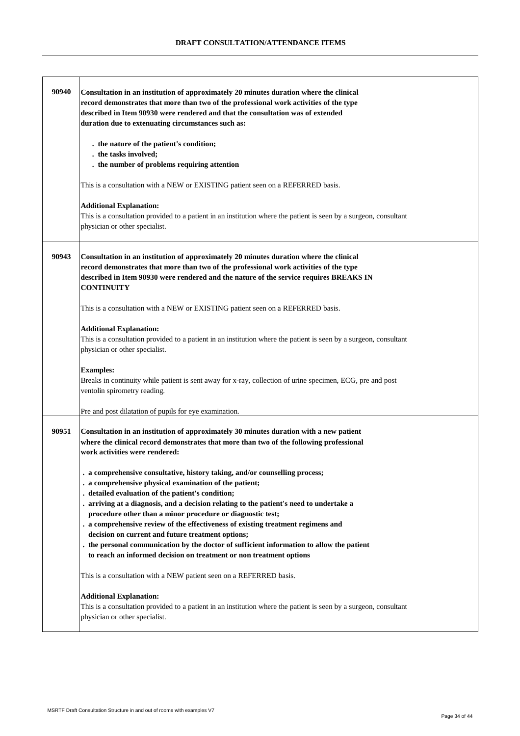## DRAFT CONSULTATION/ATTENDANCE ITEMS

| | |
|---|---|
| **90940** | **Consultation in an institution of approximately 20 minutes duration where the clinical record demonstrates that more than two of the professional work activities of the type described in Item 90930 were rendered and that the consultation was of extended duration due to extenuating circumstances such as:**<br><br>**. the nature of the patient's condition;**<br>**. the tasks involved;**<br>**. the number of problems requiring attention**<br><br>This is a consultation with a NEW or EXISTING patient seen on a REFERRED basis.<br><br>**Additional Explanation:**<br>This is a consultation provided to a patient in an institution where the patient is seen by a surgeon, consultant physician or other specialist. |
| **90943** | **Consultation in an institution of approximately 20 minutes duration where the clinical record demonstrates that more than two of the professional work activities of the type described in Item 90930 were rendered and the nature of the service requires BREAKS IN CONTINUITY**<br><br>This is a consultation with a NEW or EXISTING patient seen on a REFERRED basis.<br><br>**Additional Explanation:**<br>This is a consultation provided to a patient in an institution where the patient is seen by a surgeon, consultant physician or other specialist.<br><br>**Examples:**<br>Breaks in continuity while patient is sent away for x-ray, collection of urine specimen, ECG, pre and post ventolin spirometry reading.<br><br>Pre and post dilatation of pupils for eye examination. |
| **90951** | **Consultation in an institution of approximately 30 minutes duration with a new patient where the clinical record demonstrates that more than two of the following professional work activities were rendered:**<br><br>**. a comprehensive consultative, history taking, and/or counselling process;**<br>**. a comprehensive physical examination of the patient;**<br>**. detailed evaluation of the patient's condition;**<br>**. arriving at a diagnosis, and a decision relating to the patient's need to undertake a procedure other than a minor procedure or diagnostic test;**<br>**. a comprehensive review of the effectiveness of existing treatment regimens and decision on current and future treatment options;**<br>**. the personal communication by the doctor of sufficient information to allow the patient to reach an informed decision on treatment or non treatment options**<br><br>This is a consultation with a NEW patient seen on a REFERRED basis.<br><br>**Additional Explanation:**<br>This is a consultation provided to a patient in an institution where the patient is seen by a surgeon, consultant physician or other specialist. |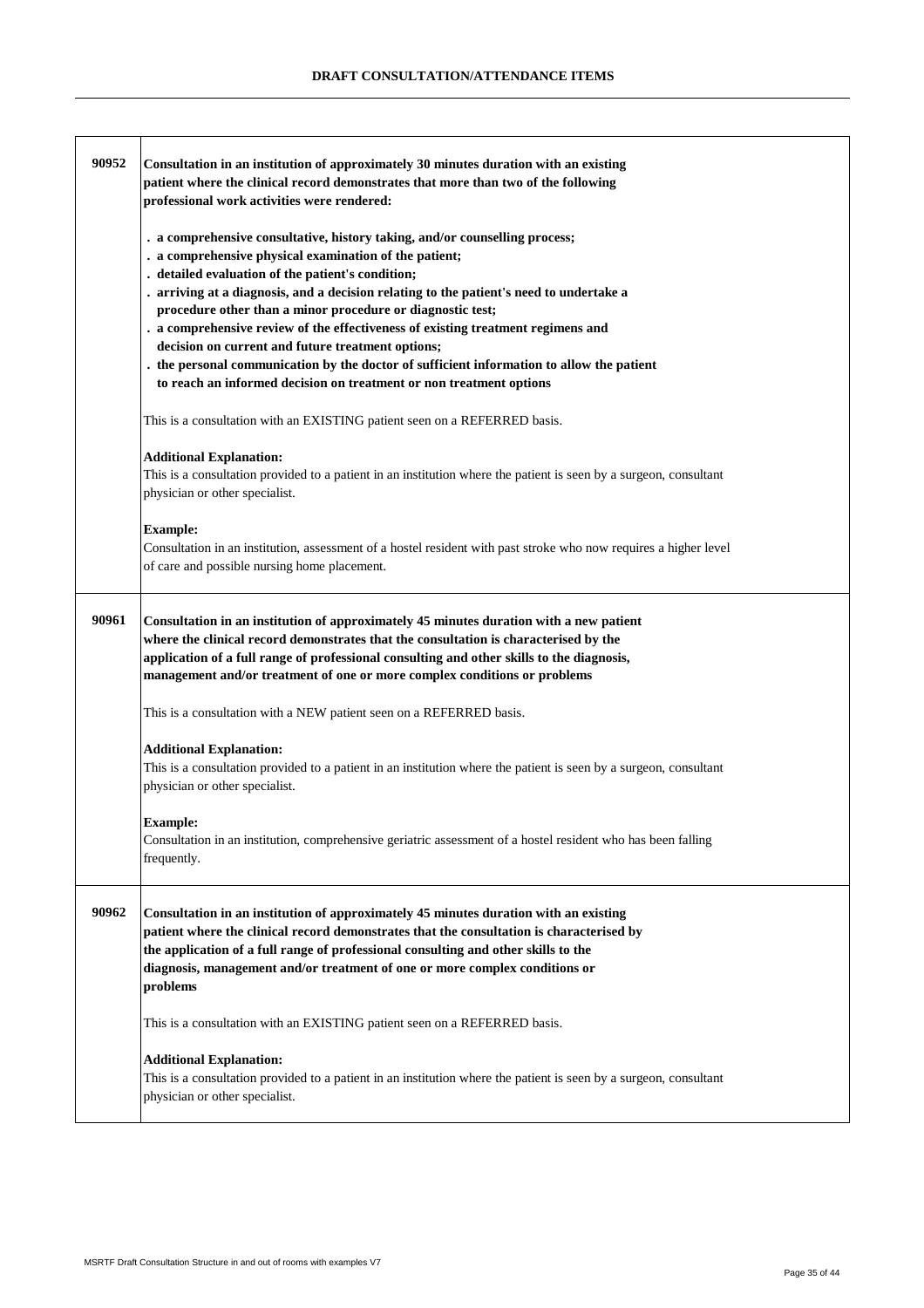| | |
|---|---|
| **90952** | **Consultation in an institution of approximately 30 minutes duration with an existing patient where the clinical record demonstrates that more than two of the following professional work activities were rendered:**<br><br>**. a comprehensive consultative, history taking, and/or counselling process;**<br>**. a comprehensive physical examination of the patient;**<br>**. detailed evaluation of the patient's condition;**<br>**. arriving at a diagnosis, and a decision relating to the patient's need to undertake a procedure other than a minor procedure or diagnostic test;**<br>**. a comprehensive review of the effectiveness of existing treatment regimens and decision on current and future treatment options;**<br>**. the personal communication by the doctor of sufficient information to allow the patient to reach an informed decision on treatment or non treatment options**<br><br>This is a consultation with an EXISTING patient seen on a REFERRED basis.<br><br>**Additional Explanation:**<br>This is a consultation provided to a patient in an institution where the patient is seen by a surgeon, consultant physician or other specialist.<br><br>**Example:**<br>Consultation in an institution, assessment of a hostel resident with past stroke who now requires a higher level of care and possible nursing home placement. |
| **90961** | **Consultation in an institution of approximately 45 minutes duration with a new patient where the clinical record demonstrates that the consultation is characterised by the application of a full range of professional consulting and other skills to the diagnosis, management and/or treatment of one or more complex conditions or problems**<br><br>This is a consultation with a NEW patient seen on a REFERRED basis.<br><br>**Additional Explanation:**<br>This is a consultation provided to a patient in an institution where the patient is seen by a surgeon, consultant physician or other specialist.<br><br>**Example:**<br>Consultation in an institution, comprehensive geriatric assessment of a hostel resident who has been falling frequently. |
| **90962** | **Consultation in an institution of approximately 45 minutes duration with an existing patient where the clinical record demonstrates that the consultation is characterised by the application of a full range of professional consulting and other skills to the diagnosis, management and/or treatment of one or more complex conditions or problems**<br><br>This is a consultation with an EXISTING patient seen on a REFERRED basis.<br><br>**Additional Explanation:**<br>This is a consultation provided to a patient in an institution where the patient is seen by a surgeon, consultant physician or other specialist. |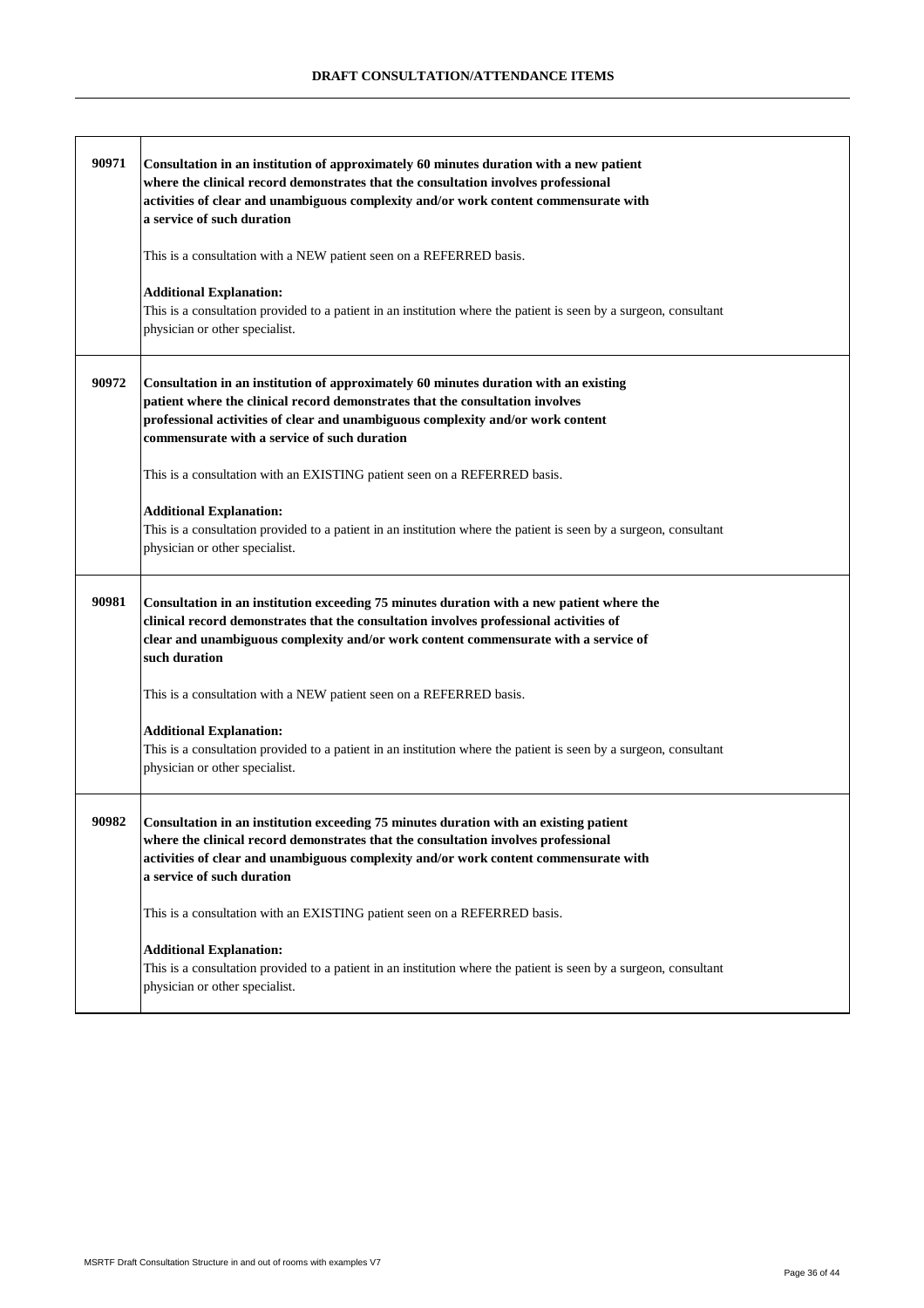| | |
|---|---|
| 90971 | **Consultation in an institution of approximately 60 minutes duration with a new patient where the clinical record demonstrates that the consultation involves professional activities of clear and unambiguous complexity and/or work content commensurate with a service of such duration**<br><br>This is a consultation with a NEW patient seen on a REFERRED basis.<br><br>**Additional Explanation:**<br>This is a consultation provided to a patient in an institution where the patient is seen by a surgeon, consultant physician or other specialist. |
| 90972 | **Consultation in an institution of approximately 60 minutes duration with an existing patient where the clinical record demonstrates that the consultation involves professional activities of clear and unambiguous complexity and/or work content commensurate with a service of such duration**<br><br>This is a consultation with an EXISTING patient seen on a REFERRED basis.<br><br>**Additional Explanation:**<br>This is a consultation provided to a patient in an institution where the patient is seen by a surgeon, consultant physician or other specialist. |
| 90981 | **Consultation in an institution exceeding 75 minutes duration with a new patient where the clinical record demonstrates that the consultation involves professional activities of clear and unambiguous complexity and/or work content commensurate with a service of such duration**<br><br>This is a consultation with a NEW patient seen on a REFERRED basis.<br><br>**Additional Explanation:**<br>This is a consultation provided to a patient in an institution where the patient is seen by a surgeon, consultant physician or other specialist. |
| 90982 | **Consultation in an institution exceeding 75 minutes duration with an existing patient where the clinical record demonstrates that the consultation involves professional activities of clear and unambiguous complexity and/or work content commensurate with a service of such duration**<br><br>This is a consultation with an EXISTING patient seen on a REFERRED basis.<br><br>**Additional Explanation:**<br>This is a consultation provided to a patient in an institution where the patient is seen by a surgeon, consultant physician or other specialist. |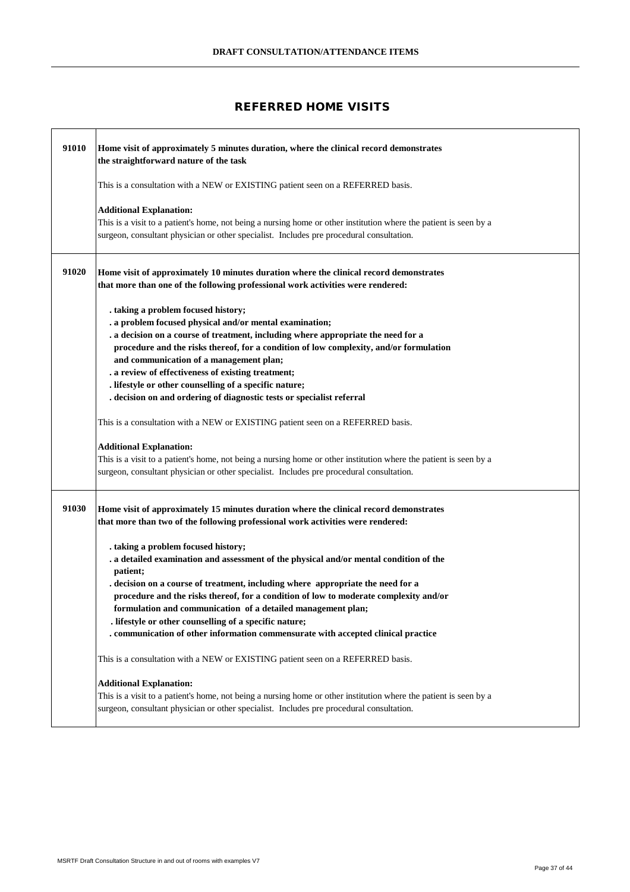## REFERRED HOME VISITS

| | |
|---|---|
| **91010** | **Home visit of approximately 5 minutes duration, where the clinical record demonstrates the straightforward nature of the task**<br><br>This is a consultation with a NEW or EXISTING patient seen on a REFERRED basis.<br><br>**Additional Explanation:**<br>This is a visit to a patient's home, not being a nursing home or other institution where the patient is seen by a surgeon, consultant physician or other specialist. Includes pre procedural consultation. |
| **91020** | **Home visit of approximately 10 minutes duration where the clinical record demonstrates that more than one of the following professional work activities were rendered:**<br><br>**. taking a problem focused history;**<br>**. a problem focused physical and/or mental examination;**<br>**. a decision on a course of treatment, including where appropriate the need for a procedure and the risks thereof, for a condition of low complexity, and/or formulation and communication of a management plan;**<br>**. a review of effectiveness of existing treatment;**<br>**. lifestyle or other counselling of a specific nature;**<br>**. decision on and ordering of diagnostic tests or specialist referral**<br><br>This is a consultation with a NEW or EXISTING patient seen on a REFERRED basis.<br><br>**Additional Explanation:**<br>This is a visit to a patient's home, not being a nursing home or other institution where the patient is seen by a surgeon, consultant physician or other specialist. Includes pre procedural consultation. |
| **91030** | **Home visit of approximately 15 minutes duration where the clinical record demonstrates that more than two of the following professional work activities were rendered:**<br><br>**. taking a problem focused history;**<br>**. a detailed examination and assessment of the physical and/or mental condition of the patient;**<br>**. decision on a course of treatment, including where appropriate the need for a procedure and the risks thereof, for a condition of low to moderate complexity and/or formulation and communication of a detailed management plan;**<br>**. lifestyle or other counselling of a specific nature;**<br>**. communication of other information commensurate with accepted clinical practice**<br><br>This is a consultation with a NEW or EXISTING patient seen on a REFERRED basis.<br><br>**Additional Explanation:**<br>This is a visit to a patient's home, not being a nursing home or other institution where the patient is seen by a surgeon, consultant physician or other specialist. Includes pre procedural consultation. |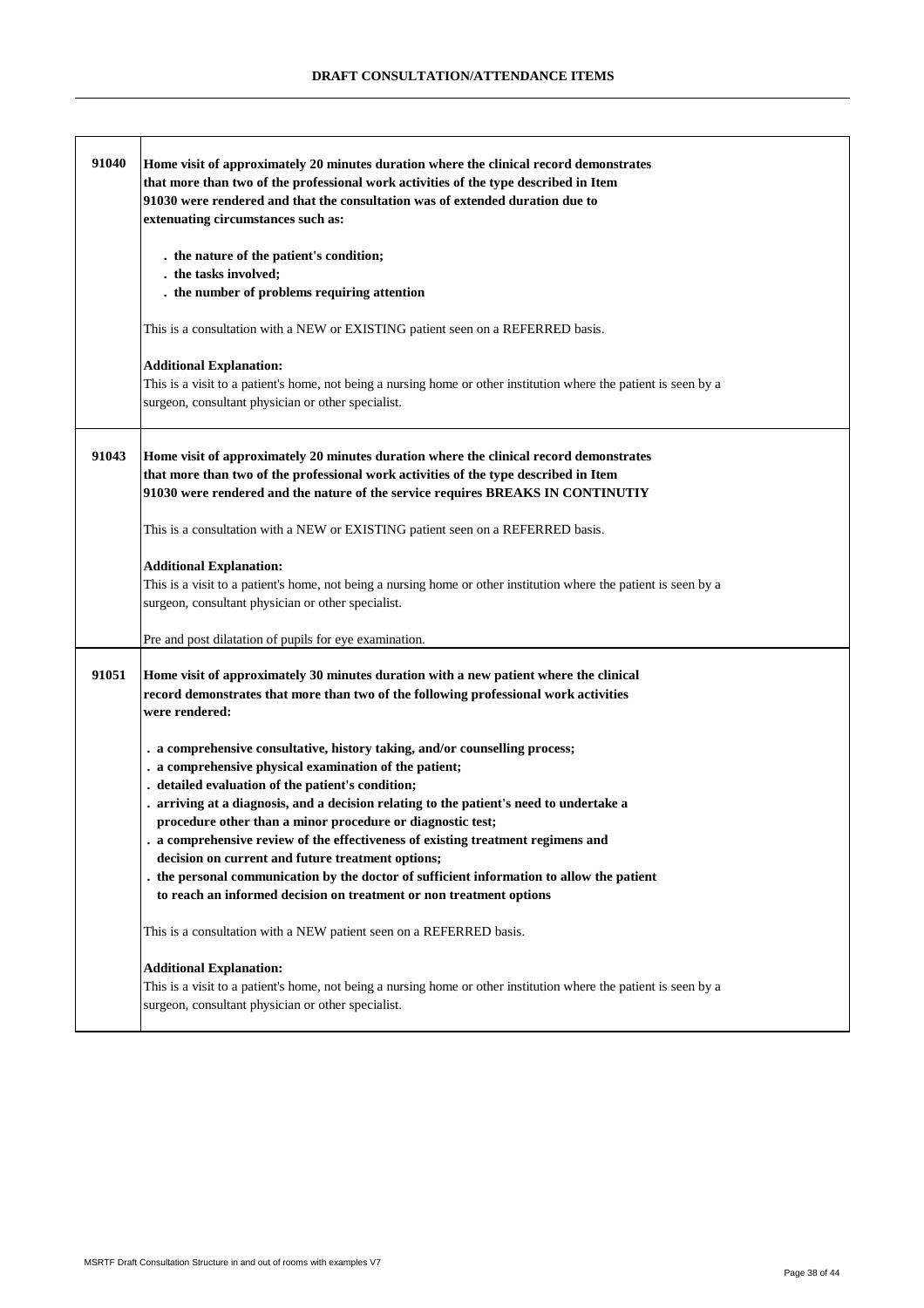| | |
|---|---|
| 91040 | **Home visit of approximately 20 minutes duration where the clinical record demonstrates that more than two of the professional work activities of the type described in Item 91030 were rendered and that the consultation was of extended duration due to extenuating circumstances such as:**<br><br>**. the nature of the patient's condition;**<br>**. the tasks involved;**<br>**. the number of problems requiring attention**<br><br>This is a consultation with a NEW or EXISTING patient seen on a REFERRED basis.<br><br>**Additional Explanation:**<br>This is a visit to a patient's home, not being a nursing home or other institution where the patient is seen by a surgeon, consultant physician or other specialist. |
| 91043 | **Home visit of approximately 20 minutes duration where the clinical record demonstrates that more than two of the professional work activities of the type described in Item 91030 were rendered and the nature of the service requires BREAKS IN CONTINUTIY**<br><br>This is a consultation with a NEW or EXISTING patient seen on a REFERRED basis.<br><br>**Additional Explanation:**<br>This is a visit to a patient's home, not being a nursing home or other institution where the patient is seen by a surgeon, consultant physician or other specialist.<br><br>Pre and post dilatation of pupils for eye examination. |
| 91051 | **Home visit of approximately 30 minutes duration with a new patient where the clinical record demonstrates that more than two of the following professional work activities were rendered:**<br><br>**. a comprehensive consultative, history taking, and/or counselling process;**<br>**. a comprehensive physical examination of the patient;**<br>**. detailed evaluation of the patient's condition;**<br>**. arriving at a diagnosis, and a decision relating to the patient's need to undertake a procedure other than a minor procedure or diagnostic test;**<br>**. a comprehensive review of the effectiveness of existing treatment regimens and decision on current and future treatment options;**<br>**. the personal communication by the doctor of sufficient information to allow the patient to reach an informed decision on treatment or non treatment options**<br><br>This is a consultation with a NEW patient seen on a REFERRED basis.<br><br>**Additional Explanation:**<br>This is a visit to a patient's home, not being a nursing home or other institution where the patient is seen by a surgeon, consultant physician or other specialist. |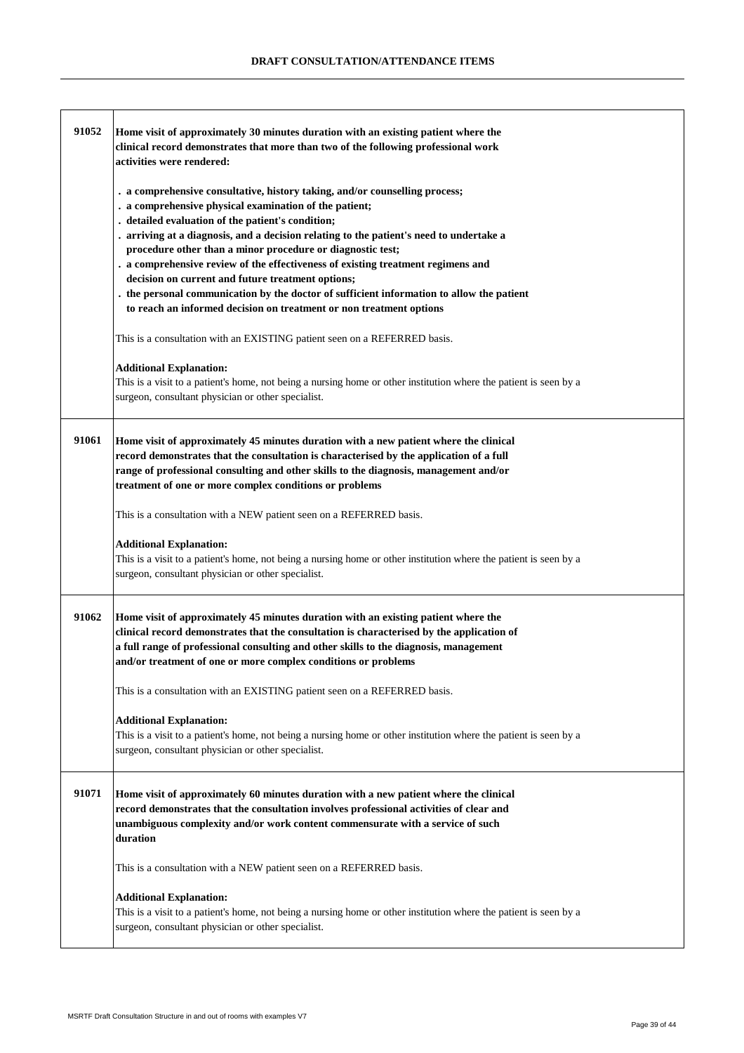## DRAFT CONSULTATION/ATTENDANCE ITEMS

| | |
|---|---|
| 91052 | **Home visit of approximately 30 minutes duration with an existing patient where the clinical record demonstrates that more than two of the following professional work activities were rendered:**<br><br>**. a comprehensive consultative, history taking, and/or counselling process;**<br>**. a comprehensive physical examination of the patient;**<br>**. detailed evaluation of the patient's condition;**<br>**. arriving at a diagnosis, and a decision relating to the patient's need to undertake a procedure other than a minor procedure or diagnostic test;**<br>**. a comprehensive review of the effectiveness of existing treatment regimens and decision on current and future treatment options;**<br>**. the personal communication by the doctor of sufficient information to allow the patient to reach an informed decision on treatment or non treatment options**<br><br>This is a consultation with an EXISTING patient seen on a REFERRED basis.<br><br>**Additional Explanation:**<br>This is a visit to a patient's home, not being a nursing home or other institution where the patient is seen by a surgeon, consultant physician or other specialist. |
| 91061 | **Home visit of approximately 45 minutes duration with a new patient where the clinical record demonstrates that the consultation is characterised by the application of a full range of professional consulting and other skills to the diagnosis, management and/or treatment of one or more complex conditions or problems**<br><br>This is a consultation with a NEW patient seen on a REFERRED basis.<br><br>**Additional Explanation:**<br>This is a visit to a patient's home, not being a nursing home or other institution where the patient is seen by a surgeon, consultant physician or other specialist. |
| 91062 | **Home visit of approximately 45 minutes duration with an existing patient where the clinical record demonstrates that the consultation is characterised by the application of a full range of professional consulting and other skills to the diagnosis, management and/or treatment of one or more complex conditions or problems**<br><br>This is a consultation with an EXISTING patient seen on a REFERRED basis.<br><br>**Additional Explanation:**<br>This is a visit to a patient's home, not being a nursing home or other institution where the patient is seen by a surgeon, consultant physician or other specialist. |
| 91071 | **Home visit of approximately 60 minutes duration with a new patient where the clinical record demonstrates that the consultation involves professional activities of clear and unambiguous complexity and/or work content commensurate with a service of such duration**<br><br>This is a consultation with a NEW patient seen on a REFERRED basis.<br><br>**Additional Explanation:**<br>This is a visit to a patient's home, not being a nursing home or other institution where the patient is seen by a surgeon, consultant physician or other specialist. |

MSRTF Draft Consultation Structure in and out of rooms with examples V7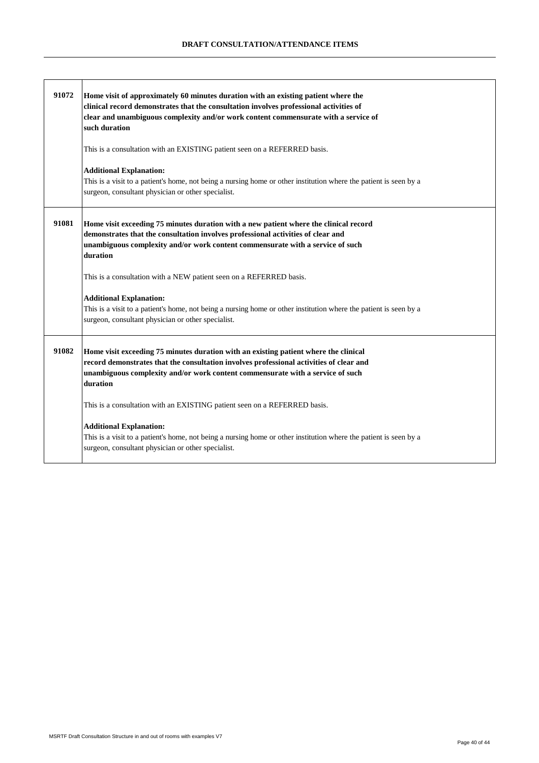| | |
|---|---|
| 91072 | **Home visit of approximately 60 minutes duration with an existing patient where the clinical record demonstrates that the consultation involves professional activities of clear and unambiguous complexity and/or work content commensurate with a service of such duration**<br><br>This is a consultation with an EXISTING patient seen on a REFERRED basis.<br><br>**Additional Explanation:**<br>This is a visit to a patient's home, not being a nursing home or other institution where the patient is seen by a surgeon, consultant physician or other specialist. |
| 91081 | **Home visit exceeding 75 minutes duration with a new patient where the clinical record demonstrates that the consultation involves professional activities of clear and unambiguous complexity and/or work content commensurate with a service of such duration**<br><br>This is a consultation with a NEW patient seen on a REFERRED basis.<br><br>**Additional Explanation:**<br>This is a visit to a patient's home, not being a nursing home or other institution where the patient is seen by a surgeon, consultant physician or other specialist. |
| 91082 | **Home visit exceeding 75 minutes duration with an existing patient where the clinical record demonstrates that the consultation involves professional activities of clear and unambiguous complexity and/or work content commensurate with a service of such duration**<br><br>This is a consultation with an EXISTING patient seen on a REFERRED basis.<br><br>**Additional Explanation:**<br>This is a visit to a patient's home, not being a nursing home or other institution where the patient is seen by a surgeon, consultant physician or other specialist. |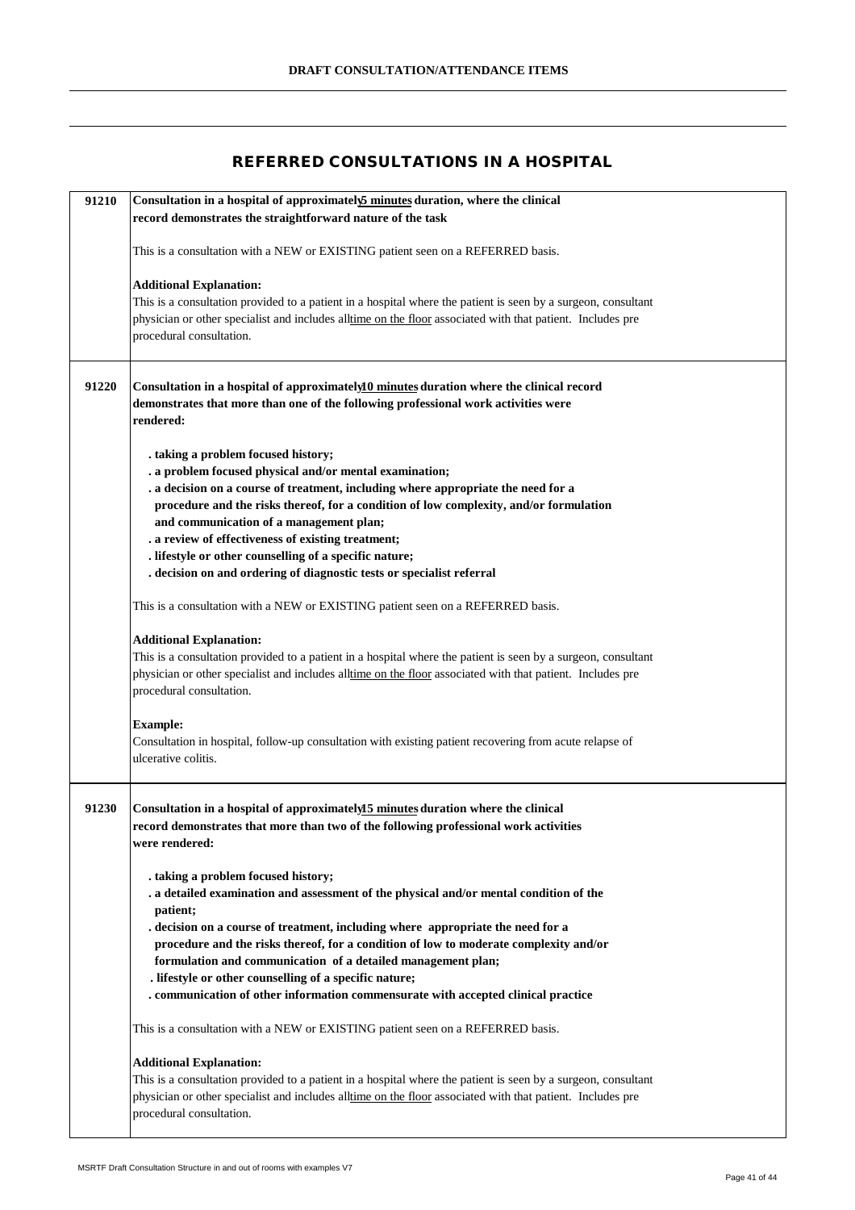**DRAFT CONSULTATION/ATTENDANCE ITEMS**

## REFERRED CONSULTATIONS IN A HOSPITAL

| | |
|---|---|
| 91210 | **Consultation in a hospital of approximately 5 minutes duration, where the clinical record demonstrates the straightforward nature of the task**<br><br>This is a consultation with a NEW or EXISTING patient seen on a REFERRED basis.<br><br>**Additional Explanation:**<br>This is a consultation provided to a patient in a hospital where the patient is seen by a surgeon, consultant physician or other specialist and includes all time on the floor associated with that patient. Includes pre procedural consultation. |
| 91220 | **Consultation in a hospital of approximately 10 minutes duration where the clinical record demonstrates that more than one of the following professional work activities were rendered:**<br><br>**. taking a problem focused history;**<br>**. a problem focused physical and/or mental examination;**<br>**. a decision on a course of treatment, including where appropriate the need for a procedure and the risks thereof, for a condition of low complexity, and/or formulation and communication of a management plan;**<br>**. a review of effectiveness of existing treatment;**<br>**. lifestyle or other counselling of a specific nature;**<br>**. decision on and ordering of diagnostic tests or specialist referral**<br><br>This is a consultation with a NEW or EXISTING patient seen on a REFERRED basis.<br><br>**Additional Explanation:**<br>This is a consultation provided to a patient in a hospital where the patient is seen by a surgeon, consultant physician or other specialist and includes all time on the floor associated with that patient. Includes pre procedural consultation.<br><br>**Example:**<br>Consultation in hospital, follow-up consultation with existing patient recovering from acute relapse of ulcerative colitis. |
| 91230 | **Consultation in a hospital of approximately 15 minutes duration where the clinical record demonstrates that more than two of the following professional work activities were rendered:**<br><br>**. taking a problem focused history;**<br>**. a detailed examination and assessment of the physical and/or mental condition of the patient;**<br>**. decision on a course of treatment, including where appropriate the need for a procedure and the risks thereof, for a condition of low to moderate complexity and/or formulation and communication of a detailed management plan;**<br>**. lifestyle or other counselling of a specific nature;**<br>**. communication of other information commensurate with accepted clinical practice**<br><br>This is a consultation with a NEW or EXISTING patient seen on a REFERRED basis.<br><br>**Additional Explanation:**<br>This is a consultation provided to a patient in a hospital where the patient is seen by a surgeon, consultant physician or other specialist and includes all time on the floor associated with that patient. Includes pre procedural consultation. |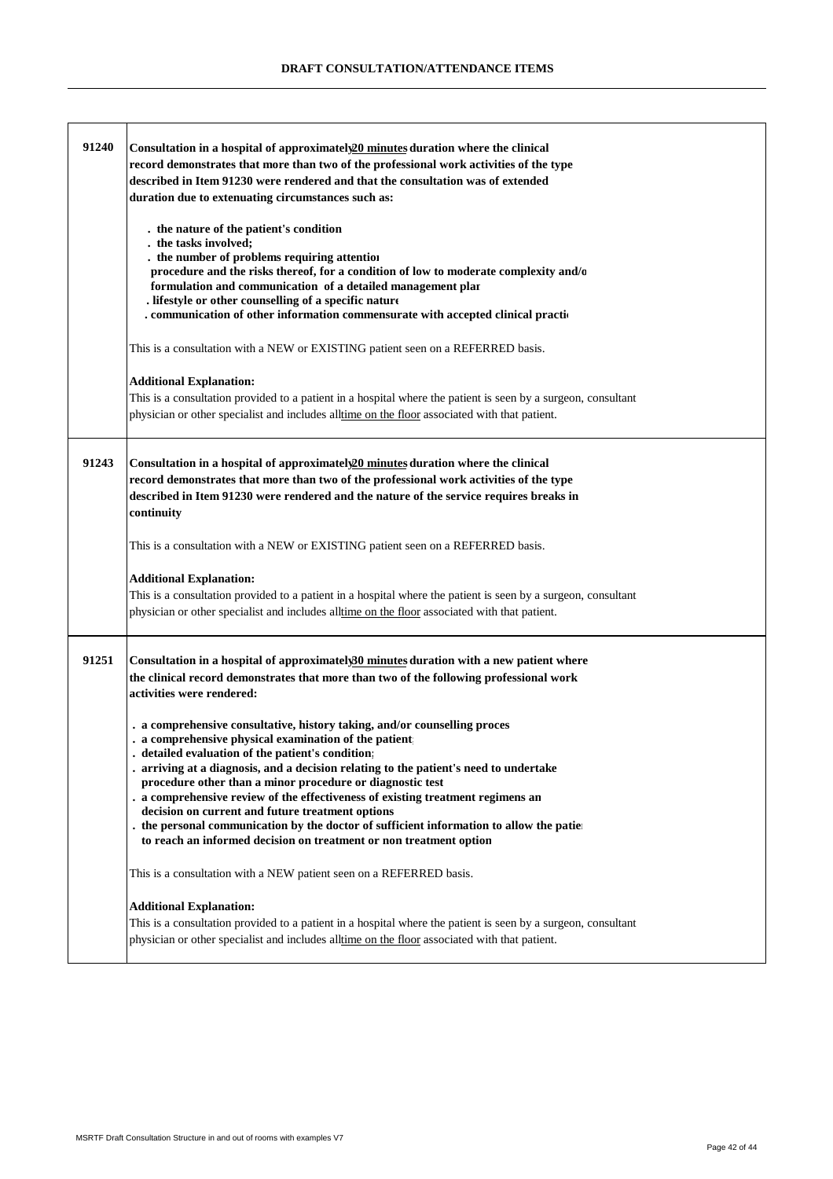## DRAFT CONSULTATION/ATTENDANCE ITEMS

| | |
|---|---|
| **91240** | **Consultation in a hospital of approximately <u>20 minutes</u> duration where the clinical record demonstrates that more than two of the professional work activities of the type described in Item 91230 were rendered and that the consultation was of extended duration due to extenuating circumstances such as:**<br><br>**. the nature of the patient's condition**<br>**. the tasks involved;**<br>**. the number of problems requiring attentior**<br>**procedure and the risks thereof, for a condition of low to moderate complexity and/o**<br>**formulation and communication of a detailed management plar**<br>**. lifestyle or other counselling of a specific nature**<br>**. communication of other information commensurate with accepted clinical practi**<br><br>This is a consultation with a NEW or EXISTING patient seen on a REFERRED basis.<br><br>**Additional Explanation:**<br>This is a consultation provided to a patient in a hospital where the patient is seen by a surgeon, consultant physician or other specialist and includes all <u>time on the floor</u> associated with that patient. |
| **91243** | **Consultation in a hospital of approximately <u>20 minutes</u> duration where the clinical record demonstrates that more than two of the professional work activities of the type described in Item 91230 were rendered and the nature of the service requires breaks in continuity**<br><br>This is a consultation with a NEW or EXISTING patient seen on a REFERRED basis.<br><br>**Additional Explanation:**<br>This is a consultation provided to a patient in a hospital where the patient is seen by a surgeon, consultant physician or other specialist and includes all <u>time on the floor</u> associated with that patient. |
| **91251** | **Consultation in a hospital of approximately <u>30 minutes</u> duration with a new patient where the clinical record demonstrates that more than two of the following professional work activities were rendered:**<br><br>**. a comprehensive consultative, history taking, and/or counselling proces**<br>**. a comprehensive physical examination of the patient;**<br>**. detailed evaluation of the patient's condition;**<br>**. arriving at a diagnosis, and a decision relating to the patient's need to undertake procedure other than a minor procedure or diagnostic test**<br>**. a comprehensive review of the effectiveness of existing treatment regimens an decision on current and future treatment options**<br>**. the personal communication by the doctor of sufficient information to allow the patie to reach an informed decision on treatment or non treatment option**<br><br>This is a consultation with a NEW patient seen on a REFERRED basis.<br><br>**Additional Explanation:**<br>This is a consultation provided to a patient in a hospital where the patient is seen by a surgeon, consultant physician or other specialist and includes all <u>time on the floor</u> associated with that patient. |

MSRTF Draft Consultation Structure in and out of rooms with examples V7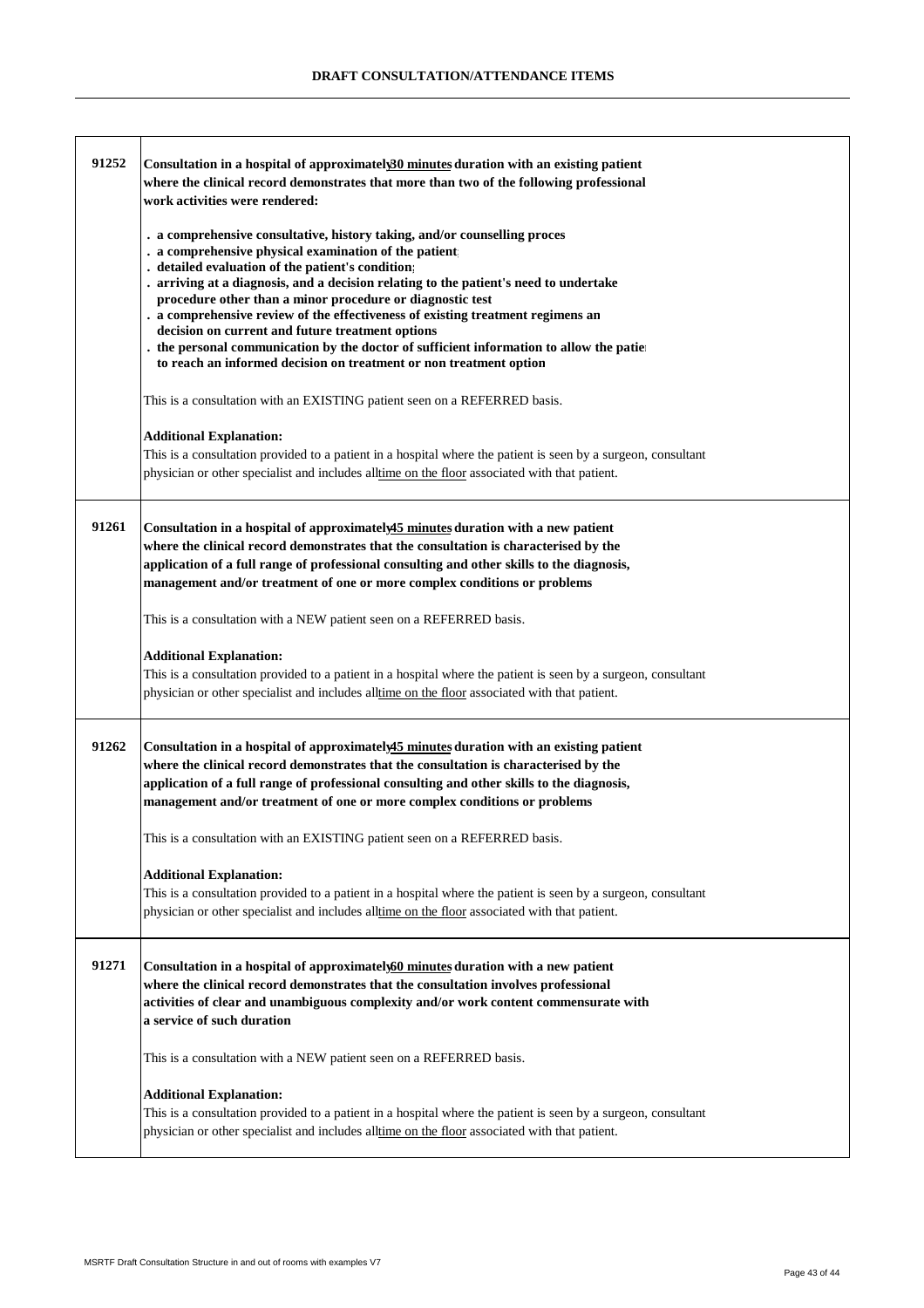## DRAFT CONSULTATION/ATTENDANCE ITEMS

| | |
|---|---|
| **91252** | **Consultation in a hospital of approximately 30 minutes duration with an existing patient where the clinical record demonstrates that more than two of the following professional work activities were rendered:**<br><br>**. a comprehensive consultative, history taking, and/or counselling proces**<br>**. a comprehensive physical examination of the patient;**<br>**. detailed evaluation of the patient's condition;**<br>**. arriving at a diagnosis, and a decision relating to the patient's need to undertake procedure other than a minor procedure or diagnostic test**<br>**. a comprehensive review of the effectiveness of existing treatment regimens an decision on current and future treatment options**<br>**. the personal communication by the doctor of sufficient information to allow the patie to reach an informed decision on treatment or non treatment option**<br><br>This is a consultation with an EXISTING patient seen on a REFERRED basis.<br><br>**Additional Explanation:**<br>This is a consultation provided to a patient in a hospital where the patient is seen by a surgeon, consultant physician or other specialist and includes all time on the floor associated with that patient. |
| **91261** | **Consultation in a hospital of approximately 45 minutes duration with a new patient where the clinical record demonstrates that the consultation is characterised by the application of a full range of professional consulting and other skills to the diagnosis, management and/or treatment of one or more complex conditions or problems**<br><br>This is a consultation with a NEW patient seen on a REFERRED basis.<br><br>**Additional Explanation:**<br>This is a consultation provided to a patient in a hospital where the patient is seen by a surgeon, consultant physician or other specialist and includes all time on the floor associated with that patient. |
| **91262** | **Consultation in a hospital of approximately 45 minutes duration with an existing patient where the clinical record demonstrates that the consultation is characterised by the application of a full range of professional consulting and other skills to the diagnosis, management and/or treatment of one or more complex conditions or problems**<br><br>This is a consultation with an EXISTING patient seen on a REFERRED basis.<br><br>**Additional Explanation:**<br>This is a consultation provided to a patient in a hospital where the patient is seen by a surgeon, consultant physician or other specialist and includes all time on the floor associated with that patient. |
| **91271** | **Consultation in a hospital of approximately 60 minutes duration with a new patient where the clinical record demonstrates that the consultation involves professional activities of clear and unambiguous complexity and/or work content commensurate with a service of such duration**<br><br>This is a consultation with a NEW patient seen on a REFERRED basis.<br><br>**Additional Explanation:**<br>This is a consultation provided to a patient in a hospital where the patient is seen by a surgeon, consultant physician or other specialist and includes all time on the floor associated with that patient. |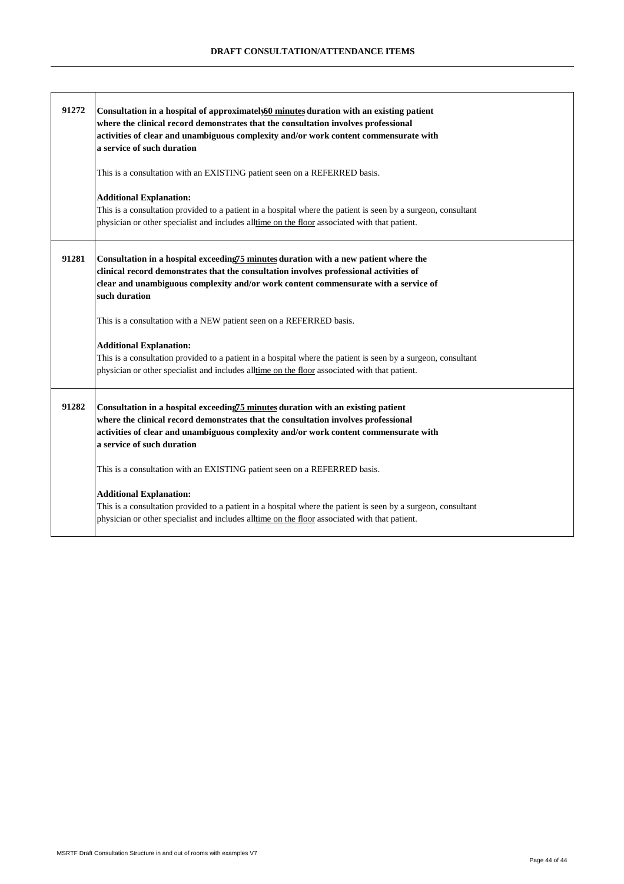| | |
|---|---|
| 91272 | **Consultation in a hospital of approximately <u>60 minutes</u> duration with an existing patient where the clinical record demonstrates that the consultation involves professional activities of clear and unambiguous complexity and/or work content commensurate with a service of such duration**<br><br>This is a consultation with an EXISTING patient seen on a REFERRED basis.<br><br>**Additional Explanation:**<br>This is a consultation provided to a patient in a hospital where the patient is seen by a surgeon, consultant physician or other specialist and includes all <u>time on the floor</u> associated with that patient. |
| 91281 | **Consultation in a hospital exceeding <u>75 minutes</u> duration with a new patient where the clinical record demonstrates that the consultation involves professional activities of clear and unambiguous complexity and/or work content commensurate with a service of such duration**<br><br>This is a consultation with a NEW patient seen on a REFERRED basis.<br><br>**Additional Explanation:**<br>This is a consultation provided to a patient in a hospital where the patient is seen by a surgeon, consultant physician or other specialist and includes all <u>time on the floor</u> associated with that patient. |
| 91282 | **Consultation in a hospital exceeding <u>75 minutes</u> duration with an existing patient where the clinical record demonstrates that the consultation involves professional activities of clear and unambiguous complexity and/or work content commensurate with a service of such duration**<br><br>This is a consultation with an EXISTING patient seen on a REFERRED basis.<br><br>**Additional Explanation:**<br>This is a consultation provided to a patient in a hospital where the patient is seen by a surgeon, consultant physician or other specialist and includes all <u>time on the floor</u> associated with that patient. |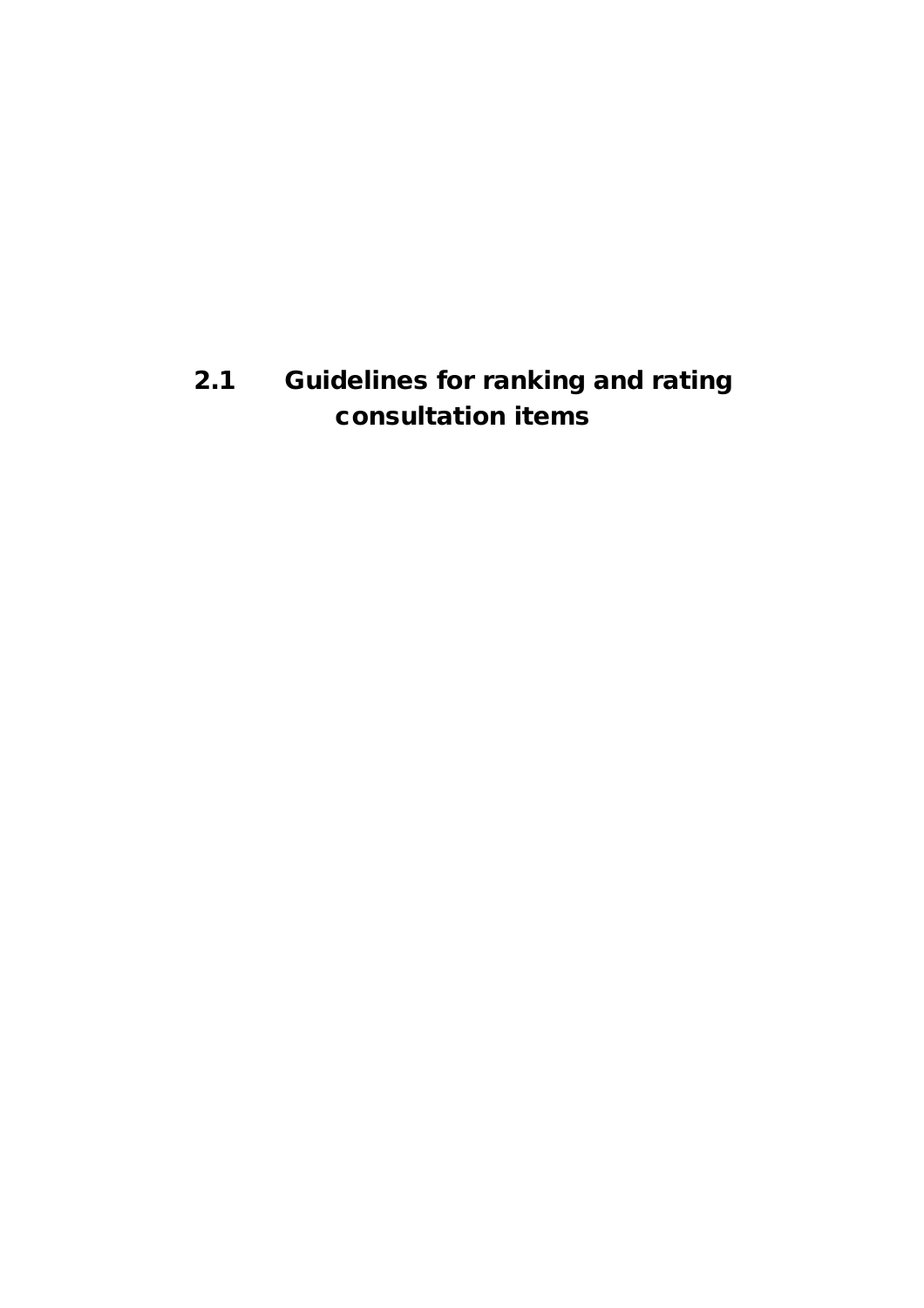## 2.1 Guidelines for ranking and rating consultation items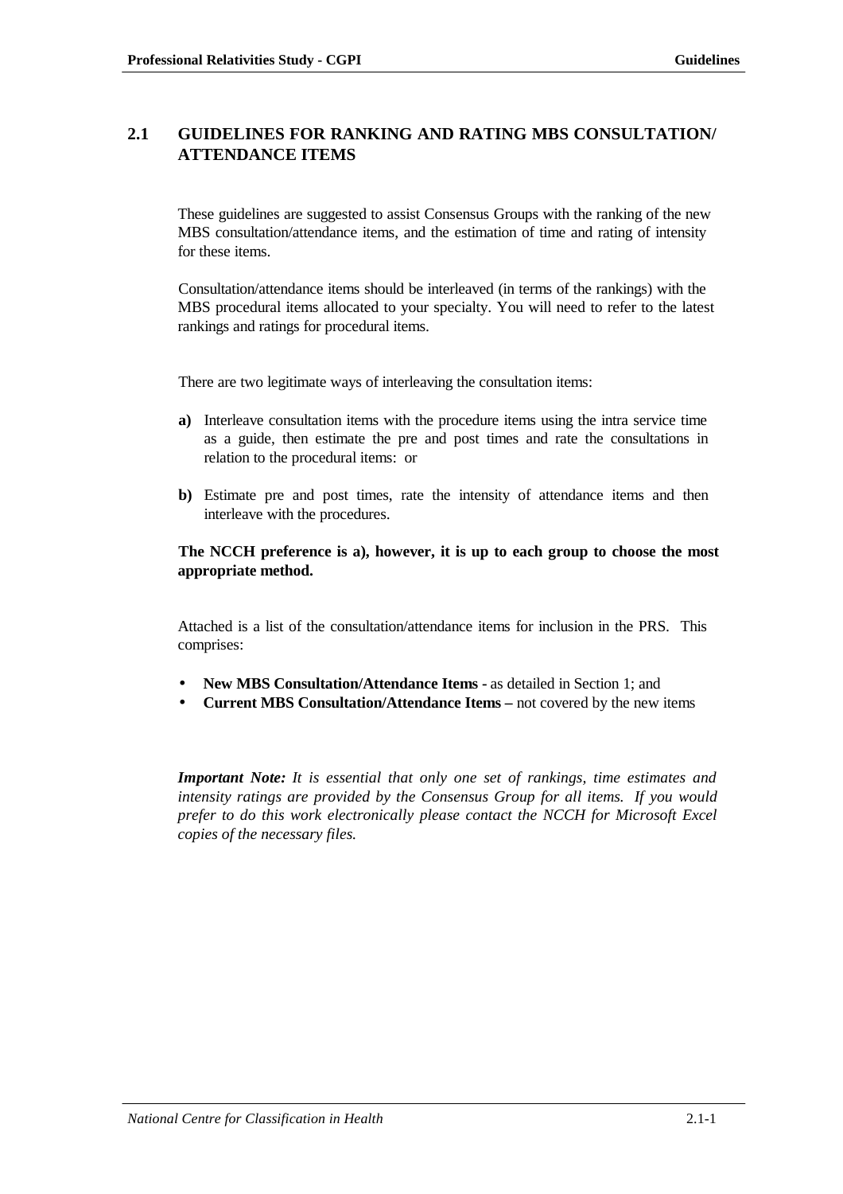## 2.1 GUIDELINES FOR RANKING AND RATING MBS CONSULTATION/ ATTENDANCE ITEMS

These guidelines are suggested to assist Consensus Groups with the ranking of the new MBS consultation/attendance items, and the estimation of time and rating of intensity for these items.

Consultation/attendance items should be interleaved (in terms of the rankings) with the MBS procedural items allocated to your specialty. You will need to refer to the latest rankings and ratings for procedural items.

There are two legitimate ways of interleaving the consultation items:

**a)** Interleave consultation items with the procedure items using the intra service time as a guide, then estimate the pre and post times and rate the consultations in relation to the procedural items: or

**b)** Estimate pre and post times, rate the intensity of attendance items and then interleave with the procedures.

**The NCCH preference is a), however, it is up to each group to choose the most appropriate method.**

Attached is a list of the consultation/attendance items for inclusion in the PRS. This comprises:

- **New MBS Consultation/Attendance Items -** as detailed in Section 1; and
- **Current MBS Consultation/Attendance Items –** not covered by the new items

***Important Note:*** *It is essential that only one set of rankings, time estimates and intensity ratings are provided by the Consensus Group for all items. If you would prefer to do this work electronically please contact the NCCH for Microsoft Excel copies of the necessary files.*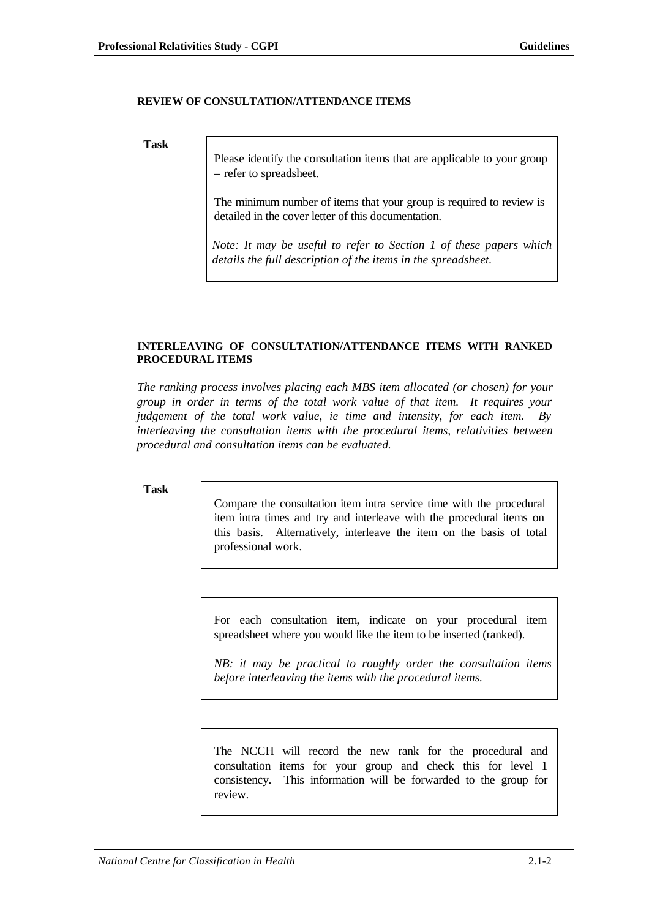## REVIEW OF CONSULTATION/ATTENDANCE ITEMS

**Task**

Please identify the consultation items that are applicable to your group – refer to spreadsheet.

The minimum number of items that your group is required to review is detailed in the cover letter of this documentation.

*Note: It may be useful to refer to Section 1 of these papers which details the full description of the items in the spreadsheet.*

## INTERLEAVING OF CONSULTATION/ATTENDANCE ITEMS WITH RANKED PROCEDURAL ITEMS

*The ranking process involves placing each MBS item allocated (or chosen) for your group in order in terms of the total work value of that item. It requires your judgement of the total work value, ie time and intensity, for each item. By interleaving the consultation items with the procedural items, relativities between procedural and consultation items can be evaluated.*

**Task**

Compare the consultation item intra service time with the procedural item intra times and try and interleave with the procedural items on this basis. Alternatively, interleave the item on the basis of total professional work.

For each consultation item, indicate on your procedural item spreadsheet where you would like the item to be inserted (ranked).

*NB: it may be practical to roughly order the consultation items before interleaving the items with the procedural items.*

The NCCH will record the new rank for the procedural and consultation items for your group and check this for level 1 consistency. This information will be forwarded to the group for review.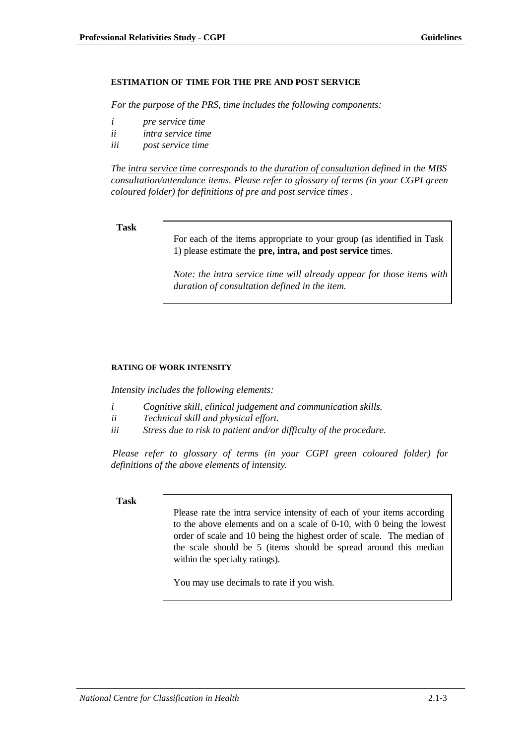## ESTIMATION OF TIME FOR THE PRE AND POST SERVICE

*For the purpose of the PRS, time includes the following components:*

*i* *pre service time*
*ii* *intra service time*
*iii* *post service time*

*The intra service time corresponds to the duration of consultation defined in the MBS consultation/attendance items. Please refer to glossary of terms (in your CGPI green coloured folder) for definitions of pre and post service times .*

**Task**

> For each of the items appropriate to your group (as identified in Task 1) please estimate the **pre, intra, and post service** times.
>
> *Note: the intra service time will already appear for those items with duration of consultation defined in the item.*

## RATING OF WORK INTENSITY

*Intensity includes the following elements:*

*i* *Cognitive skill, clinical judgement and communication skills.*
*ii* *Technical skill and physical effort.*
*iii* *Stress due to risk to patient and/or difficulty of the procedure.*

*Please refer to glossary of terms (in your CGPI green coloured folder) for definitions of the above elements of intensity.*

**Task**

> Please rate the intra service intensity of each of your items according to the above elements and on a scale of 0-10, with 0 being the lowest order of scale and 10 being the highest order of scale. The median of the scale should be 5 (items should be spread around this median within the specialty ratings).
>
> You may use decimals to rate if you wish.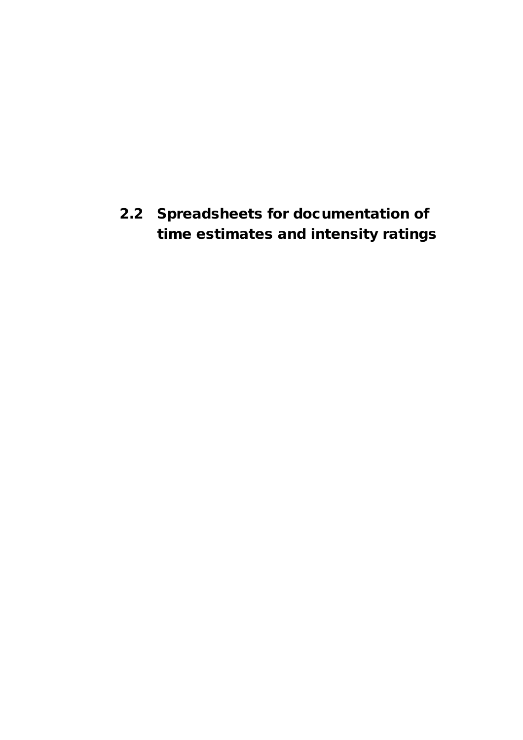## 2.2 Spreadsheets for documentation of time estimates and intensity ratings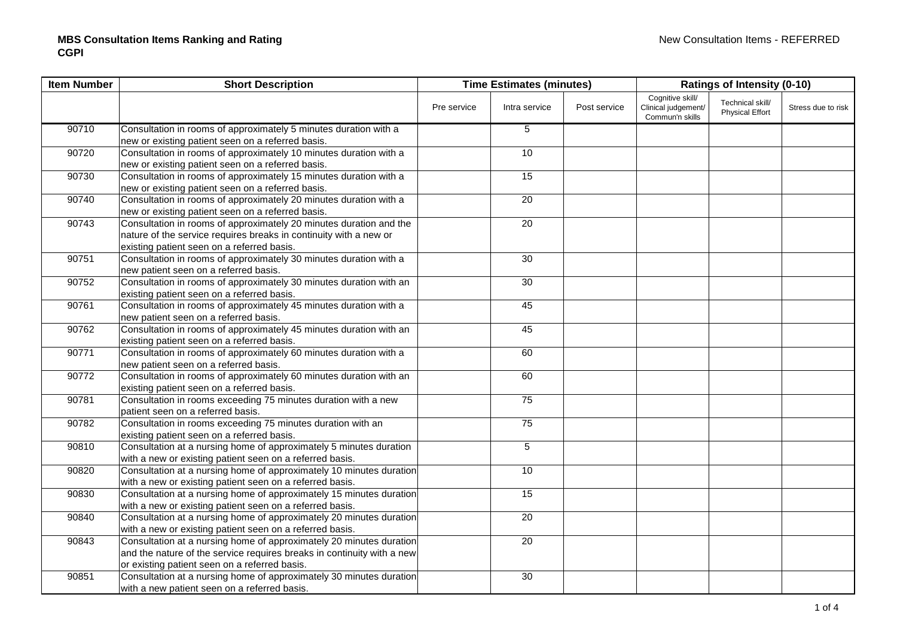**MBS Consultation Items Ranking and Rating**
**CGPI**

New Consultation Items - REFERRED

| Item Number | Short Description | Time Estimates (minutes) | | | Ratings of Intensity (0-10) | | |
|---|---|---|---|---|---|---|---|
| | | Pre service | Intra service | Post service | Cognitive skill/ Clinical judgement/ Commun'n skills | Technical skill/ Physical Effort | Stress due to risk |
| 90710 | Consultation in rooms of approximately 5 minutes duration with a new or existing patient seen on a referred basis. | | 5 | | | | |
| 90720 | Consultation in rooms of approximately 10 minutes duration with a new or existing patient seen on a referred basis. | | 10 | | | | |
| 90730 | Consultation in rooms of approximately 15 minutes duration with a new or existing patient seen on a referred basis. | | 15 | | | | |
| 90740 | Consultation in rooms of approximately 20 minutes duration with a new or existing patient seen on a referred basis. | | 20 | | | | |
| 90743 | Consultation in rooms of approximately 20 minutes duration and the nature of the service requires breaks in continuity with a new or existing patient seen on a referred basis. | | 20 | | | | |
| 90751 | Consultation in rooms of approximately 30 minutes duration with a new patient seen on a referred basis. | | 30 | | | | |
| 90752 | Consultation in rooms of approximately 30 minutes duration with an existing patient seen on a referred basis. | | 30 | | | | |
| 90761 | Consultation in rooms of approximately 45 minutes duration with a new patient seen on a referred basis. | | 45 | | | | |
| 90762 | Consultation in rooms of approximately 45 minutes duration with an existing patient seen on a referred basis. | | 45 | | | | |
| 90771 | Consultation in rooms of approximately 60 minutes duration with a new patient seen on a referred basis. | | 60 | | | | |
| 90772 | Consultation in rooms of approximately 60 minutes duration with an existing patient seen on a referred basis. | | 60 | | | | |
| 90781 | Consultation in rooms exceeding 75 minutes duration with a new patient seen on a referred basis. | | 75 | | | | |
| 90782 | Consultation in rooms exceeding 75 minutes duration with an existing patient seen on a referred basis. | | 75 | | | | |
| 90810 | Consultation at a nursing home of approximately 5 minutes duration with a new or existing patient seen on a referred basis. | | 5 | | | | |
| 90820 | Consultation at a nursing home of approximately 10 minutes duration with a new or existing patient seen on a referred basis. | | 10 | | | | |
| 90830 | Consultation at a nursing home of approximately 15 minutes duration with a new or existing patient seen on a referred basis. | | 15 | | | | |
| 90840 | Consultation at a nursing home of approximately 20 minutes duration with a new or existing patient seen on a referred basis. | | 20 | | | | |
| 90843 | Consultation at a nursing home of approximately 20 minutes duration and the nature of the service requires breaks in continuity with a new or existing patient seen on a referred basis. | | 20 | | | | |
| 90851 | Consultation at a nursing home of approximately 30 minutes duration with a new patient seen on a referred basis. | | 30 | | | | |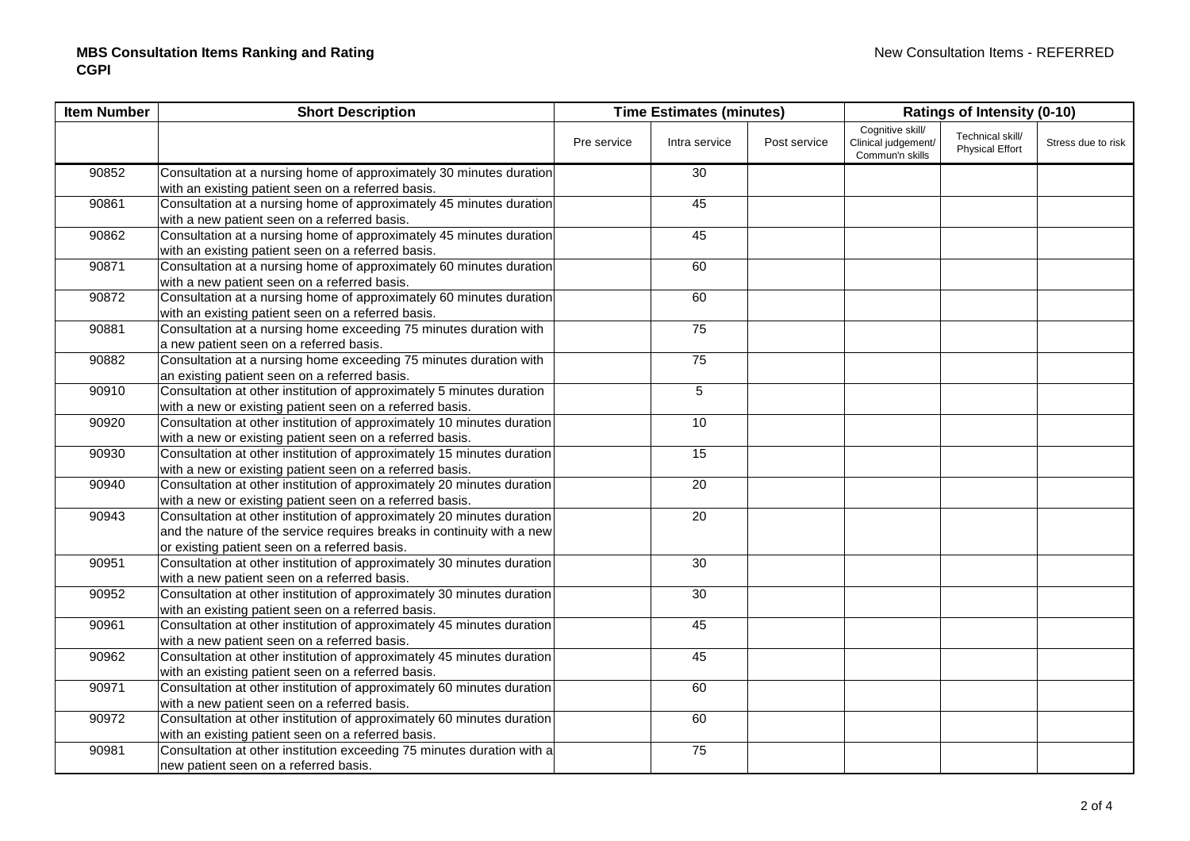**MBS Consultation Items Ranking and Rating**
**CGPI**

New Consultation Items - REFERRED

| Item Number | Short Description | Time Estimates (minutes) | | | Ratings of Intensity (0-10) | | |
|---|---|---|---|---|---|---|---|
| | | Pre service | Intra service | Post service | Cognitive skill/ Clinical judgement/ Commun'n skills | Technical skill/ Physical Effort | Stress due to risk |
| 90852 | Consultation at a nursing home of approximately 30 minutes duration with an existing patient seen on a referred basis. | | 30 | | | | |
| 90861 | Consultation at a nursing home of approximately 45 minutes duration with a new patient seen on a referred basis. | | 45 | | | | |
| 90862 | Consultation at a nursing home of approximately 45 minutes duration with an existing patient seen on a referred basis. | | 45 | | | | |
| 90871 | Consultation at a nursing home of approximately 60 minutes duration with a new patient seen on a referred basis. | | 60 | | | | |
| 90872 | Consultation at a nursing home of approximately 60 minutes duration with an existing patient seen on a referred basis. | | 60 | | | | |
| 90881 | Consultation at a nursing home exceeding 75 minutes duration with a new patient seen on a referred basis. | | 75 | | | | |
| 90882 | Consultation at a nursing home exceeding 75 minutes duration with an existing patient seen on a referred basis. | | 75 | | | | |
| 90910 | Consultation at other institution of approximately 5 minutes duration with a new or existing patient seen on a referred basis. | | 5 | | | | |
| 90920 | Consultation at other institution of approximately 10 minutes duration with a new or existing patient seen on a referred basis. | | 10 | | | | |
| 90930 | Consultation at other institution of approximately 15 minutes duration with a new or existing patient seen on a referred basis. | | 15 | | | | |
| 90940 | Consultation at other institution of approximately 20 minutes duration with a new or existing patient seen on a referred basis. | | 20 | | | | |
| 90943 | Consultation at other institution of approximately 20 minutes duration and the nature of the service requires breaks in continuity with a new or existing patient seen on a referred basis. | | 20 | | | | |
| 90951 | Consultation at other institution of approximately 30 minutes duration with a new patient seen on a referred basis. | | 30 | | | | |
| 90952 | Consultation at other institution of approximately 30 minutes duration with an existing patient seen on a referred basis. | | 30 | | | | |
| 90961 | Consultation at other institution of approximately 45 minutes duration with a new patient seen on a referred basis. | | 45 | | | | |
| 90962 | Consultation at other institution of approximately 45 minutes duration with an existing patient seen on a referred basis. | | 45 | | | | |
| 90971 | Consultation at other institution of approximately 60 minutes duration with a new patient seen on a referred basis. | | 60 | | | | |
| 90972 | Consultation at other institution of approximately 60 minutes duration with an existing patient seen on a referred basis. | | 60 | | | | |
| 90981 | Consultation at other institution exceeding 75 minutes duration with a new patient seen on a referred basis. | | 75 | | | | |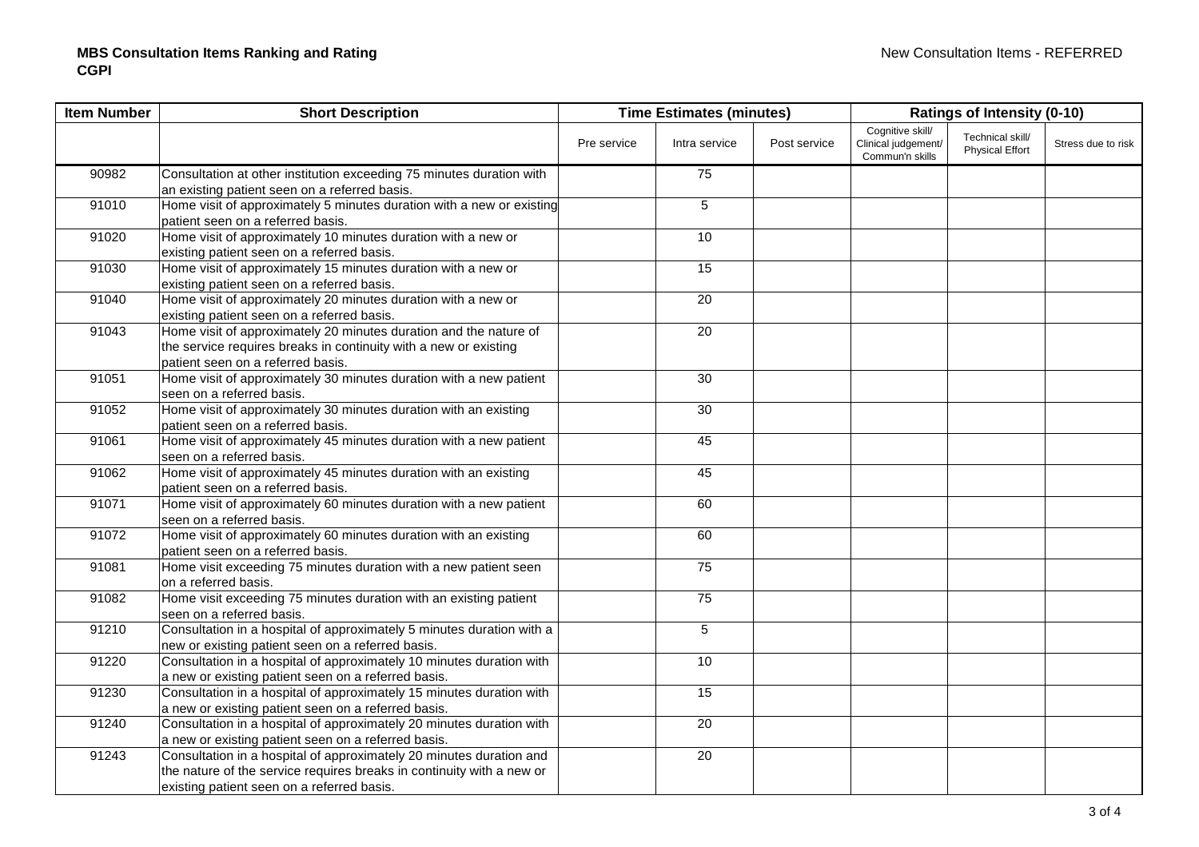**MBS Consultation Items Ranking and Rating**
**CGPI**

New Consultation Items - REFERRED

| Item Number | Short Description | Time Estimates (minutes) | | | Ratings of Intensity (0-10) | | |
|---|---|---|---|---|---|---|---|
| | | Pre service | Intra service | Post service | Cognitive skill/ Clinical judgement/ Commun'n skills | Technical skill/ Physical Effort | Stress due to risk |
| 90982 | Consultation at other institution exceeding 75 minutes duration with an existing patient seen on a referred basis. | | 75 | | | | |
| 91010 | Home visit of approximately 5 minutes duration with a new or existing patient seen on a referred basis. | | 5 | | | | |
| 91020 | Home visit of approximately 10 minutes duration with a new or existing patient seen on a referred basis. | | 10 | | | | |
| 91030 | Home visit of approximately 15 minutes duration with a new or existing patient seen on a referred basis. | | 15 | | | | |
| 91040 | Home visit of approximately 20 minutes duration with a new or existing patient seen on a referred basis. | | 20 | | | | |
| 91043 | Home visit of approximately 20 minutes duration and the nature of the service requires breaks in continuity with a new or existing patient seen on a referred basis. | | 20 | | | | |
| 91051 | Home visit of approximately 30 minutes duration with a new patient seen on a referred basis. | | 30 | | | | |
| 91052 | Home visit of approximately 30 minutes duration with an existing patient seen on a referred basis. | | 30 | | | | |
| 91061 | Home visit of approximately 45 minutes duration with a new patient seen on a referred basis. | | 45 | | | | |
| 91062 | Home visit of approximately 45 minutes duration with an existing patient seen on a referred basis. | | 45 | | | | |
| 91071 | Home visit of approximately 60 minutes duration with a new patient seen on a referred basis. | | 60 | | | | |
| 91072 | Home visit of approximately 60 minutes duration with an existing patient seen on a referred basis. | | 60 | | | | |
| 91081 | Home visit exceeding 75 minutes duration with a new patient seen on a referred basis. | | 75 | | | | |
| 91082 | Home visit exceeding 75 minutes duration with an existing patient seen on a referred basis. | | 75 | | | | |
| 91210 | Consultation in a hospital of approximately 5 minutes duration with a new or existing patient seen on a referred basis. | | 5 | | | | |
| 91220 | Consultation in a hospital of approximately 10 minutes duration with a new or existing patient seen on a referred basis. | | 10 | | | | |
| 91230 | Consultation in a hospital of approximately 15 minutes duration with a new or existing patient seen on a referred basis. | | 15 | | | | |
| 91240 | Consultation in a hospital of approximately 20 minutes duration with a new or existing patient seen on a referred basis. | | 20 | | | | |
| 91243 | Consultation in a hospital of approximately 20 minutes duration and the nature of the service requires breaks in continuity with a new or existing patient seen on a referred basis. | | 20 | | | | |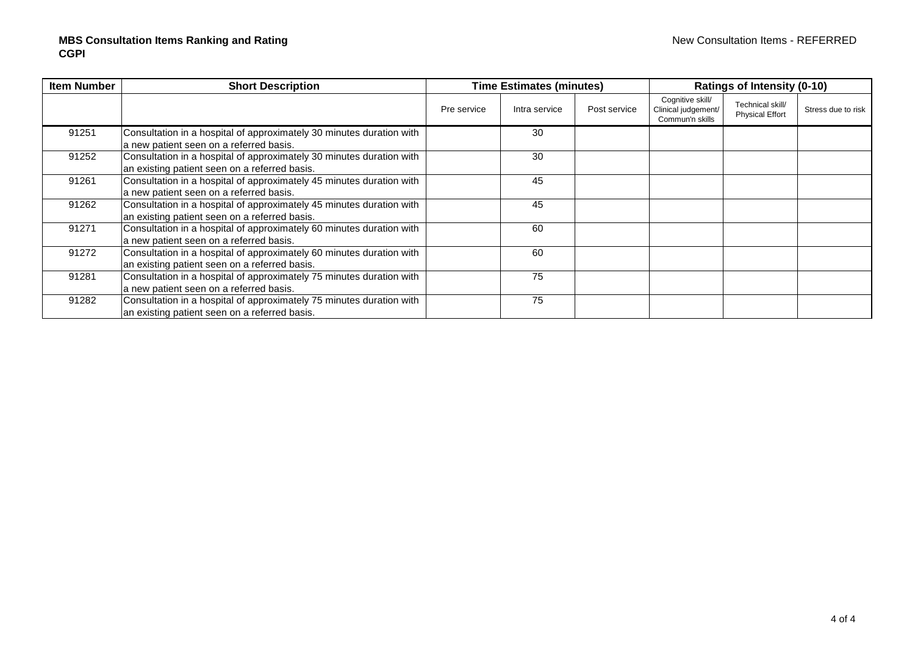**MBS Consultation Items Ranking and Rating**
**CGPI**

New Consultation Items - REFERRED

| Item Number | Short Description | Time Estimates (minutes) | | | Ratings of Intensity (0-10) | | |
|---|---|---|---|---|---|---|---|
| | | Pre service | Intra service | Post service | Cognitive skill/ Clinical judgement/ Commun'n skills | Technical skill/ Physical Effort | Stress due to risk |
| 91251 | Consultation in a hospital of approximately 30 minutes duration with a new patient seen on a referred basis. | | 30 | | | | |
| 91252 | Consultation in a hospital of approximately 30 minutes duration with an existing patient seen on a referred basis. | | 30 | | | | |
| 91261 | Consultation in a hospital of approximately 45 minutes duration with a new patient seen on a referred basis. | | 45 | | | | |
| 91262 | Consultation in a hospital of approximately 45 minutes duration with an existing patient seen on a referred basis. | | 45 | | | | |
| 91271 | Consultation in a hospital of approximately 60 minutes duration with a new patient seen on a referred basis. | | 60 | | | | |
| 91272 | Consultation in a hospital of approximately 60 minutes duration with an existing patient seen on a referred basis. | | 60 | | | | |
| 91281 | Consultation in a hospital of approximately 75 minutes duration with a new patient seen on a referred basis. | | 75 | | | | |
| 91282 | Consultation in a hospital of approximately 75 minutes duration with an existing patient seen on a referred basis. | | 75 | | | | |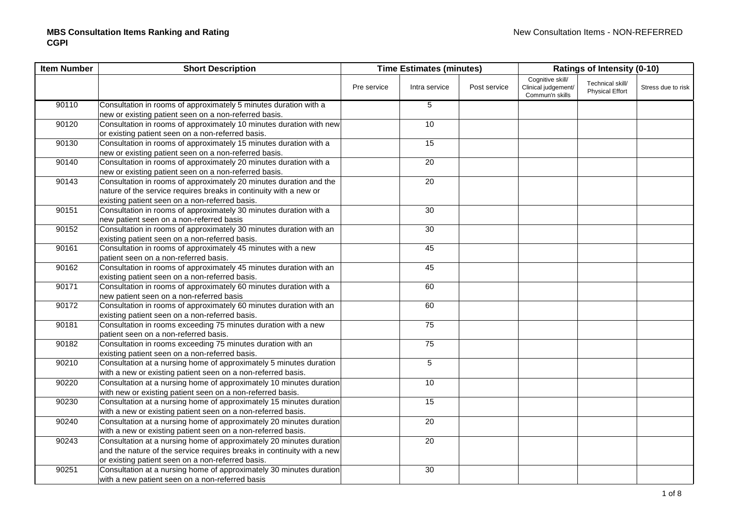**MBS Consultation Items Ranking and Rating**
**CGPI**

New Consultation Items - NON-REFERRED

| Item Number | Short Description | Time Estimates (minutes) | | | Ratings of Intensity (0-10) | | |
|---|---|---|---|---|---|---|---|
| | | Pre service | Intra service | Post service | Cognitive skill/ Clinical judgement/ Commun'n skills | Technical skill/ Physical Effort | Stress due to risk |
| 90110 | Consultation in rooms of approximately 5 minutes duration with a new or existing patient seen on a non-referred basis. | | 5 | | | | |
| 90120 | Consultation in rooms of approximately 10 minutes duration with new or existing patient seen on a non-referred basis. | | 10 | | | | |
| 90130 | Consultation in rooms of approximately 15 minutes duration with a new or existing patient seen on a non-referred basis. | | 15 | | | | |
| 90140 | Consultation in rooms of approximately 20 minutes duration with a new or existing patient seen on a non-referred basis. | | 20 | | | | |
| 90143 | Consultation in rooms of approximately 20 minutes duration and the nature of the service requires breaks in continuity with a new or existing patient seen on a non-referred basis. | | 20 | | | | |
| 90151 | Consultation in rooms of approximately 30 minutes duration with a new patient seen on a non-referred basis | | 30 | | | | |
| 90152 | Consultation in rooms of approximately 30 minutes duration with an existing patient seen on a non-referred basis. | | 30 | | | | |
| 90161 | Consultation in rooms of approximately 45 minutes with a new patient seen on a non-referred basis. | | 45 | | | | |
| 90162 | Consultation in rooms of approximately 45 minutes duration with an existing patient seen on a non-referred basis. | | 45 | | | | |
| 90171 | Consultation in rooms of approximately 60 minutes duration with a new patient seen on a non-referred basis | | 60 | | | | |
| 90172 | Consultation in rooms of approximately 60 minutes duration with an existing patient seen on a non-referred basis. | | 60 | | | | |
| 90181 | Consultation in rooms exceeding 75 minutes duration with a new patient seen on a non-referred basis. | | 75 | | | | |
| 90182 | Consultation in rooms exceeding 75 minutes duration with an existing patient seen on a non-referred basis. | | 75 | | | | |
| 90210 | Consultation at a nursing home of approximately 5 minutes duration with a new or existing patient seen on a non-referred basis. | | 5 | | | | |
| 90220 | Consultation at a nursing home of approximately 10 minutes duration with new or existing patient seen on a non-referred basis. | | 10 | | | | |
| 90230 | Consultation at a nursing home of approximately 15 minutes duration with a new or existing patient seen on a non-referred basis. | | 15 | | | | |
| 90240 | Consultation at a nursing home of approximately 20 minutes duration with a new or existing patient seen on a non-referred basis. | | 20 | | | | |
| 90243 | Consultation at a nursing home of approximately 20 minutes duration and the nature of the service requires breaks in continuity with a new or existing patient seen on a non-referred basis. | | 20 | | | | |
| 90251 | Consultation at a nursing home of approximately 30 minutes duration with a new patient seen on a non-referred basis | | 30 | | | | |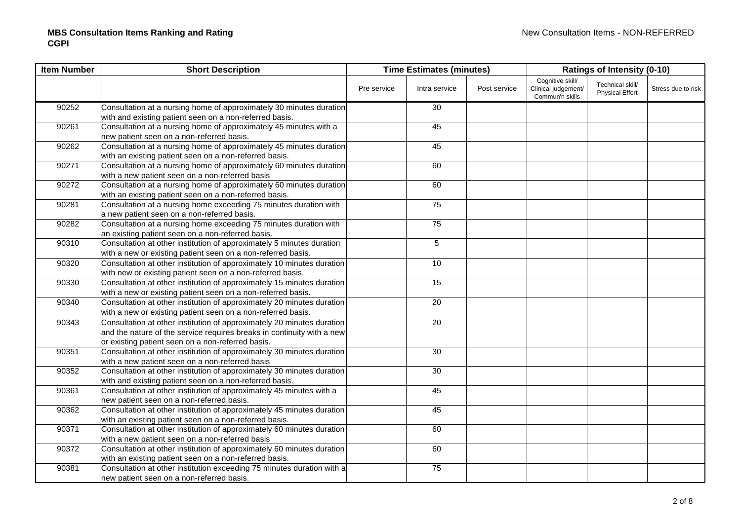**MBS Consultation Items Ranking and Rating**
**CGPI**

New Consultation Items - NON-REFERRED

| Item Number | Short Description | Time Estimates (minutes) | | | Ratings of Intensity (0-10) | | |
|---|---|---|---|---|---|---|---|
| | | Pre service | Intra service | Post service | Cognitive skill/ Clinical judgement/ Commun'n skills | Technical skill/ Physical Effort | Stress due to risk |
| 90252 | Consultation at a nursing home of approximately 30 minutes duration with and existing patient seen on a non-referred basis. | | 30 | | | | |
| 90261 | Consultation at a nursing home of approximately 45 minutes with a new patient seen on a non-referred basis. | | 45 | | | | |
| 90262 | Consultation at a nursing home of approximately 45 minutes duration with an existing patient seen on a non-referred basis. | | 45 | | | | |
| 90271 | Consultation at a nursing home of approximately 60 minutes duration with a new patient seen on a non-referred basis | | 60 | | | | |
| 90272 | Consultation at a nursing home of approximately 60 minutes duration with an existing patient seen on a non-referred basis. | | 60 | | | | |
| 90281 | Consultation at a nursing home exceeding 75 minutes duration with a new patient seen on a non-referred basis. | | 75 | | | | |
| 90282 | Consultation at a nursing home exceeding 75 minutes duration with an existing patient seen on a non-referred basis. | | 75 | | | | |
| 90310 | Consultation at other institution of approximately 5 minutes duration with a new or existing patient seen on a non-referred basis. | | 5 | | | | |
| 90320 | Consultation at other institution of approximately 10 minutes duration with new or existing patient seen on a non-referred basis. | | 10 | | | | |
| 90330 | Consultation at other institution of approximately 15 minutes duration with a new or existing patient seen on a non-referred basis. | | 15 | | | | |
| 90340 | Consultation at other institution of approximately 20 minutes duration with a new or existing patient seen on a non-referred basis. | | 20 | | | | |
| 90343 | Consultation at other institution of approximately 20 minutes duration and the nature of the service requires breaks in continuity with a new or existing patient seen on a non-referred basis. | | 20 | | | | |
| 90351 | Consultation at other institution of approximately 30 minutes duration with a new patient seen on a non-referred basis | | 30 | | | | |
| 90352 | Consultation at other institution of approximately 30 minutes duration with and existing patient seen on a non-referred basis. | | 30 | | | | |
| 90361 | Consultation at other institution of approximately 45 minutes with a new patient seen on a non-referred basis. | | 45 | | | | |
| 90362 | Consultation at other institution of approximately 45 minutes duration with an existing patient seen on a non-referred basis. | | 45 | | | | |
| 90371 | Consultation at other institution of approximately 60 minutes duration with a new patient seen on a non-referred basis | | 60 | | | | |
| 90372 | Consultation at other institution of approximately 60 minutes duration with an existing patient seen on a non-referred basis. | | 60 | | | | |
| 90381 | Consultation at other institution exceeding 75 minutes duration with a new patient seen on a non-referred basis. | | 75 | | | | |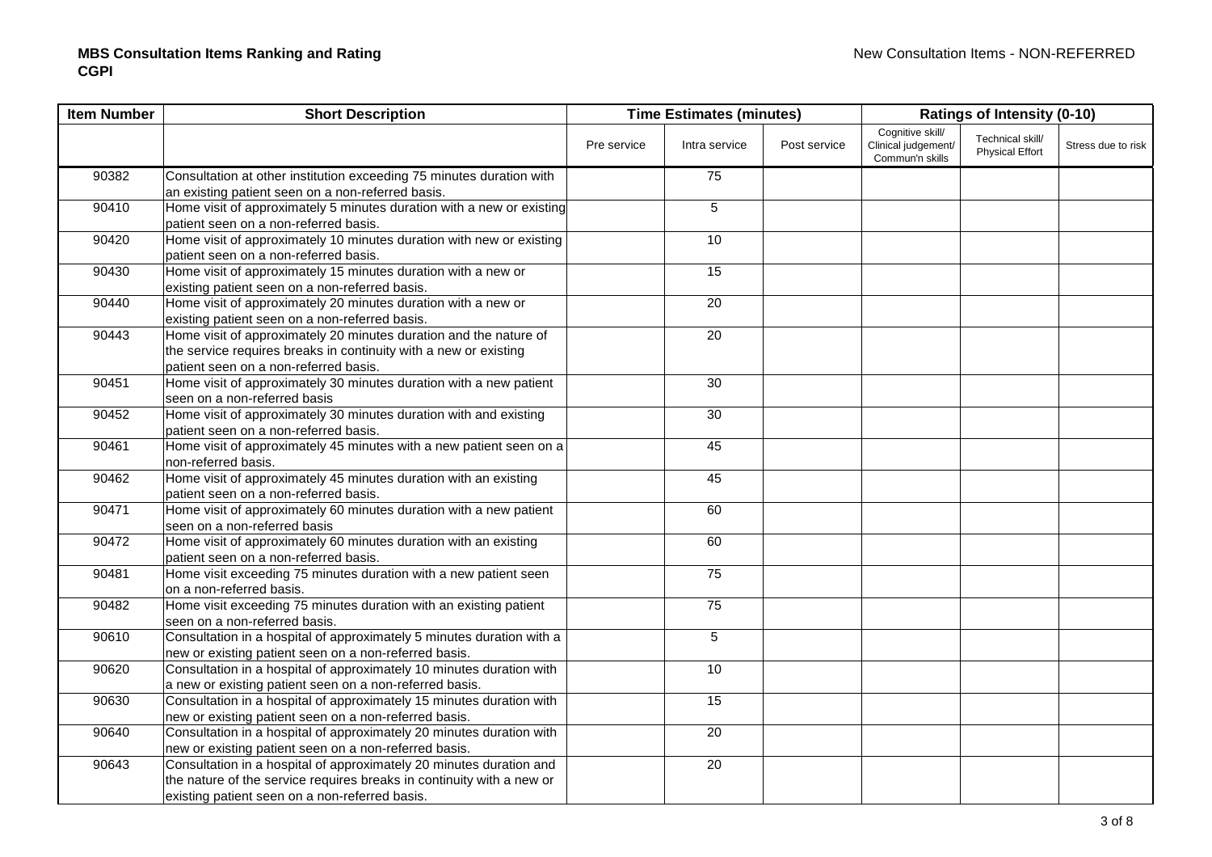**MBS Consultation Items Ranking and Rating**
**CGPI**

New Consultation Items - NON-REFERRED

| Item Number | Short Description | Time Estimates (minutes) | | | Ratings of Intensity (0-10) | | |
|---|---|---|---|---|---|---|---|
| | | Pre service | Intra service | Post service | Cognitive skill/ Clinical judgement/ Commun'n skills | Technical skill/ Physical Effort | Stress due to risk |
| 90382 | Consultation at other institution exceeding 75 minutes duration with an existing patient seen on a non-referred basis. | | 75 | | | | |
| 90410 | Home visit of approximately 5 minutes duration with a new or existing patient seen on a non-referred basis. | | 5 | | | | |
| 90420 | Home visit of approximately 10 minutes duration with new or existing patient seen on a non-referred basis. | | 10 | | | | |
| 90430 | Home visit of approximately 15 minutes duration with a new or existing patient seen on a non-referred basis. | | 15 | | | | |
| 90440 | Home visit of approximately 20 minutes duration with a new or existing patient seen on a non-referred basis. | | 20 | | | | |
| 90443 | Home visit of approximately 20 minutes duration and the nature of the service requires breaks in continuity with a new or existing patient seen on a non-referred basis. | | 20 | | | | |
| 90451 | Home visit of approximately 30 minutes duration with a new patient seen on a non-referred basis | | 30 | | | | |
| 90452 | Home visit of approximately 30 minutes duration with and existing patient seen on a non-referred basis. | | 30 | | | | |
| 90461 | Home visit of approximately 45 minutes with a new patient seen on a non-referred basis. | | 45 | | | | |
| 90462 | Home visit of approximately 45 minutes duration with an existing patient seen on a non-referred basis. | | 45 | | | | |
| 90471 | Home visit of approximately 60 minutes duration with a new patient seen on a non-referred basis | | 60 | | | | |
| 90472 | Home visit of approximately 60 minutes duration with an existing patient seen on a non-referred basis. | | 60 | | | | |
| 90481 | Home visit exceeding 75 minutes duration with a new patient seen on a non-referred basis. | | 75 | | | | |
| 90482 | Home visit exceeding 75 minutes duration with an existing patient seen on a non-referred basis. | | 75 | | | | |
| 90610 | Consultation in a hospital of approximately 5 minutes duration with a new or existing patient seen on a non-referred basis. | | 5 | | | | |
| 90620 | Consultation in a hospital of approximately 10 minutes duration with a new or existing patient seen on a non-referred basis. | | 10 | | | | |
| 90630 | Consultation in a hospital of approximately 15 minutes duration with new or existing patient seen on a non-referred basis. | | 15 | | | | |
| 90640 | Consultation in a hospital of approximately 20 minutes duration with new or existing patient seen on a non-referred basis. | | 20 | | | | |
| 90643 | Consultation in a hospital of approximately 20 minutes duration and the nature of the service requires breaks in continuity with a new or existing patient seen on a non-referred basis. | | 20 | | | | |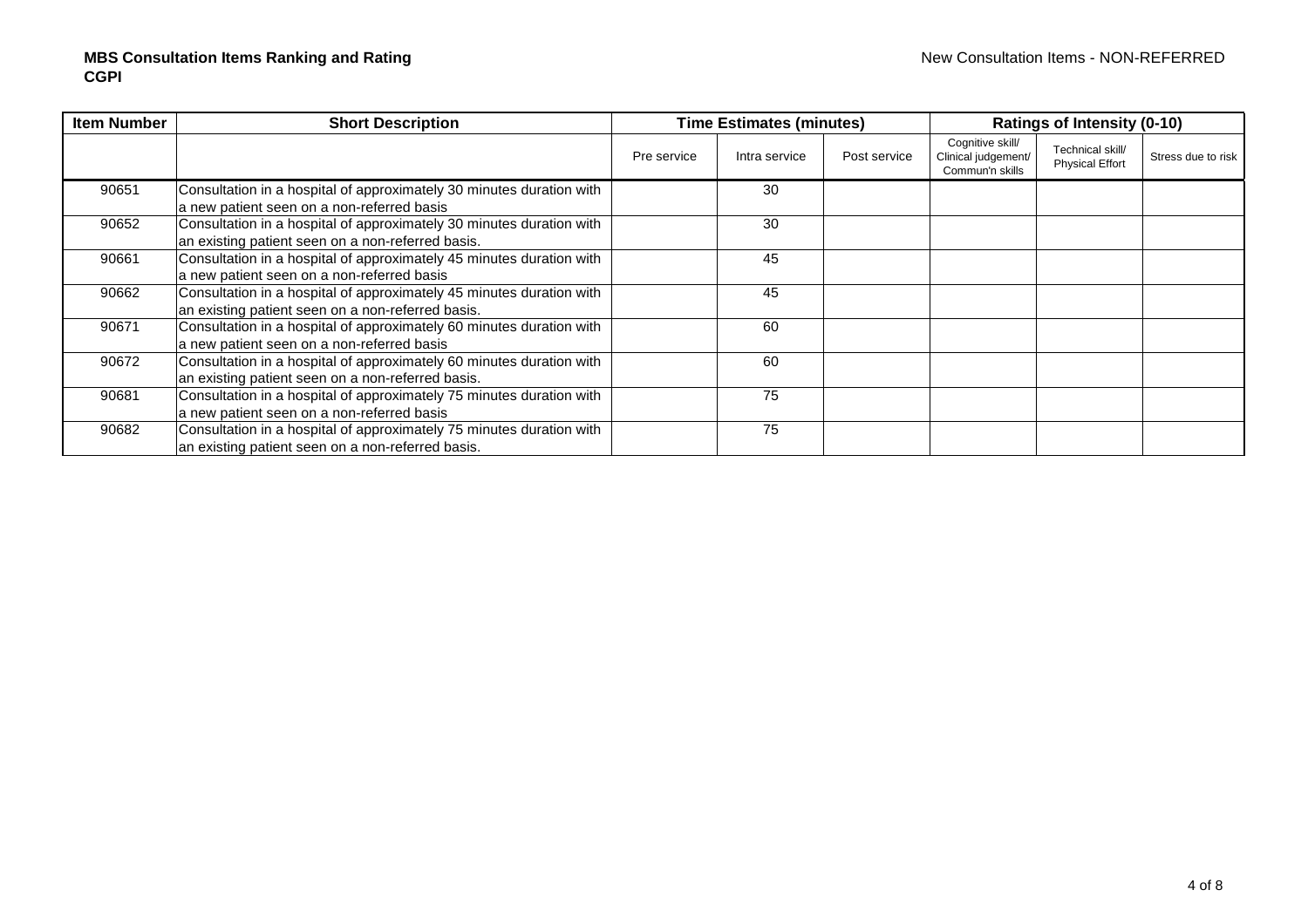**MBS Consultation Items Ranking and Rating**
**CGPI**

New Consultation Items - NON-REFERRED

| Item Number | Short Description | Time Estimates (minutes) | | | Ratings of Intensity (0-10) | | |
|---|---|---|---|---|---|---|---|
| | | Pre service | Intra service | Post service | Cognitive skill/ Clinical judgement/ Commun'n skills | Technical skill/ Physical Effort | Stress due to risk |
| 90651 | Consultation in a hospital of approximately 30 minutes duration with a new patient seen on a non-referred basis | | 30 | | | | |
| 90652 | Consultation in a hospital of approximately 30 minutes duration with an existing patient seen on a non-referred basis. | | 30 | | | | |
| 90661 | Consultation in a hospital of approximately 45 minutes duration with a new patient seen on a non-referred basis | | 45 | | | | |
| 90662 | Consultation in a hospital of approximately 45 minutes duration with an existing patient seen on a non-referred basis. | | 45 | | | | |
| 90671 | Consultation in a hospital of approximately 60 minutes duration with a new patient seen on a non-referred basis | | 60 | | | | |
| 90672 | Consultation in a hospital of approximately 60 minutes duration with an existing patient seen on a non-referred basis. | | 60 | | | | |
| 90681 | Consultation in a hospital of approximately 75 minutes duration with a new patient seen on a non-referred basis | | 75 | | | | |
| 90682 | Consultation in a hospital of approximately 75 minutes duration with an existing patient seen on a non-referred basis. | | 75 | | | | |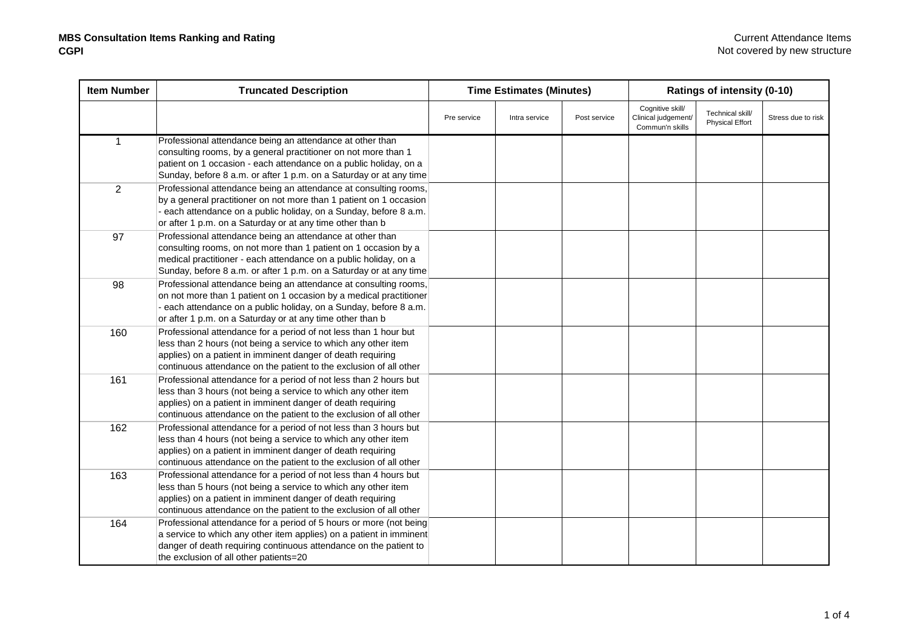**MBS Consultation Items Ranking and Rating**
**CGPI**

Current Attendance Items
Not covered by new structure

| Item Number | Truncated Description | Time Estimates (Minutes) | | | Ratings of intensity (0-10) | | |
|---|---|---|---|---|---|---|---|
| | | Pre service | Intra service | Post service | Cognitive skill/ Clinical judgement/ Commun'n skills | Technical skill/ Physical Effort | Stress due to risk |
| 1 | Professional attendance being an attendance at other than consulting rooms, by a general practitioner on not more than 1 patient on 1 occasion - each attendance on a public holiday, on a Sunday, before 8 a.m. or after 1 p.m. on a Saturday or at any time | | | | | | |
| 2 | Professional attendance being an attendance at consulting rooms, by a general practitioner on not more than 1 patient on 1 occasion - each attendance on a public holiday, on a Sunday, before 8 a.m. or after 1 p.m. on a Saturday or at any time other than b | | | | | | |
| 97 | Professional attendance being an attendance at other than consulting rooms, on not more than 1 patient on 1 occasion by a medical practitioner - each attendance on a public holiday, on a Sunday, before 8 a.m. or after 1 p.m. on a Saturday or at any time | | | | | | |
| 98 | Professional attendance being an attendance at consulting rooms, on not more than 1 patient on 1 occasion by a medical practitioner - each attendance on a public holiday, on a Sunday, before 8 a.m. or after 1 p.m. on a Saturday or at any time other than b | | | | | | |
| 160 | Professional attendance for a period of not less than 1 hour but less than 2 hours (not being a service to which any other item applies) on a patient in imminent danger of death requiring continuous attendance on the patient to the exclusion of all other | | | | | | |
| 161 | Professional attendance for a period of not less than 2 hours but less than 3 hours (not being a service to which any other item applies) on a patient in imminent danger of death requiring continuous attendance on the patient to the exclusion of all other | | | | | | |
| 162 | Professional attendance for a period of not less than 3 hours but less than 4 hours (not being a service to which any other item applies) on a patient in imminent danger of death requiring continuous attendance on the patient to the exclusion of all other | | | | | | |
| 163 | Professional attendance for a period of not less than 4 hours but less than 5 hours (not being a service to which any other item applies) on a patient in imminent danger of death requiring continuous attendance on the patient to the exclusion of all other | | | | | | |
| 164 | Professional attendance for a period of 5 hours or more (not being a service to which any other item applies) on a patient in imminent danger of death requiring continuous attendance on the patient to the exclusion of all other patients=20 | | | | | | |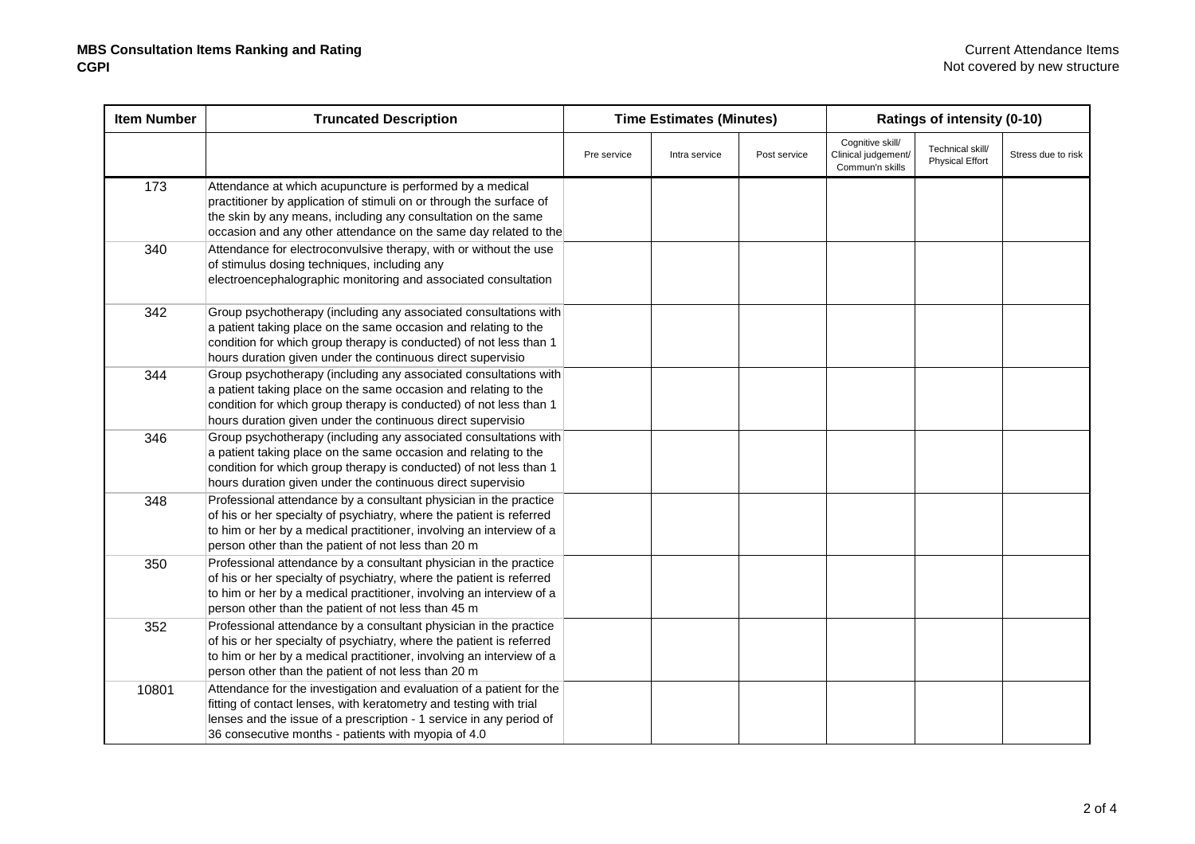**MBS Consultation Items Ranking and Rating**
**CGPI**

Current Attendance Items
Not covered by new structure

| Item Number | Truncated Description | Time Estimates (Minutes) | | | Ratings of intensity (0-10) | | |
|---|---|---|---|---|---|---|---|
| | | Pre service | Intra service | Post service | Cognitive skill/ Clinical judgement/ Commun'n skills | Technical skill/ Physical Effort | Stress due to risk |
| 173 | Attendance at which acupuncture is performed by a medical practitioner by application of stimuli on or through the surface of the skin by any means, including any consultation on the same occasion and any other attendance on the same day related to the | | | | | | |
| 340 | Attendance for electroconvulsive therapy, with or without the use of stimulus dosing techniques, including any electroencephalographic monitoring and associated consultation | | | | | | |
| 342 | Group psychotherapy (including any associated consultations with a patient taking place on the same occasion and relating to the condition for which group therapy is conducted) of not less than 1 hours duration given under the continuous direct supervisio | | | | | | |
| 344 | Group psychotherapy (including any associated consultations with a patient taking place on the same occasion and relating to the condition for which group therapy is conducted) of not less than 1 hours duration given under the continuous direct supervisio | | | | | | |
| 346 | Group psychotherapy (including any associated consultations with a patient taking place on the same occasion and relating to the condition for which group therapy is conducted) of not less than 1 hours duration given under the continuous direct supervisio | | | | | | |
| 348 | Professional attendance by a consultant physician in the practice of his or her specialty of psychiatry, where the patient is referred to him or her by a medical practitioner, involving an interview of a person other than the patient of not less than 20 m | | | | | | |
| 350 | Professional attendance by a consultant physician in the practice of his or her specialty of psychiatry, where the patient is referred to him or her by a medical practitioner, involving an interview of a person other than the patient of not less than 45 m | | | | | | |
| 352 | Professional attendance by a consultant physician in the practice of his or her specialty of psychiatry, where the patient is referred to him or her by a medical practitioner, involving an interview of a person other than the patient of not less than 20 m | | | | | | |
| 10801 | Attendance for the investigation and evaluation of a patient for the fitting of contact lenses, with keratometry and testing with trial lenses and the issue of a prescription - 1 service in any period of 36 consecutive months - patients with myopia of 4.0 | | | | | | |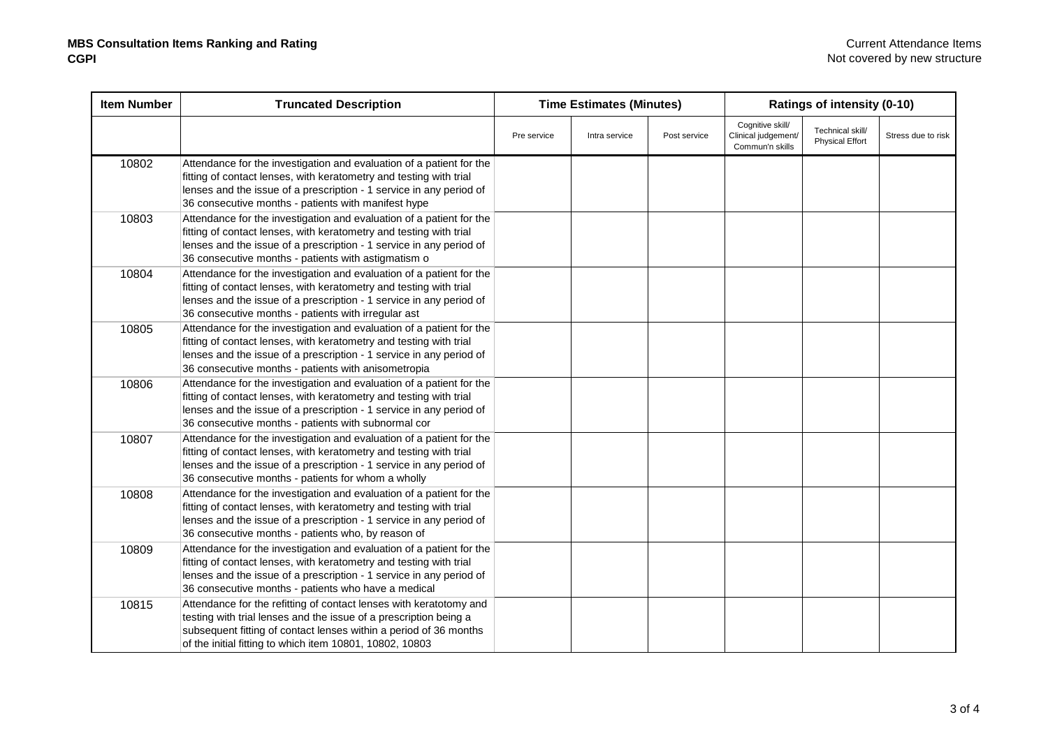**MBS Consultation Items Ranking and Rating**
**CGPI**

Current Attendance Items
Not covered by new structure

| Item Number | Truncated Description | Time Estimates (Minutes) | | | Ratings of intensity (0-10) | | |
|---|---|---|---|---|---|---|---|
| | | Pre service | Intra service | Post service | Cognitive skill/ Clinical judgement/ Commun'n skills | Technical skill/ Physical Effort | Stress due to risk |
| 10802 | Attendance for the investigation and evaluation of a patient for the fitting of contact lenses, with keratometry and testing with trial lenses and the issue of a prescription - 1 service in any period of 36 consecutive months - patients with manifest hype | | | | | | |
| 10803 | Attendance for the investigation and evaluation of a patient for the fitting of contact lenses, with keratometry and testing with trial lenses and the issue of a prescription - 1 service in any period of 36 consecutive months - patients with astigmatism o | | | | | | |
| 10804 | Attendance for the investigation and evaluation of a patient for the fitting of contact lenses, with keratometry and testing with trial lenses and the issue of a prescription - 1 service in any period of 36 consecutive months - patients with irregular ast | | | | | | |
| 10805 | Attendance for the investigation and evaluation of a patient for the fitting of contact lenses, with keratometry and testing with trial lenses and the issue of a prescription - 1 service in any period of 36 consecutive months - patients with anisometropia | | | | | | |
| 10806 | Attendance for the investigation and evaluation of a patient for the fitting of contact lenses, with keratometry and testing with trial lenses and the issue of a prescription - 1 service in any period of 36 consecutive months - patients with subnormal cor | | | | | | |
| 10807 | Attendance for the investigation and evaluation of a patient for the fitting of contact lenses, with keratometry and testing with trial lenses and the issue of a prescription - 1 service in any period of 36 consecutive months - patients for whom a wholly | | | | | | |
| 10808 | Attendance for the investigation and evaluation of a patient for the fitting of contact lenses, with keratometry and testing with trial lenses and the issue of a prescription - 1 service in any period of 36 consecutive months - patients who, by reason of | | | | | | |
| 10809 | Attendance for the investigation and evaluation of a patient for the fitting of contact lenses, with keratometry and testing with trial lenses and the issue of a prescription - 1 service in any period of 36 consecutive months - patients who have a medical | | | | | | |
| 10815 | Attendance for the refitting of contact lenses with keratotomy and testing with trial lenses and the issue of a prescription being a subsequent fitting of contact lenses within a period of 36 months of the initial fitting to which item 10801, 10802, 10803 | | | | | | |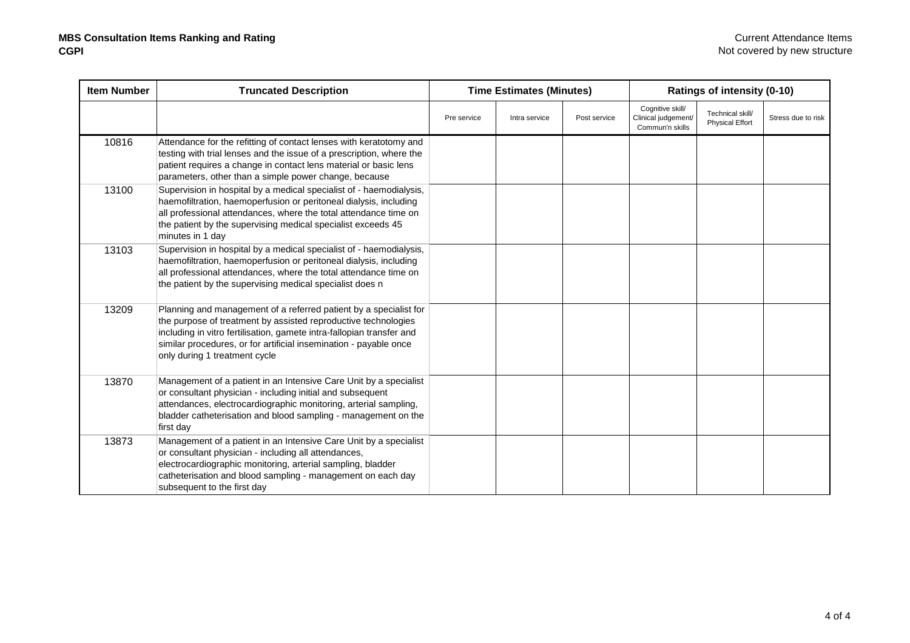**MBS Consultation Items Ranking and Rating**
**CGPI**

Current Attendance Items
Not covered by new structure

| Item Number | Truncated Description | Time Estimates (Minutes) | | | Ratings of intensity (0-10) | | |
|---|---|---|---|---|---|---|---|
| | | Pre service | Intra service | Post service | Cognitive skill/ Clinical judgement/ Commun'n skills | Technical skill/ Physical Effort | Stress due to risk |
| 10816 | Attendance for the refitting of contact lenses with keratotomy and testing with trial lenses and the issue of a prescription, where the patient requires a change in contact lens material or basic lens parameters, other than a simple power change, because | | | | | | |
| 13100 | Supervision in hospital by a medical specialist of - haemodialysis, haemofiltration, haemoperfusion or peritoneal dialysis, including all professional attendances, where the total attendance time on the patient by the supervising medical specialist exceeds 45 minutes in 1 day | | | | | | |
| 13103 | Supervision in hospital by a medical specialist of - haemodialysis, haemofiltration, haemoperfusion or peritoneal dialysis, including all professional attendances, where the total attendance time on the patient by the supervising medical specialist does n | | | | | | |
| 13209 | Planning and management of a referred patient by a specialist for the purpose of treatment by assisted reproductive technologies including in vitro fertilisation, gamete intra-fallopian transfer and similar procedures, or for artificial insemination - payable once only during 1 treatment cycle | | | | | | |
| 13870 | Management of a patient in an Intensive Care Unit by a specialist or consultant physician - including initial and subsequent attendances, electrocardiographic monitoring, arterial sampling, bladder catheterisation and blood sampling - management on the first day | | | | | | |
| 13873 | Management of a patient in an Intensive Care Unit by a specialist or consultant physician - including all attendances, electrocardiographic monitoring, arterial sampling, bladder catheterisation and blood sampling - management on each day subsequent to the first day | | | | | | |